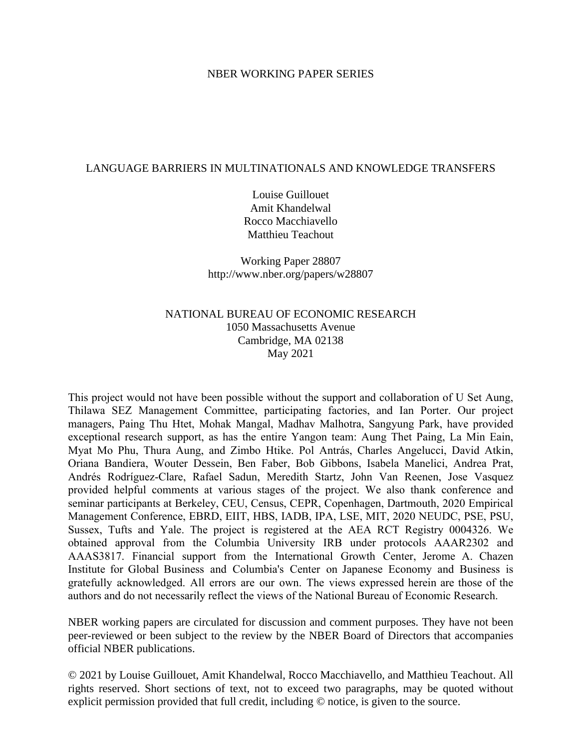NBER WORKING PAPER SERIES

# LANGUAGE BARRIERS IN MULTINATIONALS AND KNOWLEDGE TRANSFERS

Louise Guillouet
Amit Khandelwal
Rocco Macchiavello
Matthieu Teachout

Working Paper 28807
http://www.nber.org/papers/w28807

NATIONAL BUREAU OF ECONOMIC RESEARCH
1050 Massachusetts Avenue
Cambridge, MA 02138
May 2021

This project would not have been possible without the support and collaboration of U Set Aung, Thilawa SEZ Management Committee, participating factories, and Ian Porter. Our project managers, Paing Thu Htet, Mohak Mangal, Madhav Malhotra, Sangyung Park, have provided exceptional research support, as has the entire Yangon team: Aung Thet Paing, La Min Eain, Myat Mo Phu, Thura Aung, and Zimbo Htike. Pol Antrás, Charles Angelucci, David Atkin, Oriana Bandiera, Wouter Dessein, Ben Faber, Bob Gibbons, Isabela Manelici, Andrea Prat, Andrés Rodríguez-Clare, Rafael Sadun, Meredith Startz, John Van Reenen, Jose Vasquez provided helpful comments at various stages of the project. We also thank conference and seminar participants at Berkeley, CEU, Census, CEPR, Copenhagen, Dartmouth, 2020 Empirical Management Conference, EBRD, EIIT, HBS, IADB, IPA, LSE, MIT, 2020 NEUDC, PSE, PSU, Sussex, Tufts and Yale. The project is registered at the AEA RCT Registry 0004326. We obtained approval from the Columbia University IRB under protocols AAAR2302 and AAAS3817. Financial support from the International Growth Center, Jerome A. Chazen Institute for Global Business and Columbia's Center on Japanese Economy and Business is gratefully acknowledged. All errors are our own. The views expressed herein are those of the authors and do not necessarily reflect the views of the National Bureau of Economic Research.

NBER working papers are circulated for discussion and comment purposes. They have not been peer-reviewed or been subject to the review by the NBER Board of Directors that accompanies official NBER publications.

© 2021 by Louise Guillouet, Amit Khandelwal, Rocco Macchiavello, and Matthieu Teachout. All rights reserved. Short sections of text, not to exceed two paragraphs, may be quoted without explicit permission provided that full credit, including © notice, is given to the source.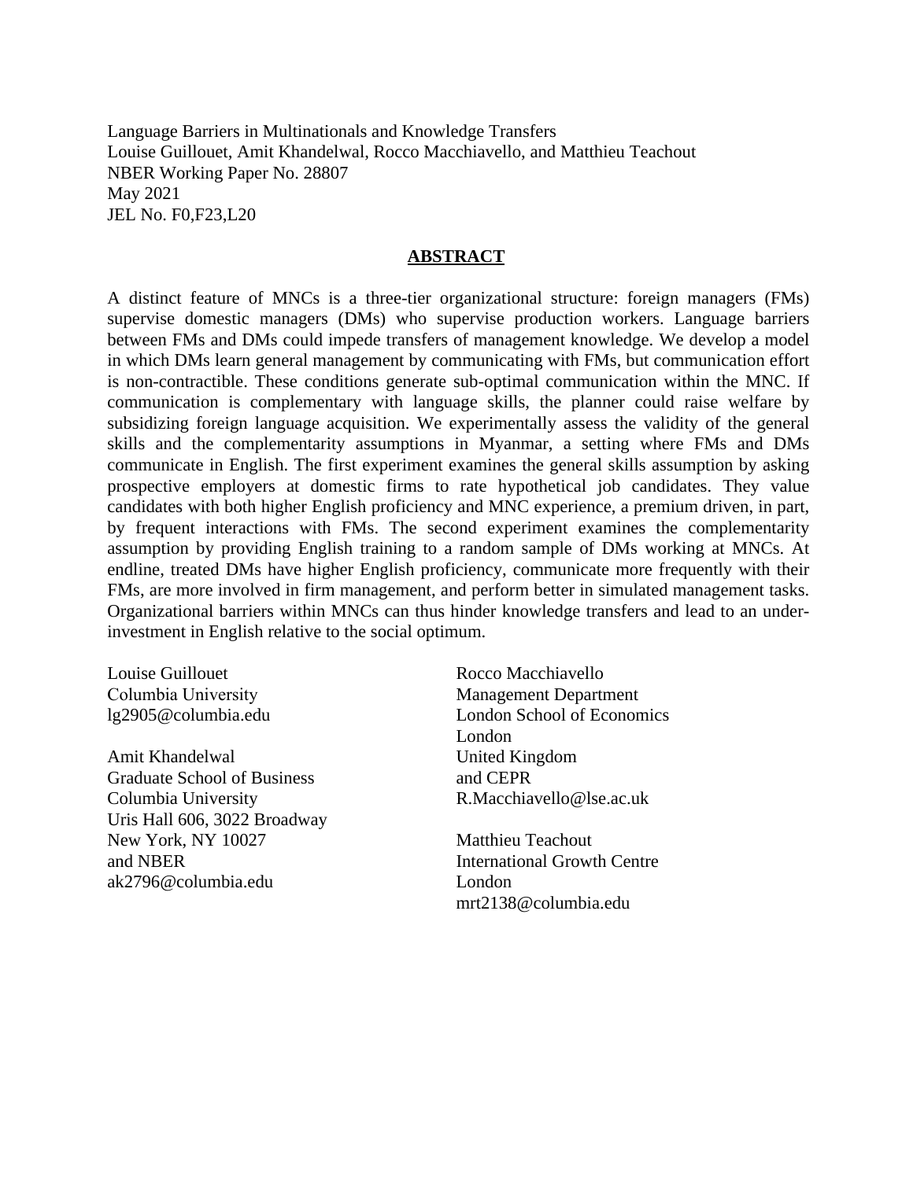Language Barriers in Multinationals and Knowledge Transfers
Louise Guillouet, Amit Khandelwal, Rocco Macchiavello, and Matthieu Teachout
NBER Working Paper No. 28807
May 2021
JEL No. F0,F23,L20

## ABSTRACT

A distinct feature of MNCs is a three-tier organizational structure: foreign managers (FMs) supervise domestic managers (DMs) who supervise production workers. Language barriers between FMs and DMs could impede transfers of management knowledge. We develop a model in which DMs learn general management by communicating with FMs, but communication effort is non-contractible. These conditions generate sub-optimal communication within the MNC. If communication is complementary with language skills, the planner could raise welfare by subsidizing foreign language acquisition. We experimentally assess the validity of the general skills and the complementarity assumptions in Myanmar, a setting where FMs and DMs communicate in English. The first experiment examines the general skills assumption by asking prospective employers at domestic firms to rate hypothetical job candidates. They value candidates with both higher English proficiency and MNC experience, a premium driven, in part, by frequent interactions with FMs. The second experiment examines the complementarity assumption by providing English training to a random sample of DMs working at MNCs. At endline, treated DMs have higher English proficiency, communicate more frequently with their FMs, are more involved in firm management, and perform better in simulated management tasks. Organizational barriers within MNCs can thus hinder knowledge transfers and lead to an under-investment in English relative to the social optimum.

Louise Guillouet
Columbia University
lg2905@columbia.edu

Amit Khandelwal
Graduate School of Business
Columbia University
Uris Hall 606, 3022 Broadway
New York, NY 10027
and NBER
ak2796@columbia.edu

Rocco Macchiavello
Management Department
London School of Economics
London
United Kingdom
and CEPR
R.Macchiavello@lse.ac.uk

Matthieu Teachout
International Growth Centre
London
mrt2138@columbia.edu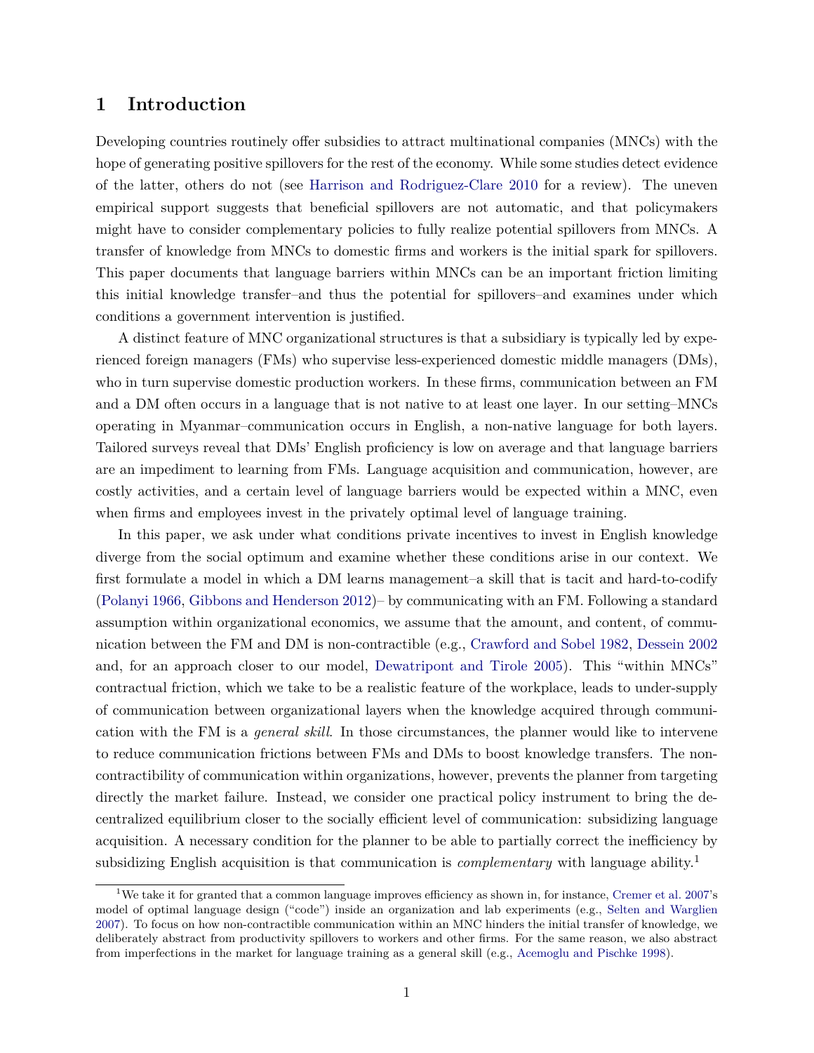# 1 Introduction

Developing countries routinely offer subsidies to attract multinational companies (MNCs) with the hope of generating positive spillovers for the rest of the economy. While some studies detect evidence of the latter, others do not (see Harrison and Rodriguez-Clare 2010 for a review). The uneven empirical support suggests that beneficial spillovers are not automatic, and that policymakers might have to consider complementary policies to fully realize potential spillovers from MNCs. A transfer of knowledge from MNCs to domestic firms and workers is the initial spark for spillovers. This paper documents that language barriers within MNCs can be an important friction limiting this initial knowledge transfer–and thus the potential for spillovers–and examines under which conditions a government intervention is justified.

A distinct feature of MNC organizational structures is that a subsidiary is typically led by experienced foreign managers (FMs) who supervise less-experienced domestic middle managers (DMs), who in turn supervise domestic production workers. In these firms, communication between an FM and a DM often occurs in a language that is not native to at least one layer. In our setting–MNCs operating in Myanmar–communication occurs in English, a non-native language for both layers. Tailored surveys reveal that DMs' English proficiency is low on average and that language barriers are an impediment to learning from FMs. Language acquisition and communication, however, are costly activities, and a certain level of language barriers would be expected within a MNC, even when firms and employees invest in the privately optimal level of language training.

In this paper, we ask under what conditions private incentives to invest in English knowledge diverge from the social optimum and examine whether these conditions arise in our context. We first formulate a model in which a DM learns management–a skill that is tacit and hard-to-codify (Polanyi 1966, Gibbons and Henderson 2012)– by communicating with an FM. Following a standard assumption within organizational economics, we assume that the amount, and content, of communication between the FM and DM is non-contractible (e.g., Crawford and Sobel 1982, Dessein 2002 and, for an approach closer to our model, Dewatripont and Tirole 2005). This "within MNCs" contractual friction, which we take to be a realistic feature of the workplace, leads to under-supply of communication between organizational layers when the knowledge acquired through communication with the FM is a *general skill*. In those circumstances, the planner would like to intervene to reduce communication frictions between FMs and DMs to boost knowledge transfers. The non-contractibility of communication within organizations, however, prevents the planner from targeting directly the market failure. Instead, we consider one practical policy instrument to bring the decentralized equilibrium closer to the socially efficient level of communication: subsidizing language acquisition. A necessary condition for the planner to be able to partially correct the inefficiency by subsidizing English acquisition is that communication is *complementary* with language ability.[1]

[1] We take it for granted that a common language improves efficiency as shown in, for instance, Cremer et al. 2007's model of optimal language design ("code") inside an organization and lab experiments (e.g., Selten and Warglien 2007). To focus on how non-contractible communication within an MNC hinders the initial transfer of knowledge, we deliberately abstract from productivity spillovers to workers and other firms. For the same reason, we also abstract from imperfections in the market for language training as a general skill (e.g., Acemoglu and Pischke 1998).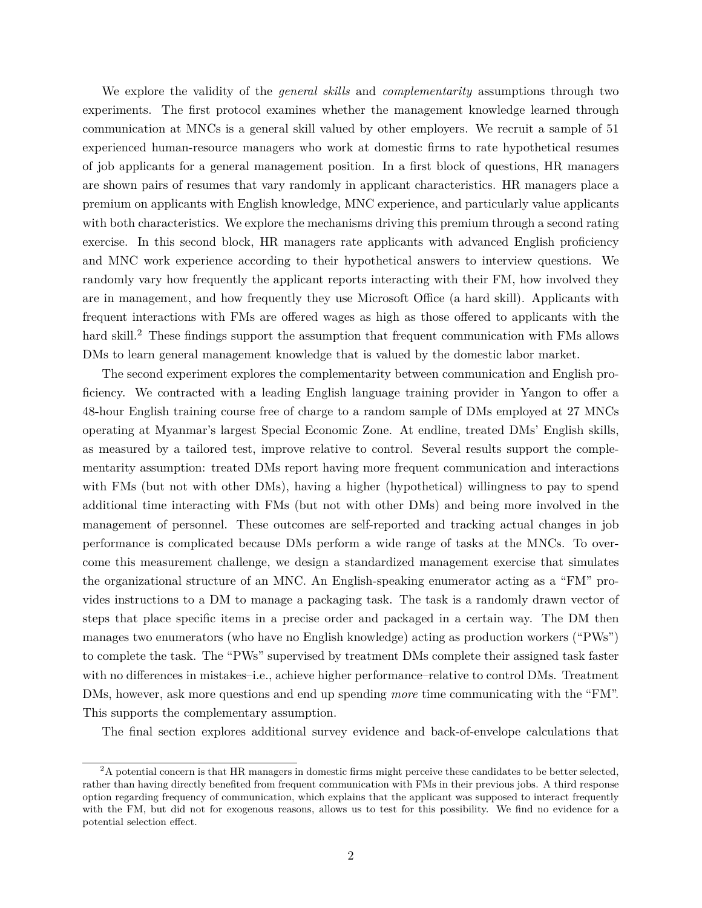We explore the validity of the *general skills* and *complementarity* assumptions through two experiments. The first protocol examines whether the management knowledge learned through communication at MNCs is a general skill valued by other employers. We recruit a sample of 51 experienced human-resource managers who work at domestic firms to rate hypothetical resumes of job applicants for a general management position. In a first block of questions, HR managers are shown pairs of resumes that vary randomly in applicant characteristics. HR managers place a premium on applicants with English knowledge, MNC experience, and particularly value applicants with both characteristics. We explore the mechanisms driving this premium through a second rating exercise. In this second block, HR managers rate applicants with advanced English proficiency and MNC work experience according to their hypothetical answers to interview questions. We randomly vary how frequently the applicant reports interacting with their FM, how involved they are in management, and how frequently they use Microsoft Office (a hard skill). Applicants with frequent interactions with FMs are offered wages as high as those offered to applicants with the hard skill.[2] These findings support the assumption that frequent communication with FMs allows DMs to learn general management knowledge that is valued by the domestic labor market.

The second experiment explores the complementarity between communication and English proficiency. We contracted with a leading English language training provider in Yangon to offer a 48-hour English training course free of charge to a random sample of DMs employed at 27 MNCs operating at Myanmar's largest Special Economic Zone. At endline, treated DMs' English skills, as measured by a tailored test, improve relative to control. Several results support the complementarity assumption: treated DMs report having more frequent communication and interactions with FMs (but not with other DMs), having a higher (hypothetical) willingness to pay to spend additional time interacting with FMs (but not with other DMs) and being more involved in the management of personnel. These outcomes are self-reported and tracking actual changes in job performance is complicated because DMs perform a wide range of tasks at the MNCs. To overcome this measurement challenge, we design a standardized management exercise that simulates the organizational structure of an MNC. An English-speaking enumerator acting as a "FM" provides instructions to a DM to manage a packaging task. The task is a randomly drawn vector of steps that place specific items in a precise order and packaged in a certain way. The DM then manages two enumerators (who have no English knowledge) acting as production workers ("PWs") to complete the task. The "PWs" supervised by treatment DMs complete their assigned task faster with no differences in mistakes–i.e., achieve higher performance–relative to control DMs. Treatment DMs, however, ask more questions and end up spending *more* time communicating with the "FM". This supports the complementary assumption.

The final section explores additional survey evidence and back-of-envelope calculations that

[2] A potential concern is that HR managers in domestic firms might perceive these candidates to be better selected, rather than having directly benefited from frequent communication with FMs in their previous jobs. A third response option regarding frequency of communication, which explains that the applicant was supposed to interact frequently with the FM, but did not for exogenous reasons, allows us to test for this possibility. We find no evidence for a potential selection effect.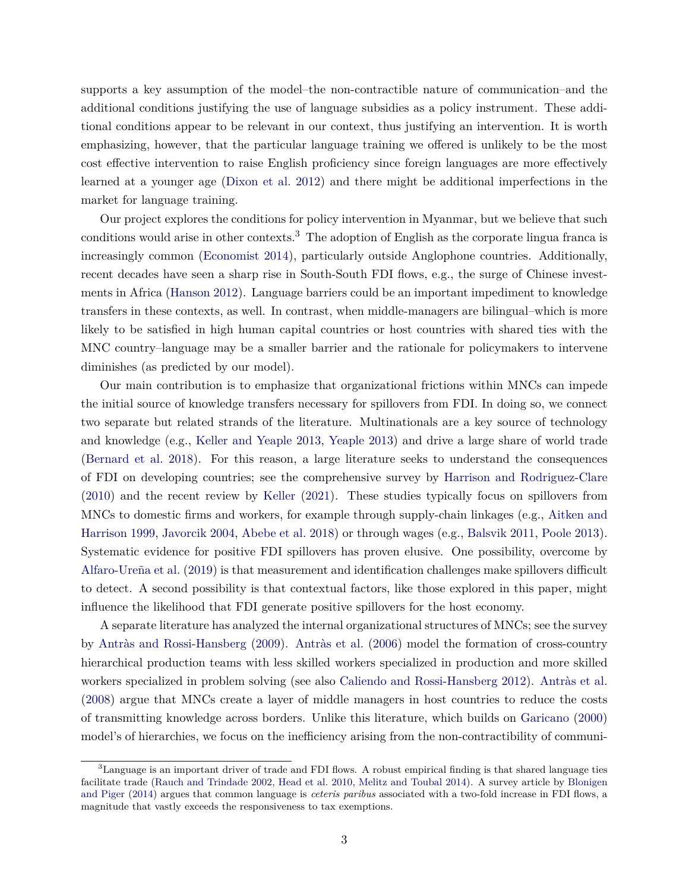supports a key assumption of the model–the non-contractible nature of communication–and the additional conditions justifying the use of language subsidies as a policy instrument. These additional conditions appear to be relevant in our context, thus justifying an intervention. It is worth emphasizing, however, that the particular language training we offered is unlikely to be the most cost effective intervention to raise English proficiency since foreign languages are more effectively learned at a younger age (Dixon et al. 2012) and there might be additional imperfections in the market for language training.

Our project explores the conditions for policy intervention in Myanmar, but we believe that such conditions would arise in other contexts.[3] The adoption of English as the corporate lingua franca is increasingly common (Economist 2014), particularly outside Anglophone countries. Additionally, recent decades have seen a sharp rise in South-South FDI flows, e.g., the surge of Chinese investments in Africa (Hanson 2012). Language barriers could be an important impediment to knowledge transfers in these contexts, as well. In contrast, when middle-managers are bilingual–which is more likely to be satisfied in high human capital countries or host countries with shared ties with the MNC country–language may be a smaller barrier and the rationale for policymakers to intervene diminishes (as predicted by our model).

Our main contribution is to emphasize that organizational frictions within MNCs can impede the initial source of knowledge transfers necessary for spillovers from FDI. In doing so, we connect two separate but related strands of the literature. Multinationals are a key source of technology and knowledge (e.g., Keller and Yeaple 2013, Yeaple 2013) and drive a large share of world trade (Bernard et al. 2018). For this reason, a large literature seeks to understand the consequences of FDI on developing countries; see the comprehensive survey by Harrison and Rodriguez-Clare (2010) and the recent review by Keller (2021). These studies typically focus on spillovers from MNCs to domestic firms and workers, for example through supply-chain linkages (e.g., Aitken and Harrison 1999, Javorcik 2004, Abebe et al. 2018) or through wages (e.g., Balsvik 2011, Poole 2013). Systematic evidence for positive FDI spillovers has proven elusive. One possibility, overcome by Alfaro-Ureña et al. (2019) is that measurement and identification challenges make spillovers difficult to detect. A second possibility is that contextual factors, like those explored in this paper, might influence the likelihood that FDI generate positive spillovers for the host economy.

A separate literature has analyzed the internal organizational structures of MNCs; see the survey by Antràs and Rossi-Hansberg (2009). Antràs et al. (2006) model the formation of cross-country hierarchical production teams with less skilled workers specialized in production and more skilled workers specialized in problem solving (see also Caliendo and Rossi-Hansberg 2012). Antràs et al. (2008) argue that MNCs create a layer of middle managers in host countries to reduce the costs of transmitting knowledge across borders. Unlike this literature, which builds on Garicano (2000) model's of hierarchies, we focus on the inefficiency arising from the non-contractibility of communi-

[3] Language is an important driver of trade and FDI flows. A robust empirical finding is that shared language ties facilitate trade (Rauch and Trindade 2002, Head et al. 2010, Melitz and Toubal 2014). A survey article by Blonigen and Piger (2014) argues that common language is *ceteris paribus* associated with a two-fold increase in FDI flows, a magnitude that vastly exceeds the responsiveness to tax exemptions.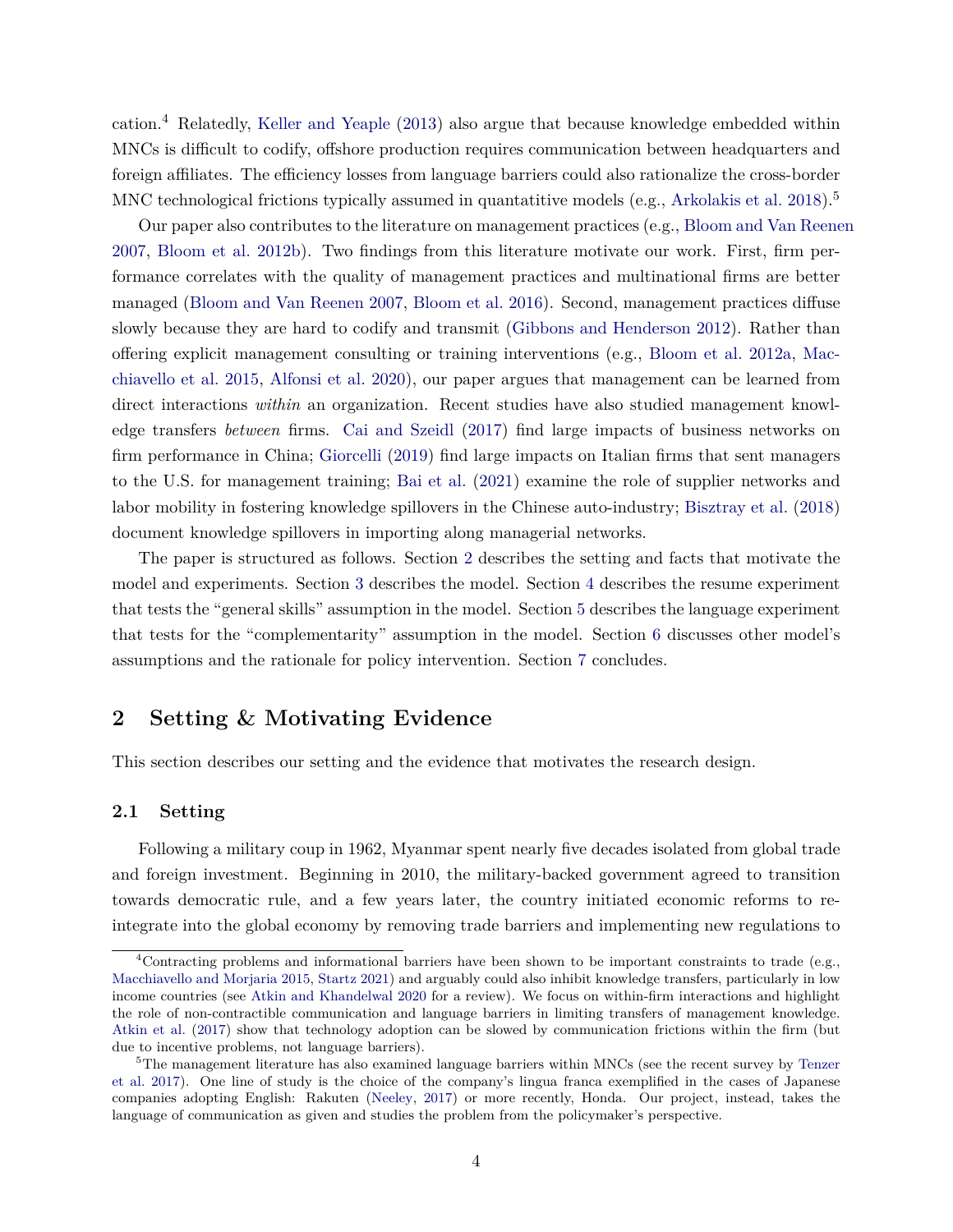cation.[4] Relatedly, Keller and Yeaple (2013) also argue that because knowledge embedded within MNCs is difficult to codify, offshore production requires communication between headquarters and foreign affiliates. The efficiency losses from language barriers could also rationalize the cross-border MNC technological frictions typically assumed in quantitative models (e.g., Arkolakis et al. 2018).[5]

Our paper also contributes to the literature on management practices (e.g., Bloom and Van Reenen 2007, Bloom et al. 2012b). Two findings from this literature motivate our work. First, firm performance correlates with the quality of management practices and multinational firms are better managed (Bloom and Van Reenen 2007, Bloom et al. 2016). Second, management practices diffuse slowly because they are hard to codify and transmit (Gibbons and Henderson 2012). Rather than offering explicit management consulting or training interventions (e.g., Bloom et al. 2012a, Macchiavello et al. 2015, Alfonsi et al. 2020), our paper argues that management can be learned from direct interactions *within* an organization. Recent studies have also studied management knowledge transfers *between* firms. Cai and Szeidl (2017) find large impacts of business networks on firm performance in China; Giorcelli (2019) find large impacts on Italian firms that sent managers to the U.S. for management training; Bai et al. (2021) examine the role of supplier networks and labor mobility in fostering knowledge spillovers in the Chinese auto-industry; Bisztray et al. (2018) document knowledge spillovers in importing along managerial networks.

The paper is structured as follows. Section 2 describes the setting and facts that motivate the model and experiments. Section 3 describes the model. Section 4 describes the resume experiment that tests the "general skills" assumption in the model. Section 5 describes the language experiment that tests for the "complementarity" assumption in the model. Section 6 discusses other model's assumptions and the rationale for policy intervention. Section 7 concludes.

## 2 Setting & Motivating Evidence

This section describes our setting and the evidence that motivates the research design.

### 2.1 Setting

Following a military coup in 1962, Myanmar spent nearly five decades isolated from global trade and foreign investment. Beginning in 2010, the military-backed government agreed to transition towards democratic rule, and a few years later, the country initiated economic reforms to re-integrate into the global economy by removing trade barriers and implementing new regulations to

[4] Contracting problems and informational barriers have been shown to be important constraints to trade (e.g., Macchiavello and Morjaria 2015, Startz 2021) and arguably could also inhibit knowledge transfers, particularly in low income countries (see Atkin and Khandelwal 2020 for a review). We focus on within-firm interactions and highlight the role of non-contractible communication and language barriers in limiting transfers of management knowledge. Atkin et al. (2017) show that technology adoption can be slowed by communication frictions within the firm (but due to incentive problems, not language barriers).

[5] The management literature has also examined language barriers within MNCs (see the recent survey by Tenzer et al. 2017). One line of study is the choice of the company's lingua franca exemplified in the cases of Japanese companies adopting English: Rakuten (Neeley, 2017) or more recently, Honda. Our project, instead, takes the language of communication as given and studies the problem from the policymaker's perspective.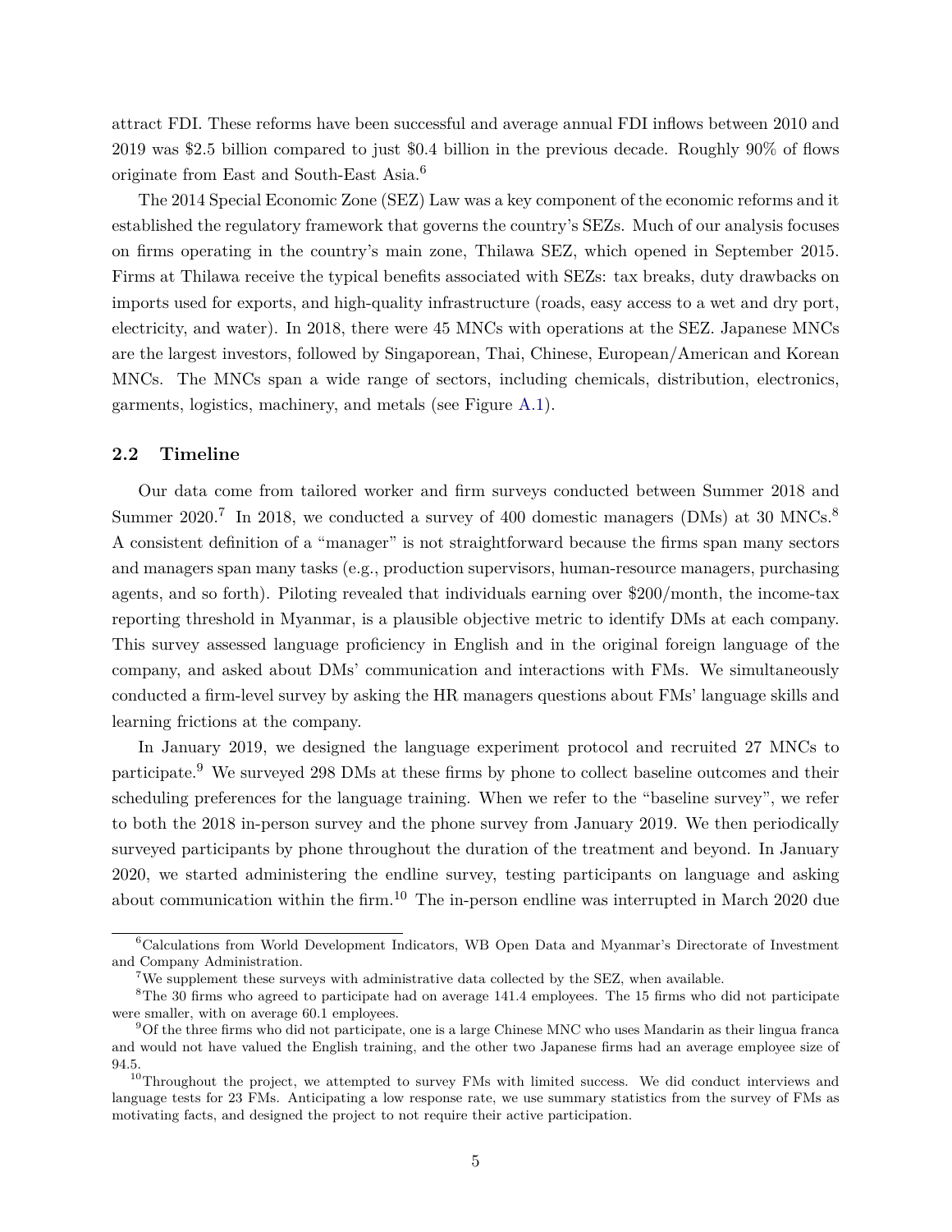attract FDI. These reforms have been successful and average annual FDI inflows between 2010 and 2019 was $2.5 billion compared to just $0.4 billion in the previous decade. Roughly 90% of flows originate from East and South-East Asia.[6]

The 2014 Special Economic Zone (SEZ) Law was a key component of the economic reforms and it established the regulatory framework that governs the country's SEZs. Much of our analysis focuses on firms operating in the country's main zone, Thilawa SEZ, which opened in September 2015. Firms at Thilawa receive the typical benefits associated with SEZs: tax breaks, duty drawbacks on imports used for exports, and high-quality infrastructure (roads, easy access to a wet and dry port, electricity, and water). In 2018, there were 45 MNCs with operations at the SEZ. Japanese MNCs are the largest investors, followed by Singaporean, Thai, Chinese, European/American and Korean MNCs. The MNCs span a wide range of sectors, including chemicals, distribution, electronics, garments, logistics, machinery, and metals (see Figure A.1).

### 2.2 Timeline

Our data come from tailored worker and firm surveys conducted between Summer 2018 and Summer 2020.[7] In 2018, we conducted a survey of 400 domestic managers (DMs) at 30 MNCs.[8] A consistent definition of a "manager" is not straightforward because the firms span many sectors and managers span many tasks (e.g., production supervisors, human-resource managers, purchasing agents, and so forth). Piloting revealed that individuals earning over $200/month, the income-tax reporting threshold in Myanmar, is a plausible objective metric to identify DMs at each company. This survey assessed language proficiency in English and in the original foreign language of the company, and asked about DMs' communication and interactions with FMs. We simultaneously conducted a firm-level survey by asking the HR managers questions about FMs' language skills and learning frictions at the company.

In January 2019, we designed the language experiment protocol and recruited 27 MNCs to participate.[9] We surveyed 298 DMs at these firms by phone to collect baseline outcomes and their scheduling preferences for the language training. When we refer to the "baseline survey", we refer to both the 2018 in-person survey and the phone survey from January 2019. We then periodically surveyed participants by phone throughout the duration of the treatment and beyond. In January 2020, we started administering the endline survey, testing participants on language and asking about communication within the firm.[10] The in-person endline was interrupted in March 2020 due

[6] Calculations from World Development Indicators, WB Open Data and Myanmar's Directorate of Investment and Company Administration.

[7] We supplement these surveys with administrative data collected by the SEZ, when available.

[8] The 30 firms who agreed to participate had on average 141.4 employees. The 15 firms who did not participate were smaller, with on average 60.1 employees.

[9] Of the three firms who did not participate, one is a large Chinese MNC who uses Mandarin as their lingua franca and would not have valued the English training, and the other two Japanese firms had an average employee size of 94.5.

[10] Throughout the project, we attempted to survey FMs with limited success. We did conduct interviews and language tests for 23 FMs. Anticipating a low response rate, we use summary statistics from the survey of FMs as motivating facts, and designed the project to not require their active participation.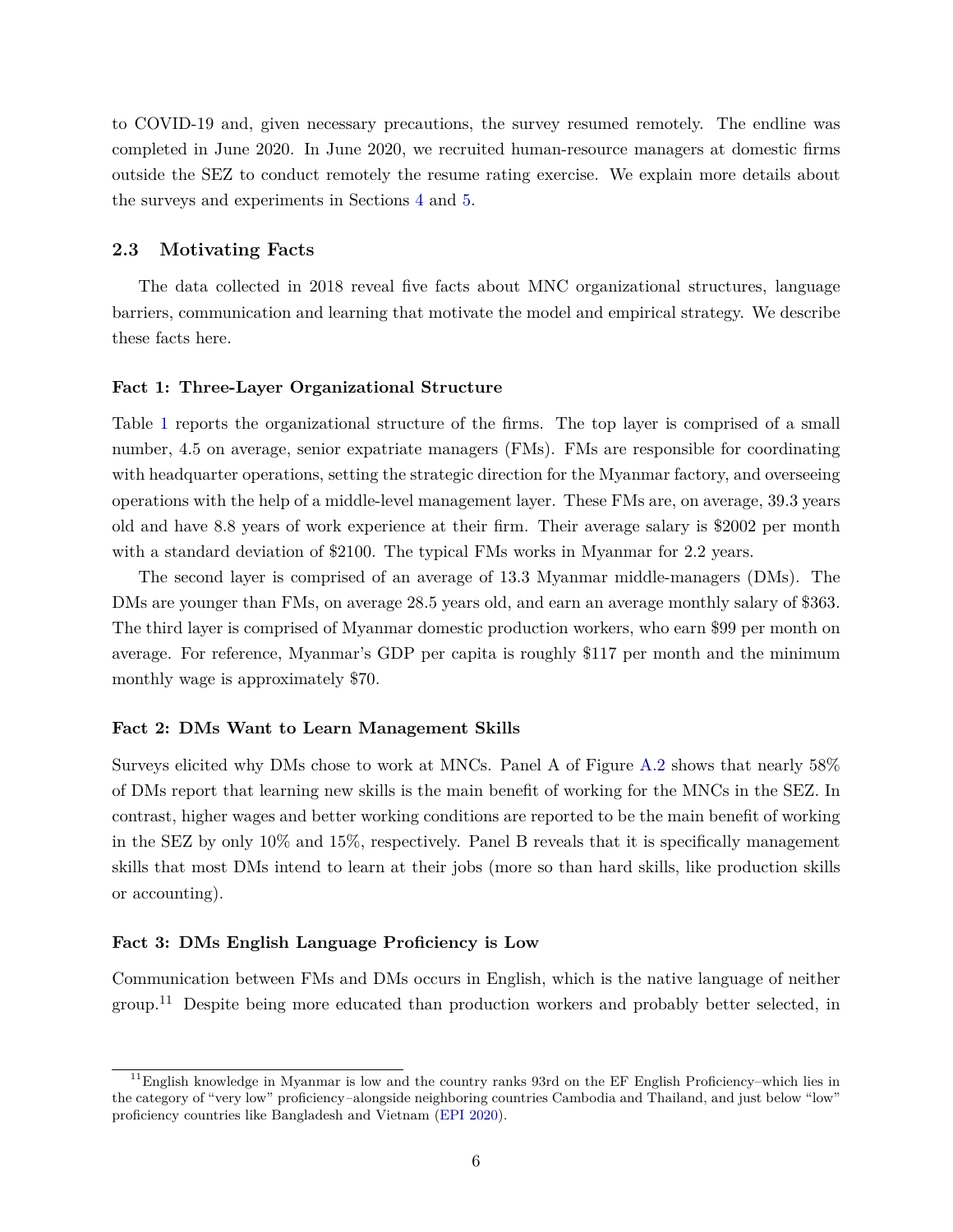to COVID-19 and, given necessary precautions, the survey resumed remotely. The endline was completed in June 2020. In June 2020, we recruited human-resource managers at domestic firms outside the SEZ to conduct remotely the resume rating exercise. We explain more details about the surveys and experiments in Sections 4 and 5.

### 2.3 Motivating Facts

The data collected in 2018 reveal five facts about MNC organizational structures, language barriers, communication and learning that motivate the model and empirical strategy. We describe these facts here.

#### Fact 1: Three-Layer Organizational Structure

Table 1 reports the organizational structure of the firms. The top layer is comprised of a small number, 4.5 on average, senior expatriate managers (FMs). FMs are responsible for coordinating with headquarter operations, setting the strategic direction for the Myanmar factory, and overseeing operations with the help of a middle-level management layer. These FMs are, on average, 39.3 years old and have 8.8 years of work experience at their firm. Their average salary is $2002 per month with a standard deviation of $2100. The typical FMs works in Myanmar for 2.2 years.

The second layer is comprised of an average of 13.3 Myanmar middle-managers (DMs). The DMs are younger than FMs, on average 28.5 years old, and earn an average monthly salary of $363. The third layer is comprised of Myanmar domestic production workers, who earn $99 per month on average. For reference, Myanmar's GDP per capita is roughly $117 per month and the minimum monthly wage is approximately $70.

#### Fact 2: DMs Want to Learn Management Skills

Surveys elicited why DMs chose to work at MNCs. Panel A of Figure A.2 shows that nearly 58% of DMs report that learning new skills is the main benefit of working for the MNCs in the SEZ. In contrast, higher wages and better working conditions are reported to be the main benefit of working in the SEZ by only 10% and 15%, respectively. Panel B reveals that it is specifically management skills that most DMs intend to learn at their jobs (more so than hard skills, like production skills or accounting).

#### Fact 3: DMs English Language Proficiency is Low

Communication between FMs and DMs occurs in English, which is the native language of neither group.[11] Despite being more educated than production workers and probably better selected, in

[11] English knowledge in Myanmar is low and the country ranks 93rd on the EF English Proficiency–which lies in the category of "very low" proficiency–alongside neighboring countries Cambodia and Thailand, and just below "low" proficiency countries like Bangladesh and Vietnam (EPI 2020).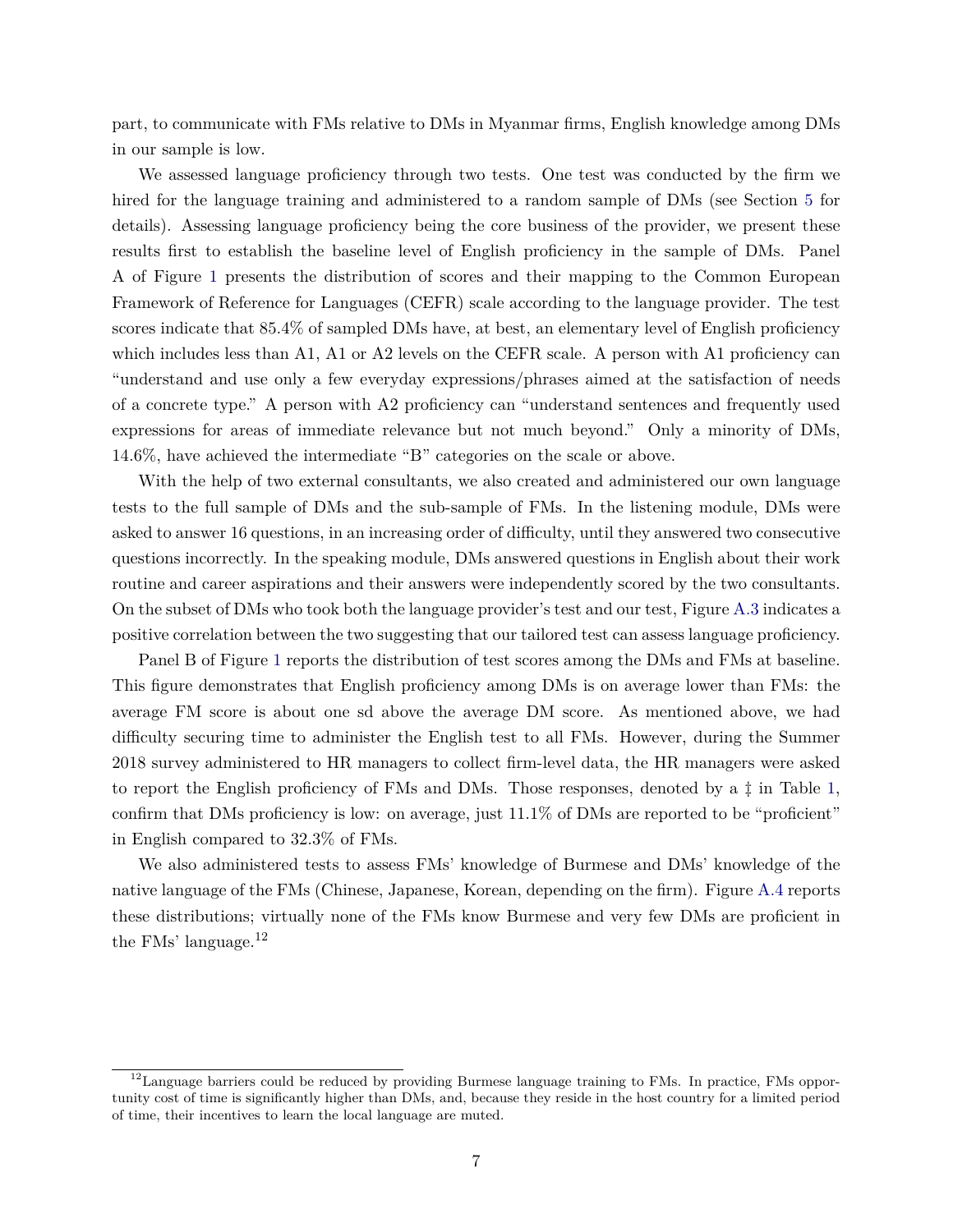part, to communicate with FMs relative to DMs in Myanmar firms, English knowledge among DMs in our sample is low.

We assessed language proficiency through two tests. One test was conducted by the firm we hired for the language training and administered to a random sample of DMs (see Section 5 for details). Assessing language proficiency being the core business of the provider, we present these results first to establish the baseline level of English proficiency in the sample of DMs. Panel A of Figure 1 presents the distribution of scores and their mapping to the Common European Framework of Reference for Languages (CEFR) scale according to the language provider. The test scores indicate that 85.4% of sampled DMs have, at best, an elementary level of English proficiency which includes less than A1, A1 or A2 levels on the CEFR scale. A person with A1 proficiency can "understand and use only a few everyday expressions/phrases aimed at the satisfaction of needs of a concrete type." A person with A2 proficiency can "understand sentences and frequently used expressions for areas of immediate relevance but not much beyond." Only a minority of DMs, 14.6%, have achieved the intermediate "B" categories on the scale or above.

With the help of two external consultants, we also created and administered our own language tests to the full sample of DMs and the sub-sample of FMs. In the listening module, DMs were asked to answer 16 questions, in an increasing order of difficulty, until they answered two consecutive questions incorrectly. In the speaking module, DMs answered questions in English about their work routine and career aspirations and their answers were independently scored by the two consultants. On the subset of DMs who took both the language provider's test and our test, Figure A.3 indicates a positive correlation between the two suggesting that our tailored test can assess language proficiency.

Panel B of Figure 1 reports the distribution of test scores among the DMs and FMs at baseline. This figure demonstrates that English proficiency among DMs is on average lower than FMs: the average FM score is about one sd above the average DM score. As mentioned above, we had difficulty securing time to administer the English test to all FMs. However, during the Summer 2018 survey administered to HR managers to collect firm-level data, the HR managers were asked to report the English proficiency of FMs and DMs. Those responses, denoted by a ‡ in Table 1, confirm that DMs proficiency is low: on average, just 11.1% of DMs are reported to be "proficient" in English compared to 32.3% of FMs.

We also administered tests to assess FMs' knowledge of Burmese and DMs' knowledge of the native language of the FMs (Chinese, Japanese, Korean, depending on the firm). Figure A.4 reports these distributions; virtually none of the FMs know Burmese and very few DMs are proficient in the FMs' language.[12]

[12] Language barriers could be reduced by providing Burmese language training to FMs. In practice, FMs opportunity cost of time is significantly higher than DMs, and, because they reside in the host country for a limited period of time, their incentives to learn the local language are muted.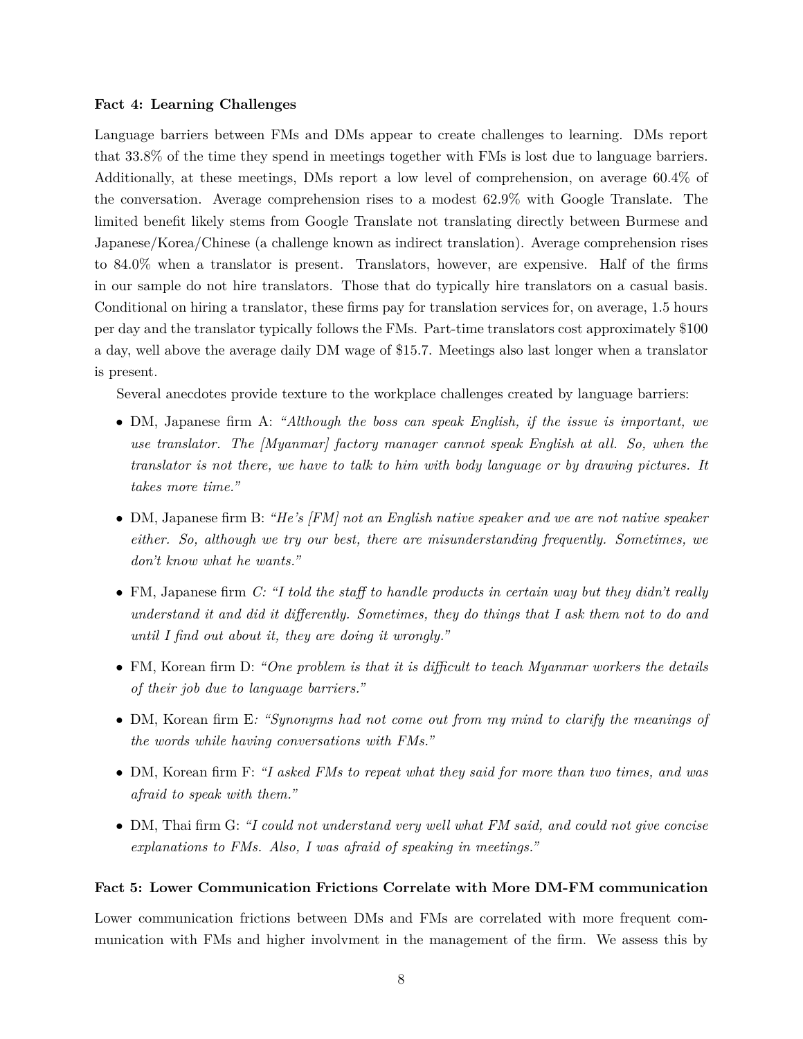**Fact 4: Learning Challenges**

Language barriers between FMs and DMs appear to create challenges to learning. DMs report that 33.8% of the time they spend in meetings together with FMs is lost due to language barriers. Additionally, at these meetings, DMs report a low level of comprehension, on average 60.4% of the conversation. Average comprehension rises to a modest 62.9% with Google Translate. The limited benefit likely stems from Google Translate not translating directly between Burmese and Japanese/Korea/Chinese (a challenge known as indirect translation). Average comprehension rises to 84.0% when a translator is present. Translators, however, are expensive. Half of the firms in our sample do not hire translators. Those that do typically hire translators on a casual basis. Conditional on hiring a translator, these firms pay for translation services for, on average, 1.5 hours per day and the translator typically follows the FMs. Part-time translators cost approximately $100 a day, well above the average daily DM wage of $15.7. Meetings also last longer when a translator is present.

Several anecdotes provide texture to the workplace challenges created by language barriers:

- DM, Japanese firm A: *"Although the boss can speak English, if the issue is important, we use translator. The [Myanmar] factory manager cannot speak English at all. So, when the translator is not there, we have to talk to him with body language or by drawing pictures. It takes more time."*
- DM, Japanese firm B: *"He's [FM] not an English native speaker and we are not native speaker either. So, although we try our best, there are misunderstanding frequently. Sometimes, we don't know what he wants."*
- FM, Japanese firm C: *"I told the staff to handle products in certain way but they didn't really understand it and did it differently. Sometimes, they do things that I ask them not to do and until I find out about it, they are doing it wrongly."*
- FM, Korean firm D: *"One problem is that it is difficult to teach Myanmar workers the details of their job due to language barriers."*
- DM, Korean firm E: *"Synonyms had not come out from my mind to clarify the meanings of the words while having conversations with FMs."*
- DM, Korean firm F: *"I asked FMs to repeat what they said for more than two times, and was afraid to speak with them."*
- DM, Thai firm G: *"I could not understand very well what FM said, and could not give concise explanations to FMs. Also, I was afraid of speaking in meetings."*

**Fact 5: Lower Communication Frictions Correlate with More DM-FM communication**

Lower communication frictions between DMs and FMs are correlated with more frequent communication with FMs and higher involvment in the management of the firm. We assess this by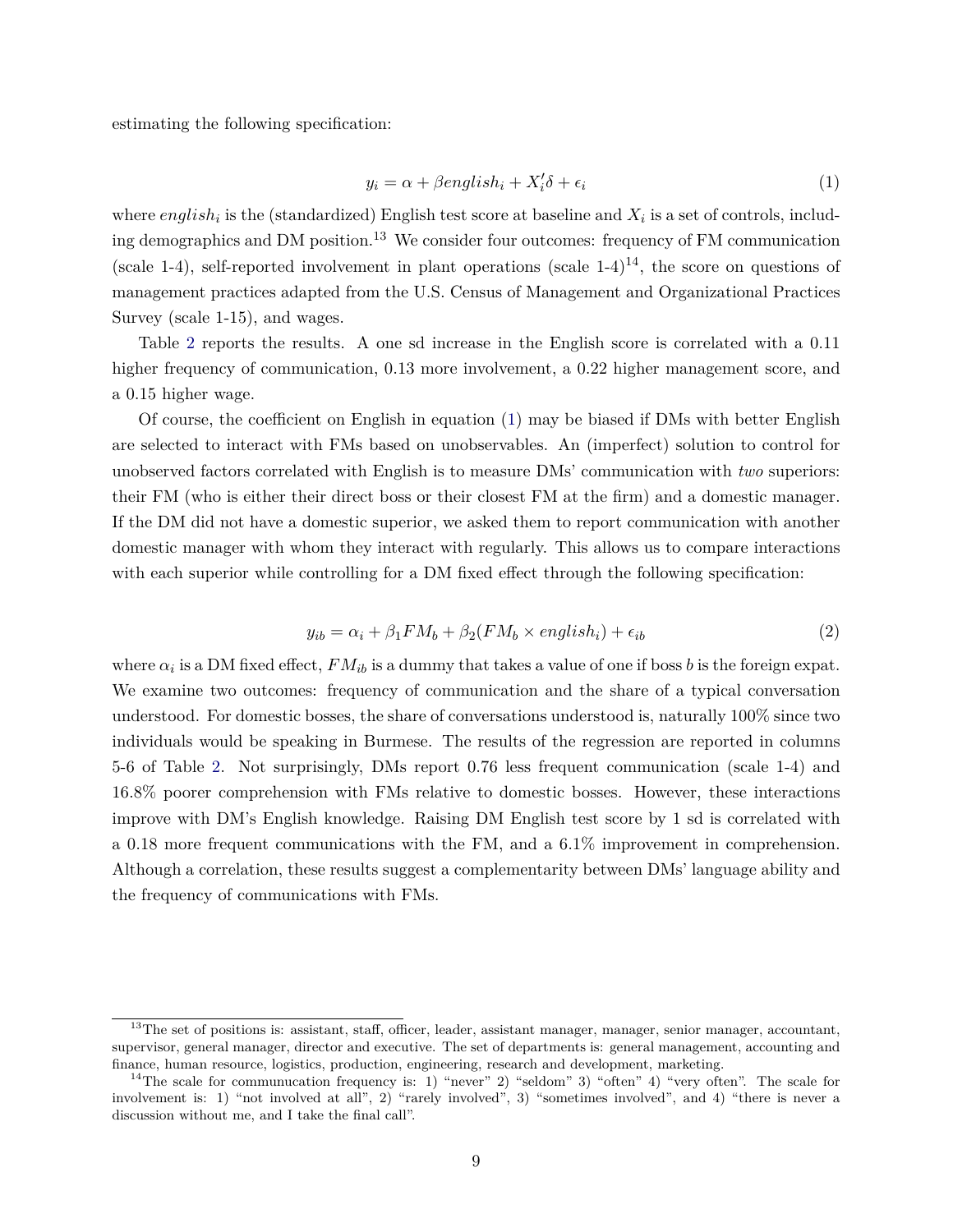estimating the following specification:

$$y_i = \alpha + \beta english_i + X_i'\delta + \epsilon_i \tag{1}$$

where $english_i$ is the (standardized) English test score at baseline and $X_i$ is a set of controls, including demographics and DM position.[13] We consider four outcomes: frequency of FM communication (scale 1-4), self-reported involvement in plant operations (scale 1-4)[14], the score on questions of management practices adapted from the U.S. Census of Management and Organizational Practices Survey (scale 1-15), and wages.

Table 2 reports the results. A one sd increase in the English score is correlated with a 0.11 higher frequency of communication, 0.13 more involvement, a 0.22 higher management score, and a 0.15 higher wage.

Of course, the coefficient on English in equation (1) may be biased if DMs with better English are selected to interact with FMs based on unobservables. An (imperfect) solution to control for unobserved factors correlated with English is to measure DMs' communication with *two* superiors: their FM (who is either their direct boss or their closest FM at the firm) and a domestic manager. If the DM did not have a domestic superior, we asked them to report communication with another domestic manager with whom they interact with regularly. This allows us to compare interactions with each superior while controlling for a DM fixed effect through the following specification:

$$y_{ib} = \alpha_i + \beta_1 FM_b + \beta_2 (FM_b \times english_i) + \epsilon_{ib} \tag{2}$$

where $\alpha_i$ is a DM fixed effect, $FM_{ib}$ is a dummy that takes a value of one if boss $b$ is the foreign expat. We examine two outcomes: frequency of communication and the share of a typical conversation understood. For domestic bosses, the share of conversations understood is, naturally 100% since two individuals would be speaking in Burmese. The results of the regression are reported in columns 5-6 of Table 2. Not surprisingly, DMs report 0.76 less frequent communication (scale 1-4) and 16.8% poorer comprehension with FMs relative to domestic bosses. However, these interactions improve with DM's English knowledge. Raising DM English test score by 1 sd is correlated with a 0.18 more frequent communications with the FM, and a 6.1% improvement in comprehension. Although a correlation, these results suggest a complementarity between DMs' language ability and the frequency of communications with FMs.

[13] The set of positions is: assistant, staff, officer, leader, assistant manager, manager, senior manager, accountant, supervisor, general manager, director and executive. The set of departments is: general management, accounting and finance, human resource, logistics, production, engineering, research and development, marketing.

[14] The scale for commmunucation frequency is: 1) "never" 2) "seldom" 3) "often" 4) "very often". The scale for involvement is: 1) "not involved at all", 2) "rarely involved", 3) "sometimes involved", and 4) "there is never a discussion without me, and I take the final call".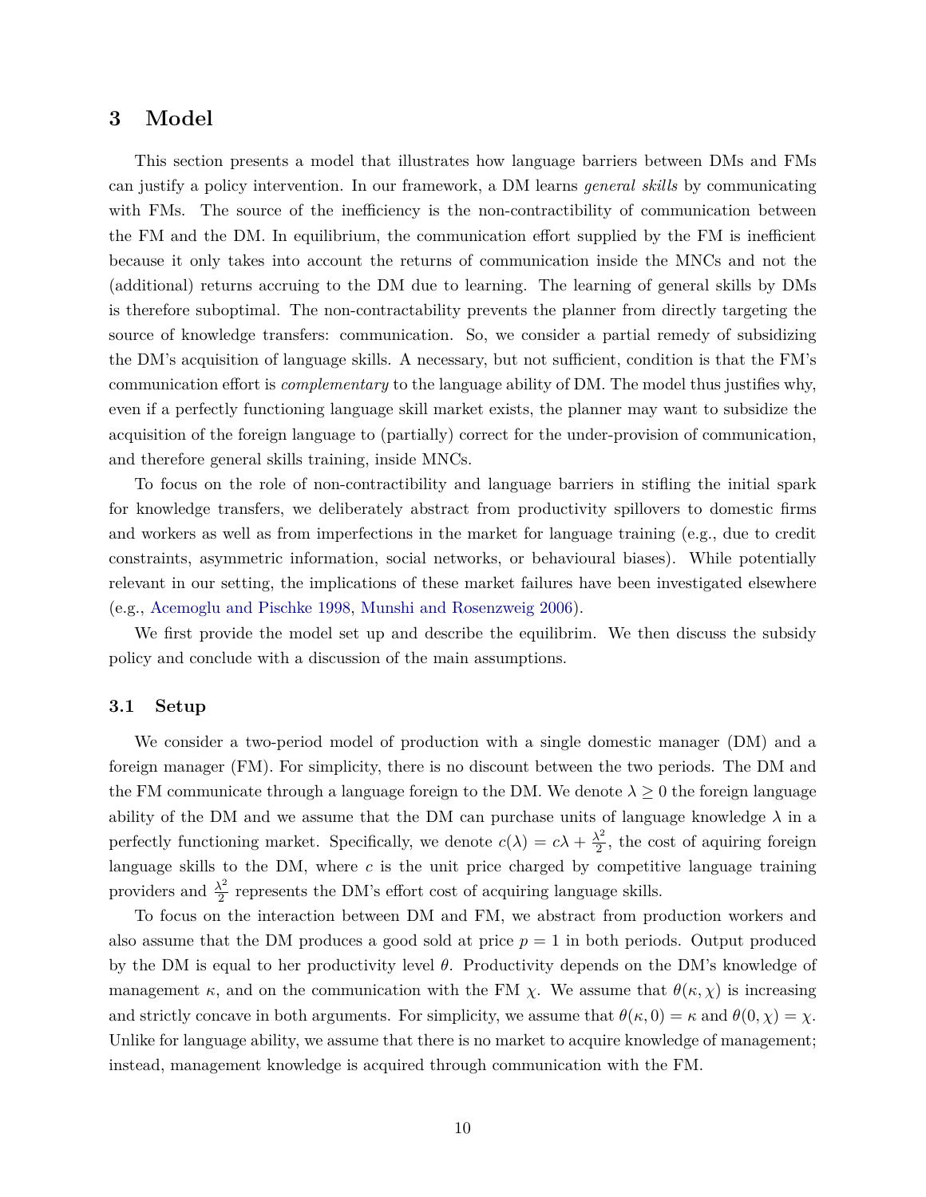## 3 Model

This section presents a model that illustrates how language barriers between DMs and FMs can justify a policy intervention. In our framework, a DM learns *general skills* by communicating with FMs. The source of the inefficiency is the non-contractibility of communication between the FM and the DM. In equilibrium, the communication effort supplied by the FM is inefficient because it only takes into account the returns of communication inside the MNCs and not the (additional) returns accruing to the DM due to learning. The learning of general skills by DMs is therefore suboptimal. The non-contractability prevents the planner from directly targeting the source of knowledge transfers: communication. So, we consider a partial remedy of subsidizing the DM's acquisition of language skills. A necessary, but not sufficient, condition is that the FM's communication effort is *complementary* to the language ability of DM. The model thus justifies why, even if a perfectly functioning language skill market exists, the planner may want to subsidize the acquisition of the foreign language to (partially) correct for the under-provision of communication, and therefore general skills training, inside MNCs.

To focus on the role of non-contractibility and language barriers in stifling the initial spark for knowledge transfers, we deliberately abstract from productivity spillovers to domestic firms and workers as well as from imperfections in the market for language training (e.g., due to credit constraints, asymmetric information, social networks, or behavioural biases). While potentially relevant in our setting, the implications of these market failures have been investigated elsewhere (e.g., Acemoglu and Pischke 1998, Munshi and Rosenzweig 2006).

We first provide the model set up and describe the equilibrim. We then discuss the subsidy policy and conclude with a discussion of the main assumptions.

### 3.1 Setup

We consider a two-period model of production with a single domestic manager (DM) and a foreign manager (FM). For simplicity, there is no discount between the two periods. The DM and the FM communicate through a language foreign to the DM. We denote $\lambda \geq 0$ the foreign language ability of the DM and we assume that the DM can purchase units of language knowledge $\lambda$ in a perfectly functioning market. Specifically, we denote $c(\lambda) = c\lambda + \frac{\lambda^2}{2}$, the cost of aquiring foreign language skills to the DM, where $c$ is the unit price charged by competitive language training providers and $\frac{\lambda^2}{2}$ represents the DM's effort cost of acquiring language skills.

To focus on the interaction between DM and FM, we abstract from production workers and also assume that the DM produces a good sold at price $p = 1$ in both periods. Output produced by the DM is equal to her productivity level $\theta$. Productivity depends on the DM's knowledge of management $\kappa$, and on the communication with the FM $\chi$. We assume that $\theta(\kappa, \chi)$ is increasing and strictly concave in both arguments. For simplicity, we assume that $\theta(\kappa, 0) = \kappa$ and $\theta(0, \chi) = \chi$. Unlike for language ability, we assume that there is no market to acquire knowledge of management; instead, management knowledge is acquired through communication with the FM.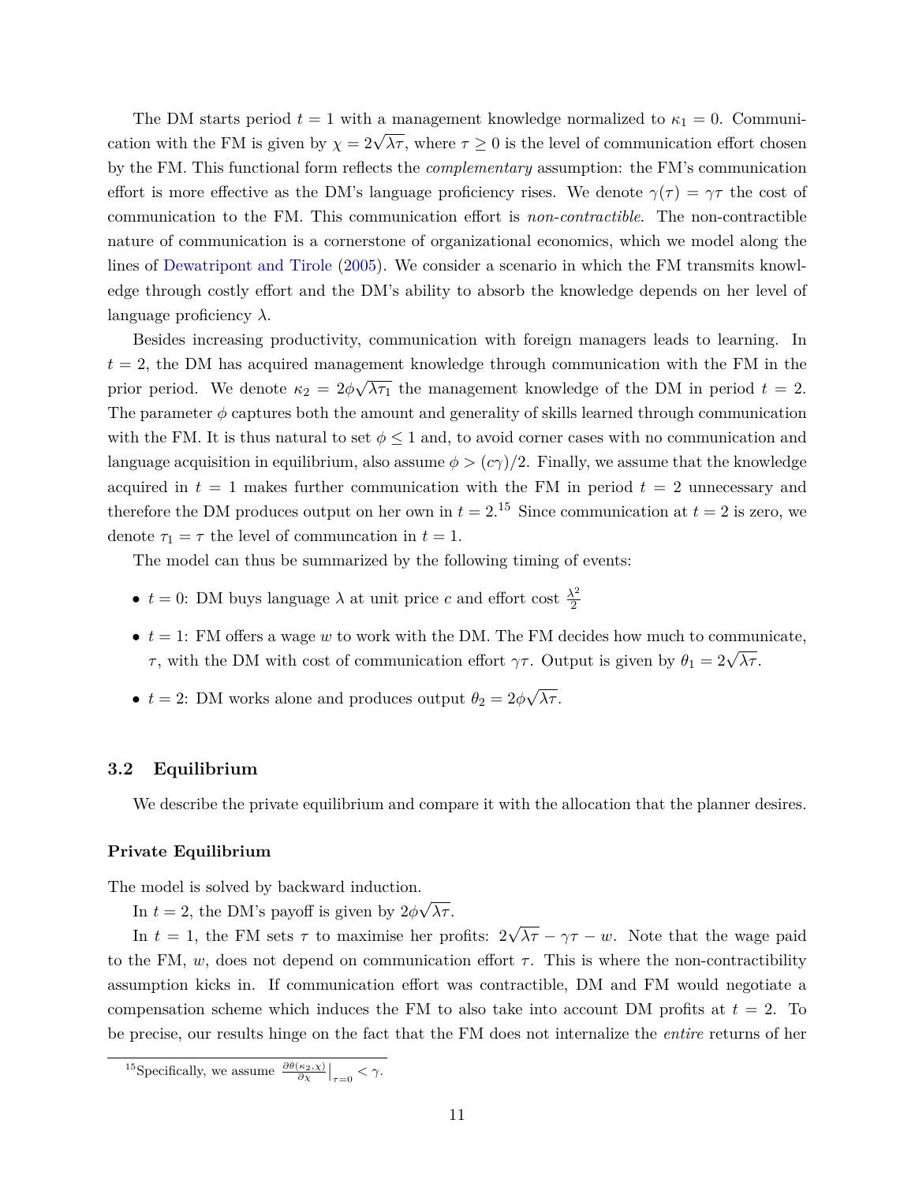The DM starts period $t = 1$ with a management knowledge normalized to $\kappa_1 = 0$. Communication with the FM is given by $\chi = 2\sqrt{\lambda\tau}$, where $\tau \geq 0$ is the level of communication effort chosen by the FM. This functional form reflects the *complementary* assumption: the FM's communication effort is more effective as the DM's language proficiency rises. We denote $\gamma(\tau) = \gamma\tau$ the cost of communication to the FM. This communication effort is *non-contractible*. The non-contractible nature of communication is a cornerstone of organizational economics, which we model along the lines of Dewatripont and Tirole (2005). We consider a scenario in which the FM transmits knowledge through costly effort and the DM's ability to absorb the knowledge depends on her level of language proficiency $\lambda$.

Besides increasing productivity, communication with foreign managers leads to learning. In $t = 2$, the DM has acquired management knowledge through communication with the FM in the prior period. We denote $\kappa_2 = 2\phi\sqrt{\lambda\tau_1}$ the management knowledge of the DM in period $t = 2$. The parameter $\phi$ captures both the amount and generality of skills learned through communication with the FM. It is thus natural to set $\phi \leq 1$ and, to avoid corner cases with no communication and language acquisition in equilibrium, also assume $\phi > (c\gamma)/2$. Finally, we assume that the knowledge acquired in $t = 1$ makes further communication with the FM in period $t = 2$ unnecessary and therefore the DM produces output on her own in $t = 2$.[15] Since communication at $t = 2$ is zero, we denote $\tau_1 = \tau$ the level of communcation in $t = 1$.

The model can thus be summarized by the following timing of events:

- $t = 0$: DM buys language $\lambda$ at unit price $c$ and effort cost $\frac{\lambda^2}{2}$
- $t = 1$: FM offers a wage $w$ to work with the DM. The FM decides how much to communicate, $\tau$, with the DM with cost of communication effort $\gamma\tau$. Output is given by $\theta_1 = 2\sqrt{\lambda\tau}$.
- $t = 2$: DM works alone and produces output $\theta_2 = 2\phi\sqrt{\lambda\tau}$.

### 3.2 Equilibrium

We describe the private equilibrium and compare it with the allocation that the planner desires.

#### Private Equilibrium

The model is solved by backward induction.

In $t = 2$, the DM's payoff is given by $2\phi\sqrt{\lambda\tau}$.

In $t = 1$, the FM sets $\tau$ to maximise her profits: $2\sqrt{\lambda\tau} - \gamma\tau - w$. Note that the wage paid to the FM, $w$, does not depend on communication effort $\tau$. This is where the non-contractibility assumption kicks in. If communication effort was contractible, DM and FM would negotiate a compensation scheme which induces the FM to also take into account DM profits at $t = 2$. To be precise, our results hinge on the fact that the FM does not internalize the *entire* returns of her

[15] Specifically, we assume $\frac{\partial\theta(\kappa_2,\chi)}{\partial\chi}\Big|_{\tau=0} < \gamma$.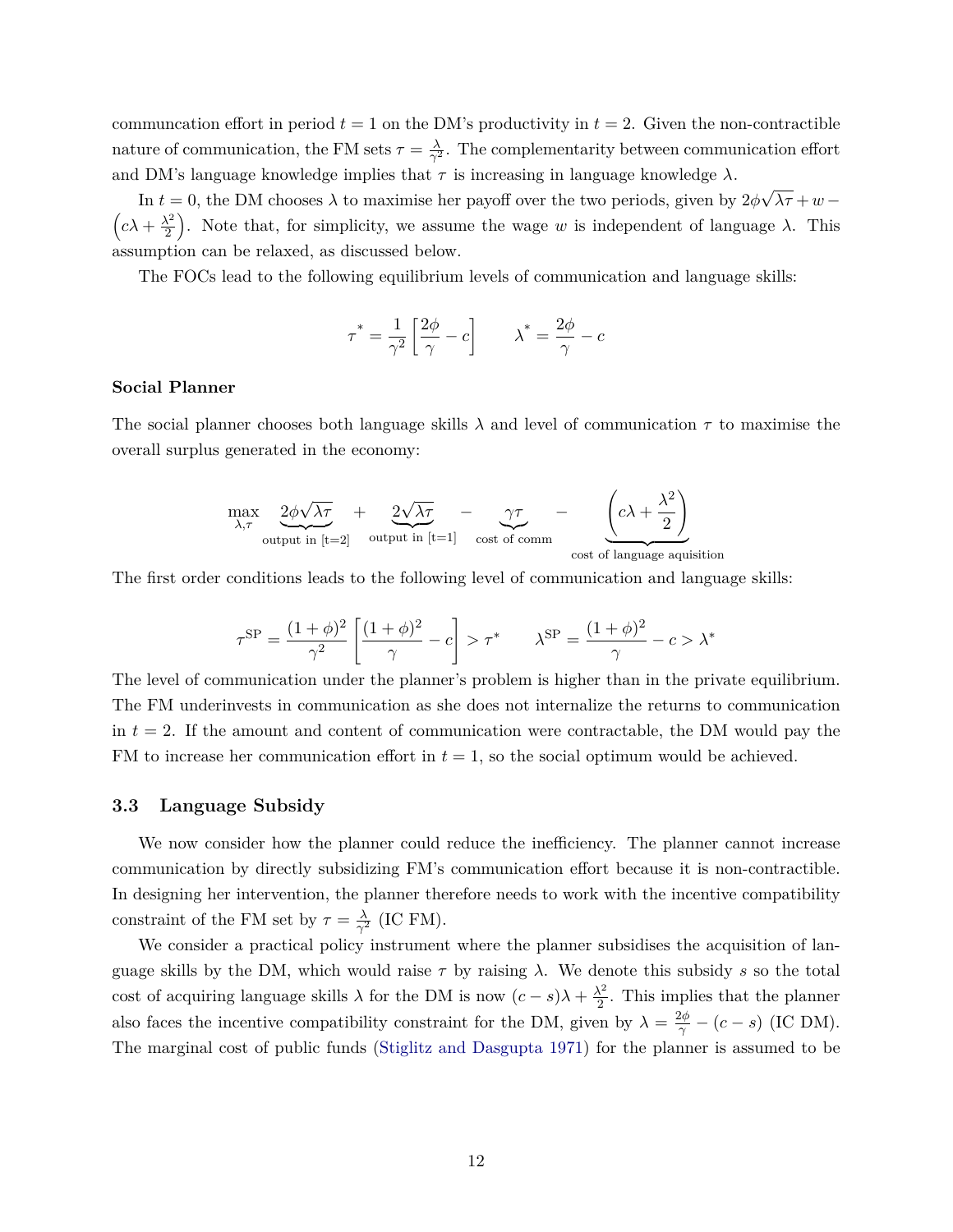communcation effort in period $t = 1$ on the DM's productivity in $t = 2$. Given the non-contractible nature of communication, the FM sets $\tau = \frac{\lambda}{\gamma^2}$. The complementarity between communication effort and DM's language knowledge implies that $\tau$ is increasing in language knowledge $\lambda$.

In $t = 0$, the DM chooses $\lambda$ to maximise her payoff over the two periods, given by $2\phi\sqrt{\lambda\tau} + w - \left(c\lambda + \frac{\lambda^2}{2}\right)$. Note that, for simplicity, we assume the wage $w$ is independent of language $\lambda$. This assumption can be relaxed, as discussed below.

The FOCs lead to the following equilibrium levels of communication and language skills:

$$\tau^* = \frac{1}{\gamma^2}\left[\frac{2\phi}{\gamma} - c\right] \qquad \lambda^* = \frac{2\phi}{\gamma} - c$$

**Social Planner**

The social planner chooses both language skills $\lambda$ and level of communication $\tau$ to maximise the overall surplus generated in the economy:

$$\max_{\lambda,\tau} \quad \underbrace{2\phi\sqrt{\lambda\tau}}_{\text{output in [t=2]}} + \underbrace{2\sqrt{\lambda\tau}}_{\text{output in [t=1]}} - \underbrace{\gamma\tau}_{\text{cost of comm}} - \underbrace{\left(c\lambda + \frac{\lambda^2}{2}\right)}_{\text{cost of language aquisition}}$$

The first order conditions leads to the following level of communication and language skills:

$$\tau^{\text{SP}} = \frac{(1+\phi)^2}{\gamma^2}\left[\frac{(1+\phi)^2}{\gamma} - c\right] > \tau^* \qquad \lambda^{\text{SP}} = \frac{(1+\phi)^2}{\gamma} - c > \lambda^*$$

The level of communication under the planner's problem is higher than in the private equilibrium. The FM underinvests in communication as she does not internalize the returns to communication in $t = 2$. If the amount and content of communication were contractable, the DM would pay the FM to increase her communication effort in $t = 1$, so the social optimum would be achieved.

### 3.3 Language Subsidy

We now consider how the planner could reduce the inefficiency. The planner cannot increase communication by directly subsidizing FM's communication effort because it is non-contractible. In designing her intervention, the planner therefore needs to work with the incentive compatibility constraint of the FM set by $\tau = \frac{\lambda}{\gamma^2}$ (IC FM).

We consider a practical policy instrument where the planner subsidises the acquisition of language skills by the DM, which would raise $\tau$ by raising $\lambda$. We denote this subsidy $s$ so the total cost of acquiring language skills $\lambda$ for the DM is now $(c - s)\lambda + \frac{\lambda^2}{2}$. This implies that the planner also faces the incentive compatibility constraint for the DM, given by $\lambda = \frac{2\phi}{\gamma} - (c - s)$ (IC DM). The marginal cost of public funds (Stiglitz and Dasgupta 1971) for the planner is assumed to be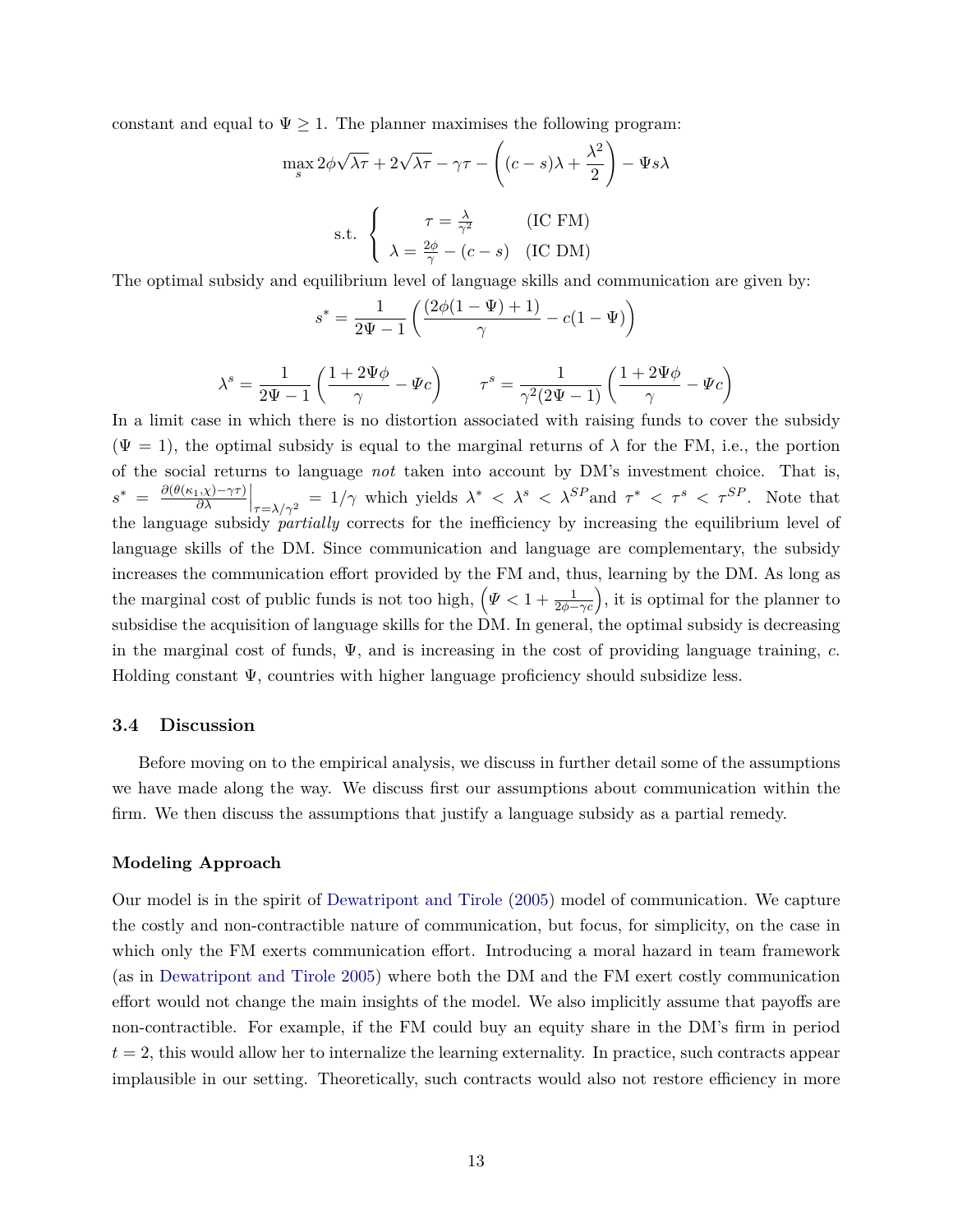constant and equal to $\Psi \geq 1$. The planner maximises the following program:

$$\max_{s} 2\phi\sqrt{\lambda\tau} + 2\sqrt{\lambda\tau} - \gamma\tau - \left((c-s)\lambda + \frac{\lambda^2}{2}\right) - \Psi s\lambda$$

$$\text{s.t.} \begin{cases} \tau = \frac{\lambda}{\gamma^2} & \text{(IC FM)} \\ \lambda = \frac{2\phi}{\gamma} - (c-s) & \text{(IC DM)} \end{cases}$$

The optimal subsidy and equilibrium level of language skills and communication are given by:

$$s^* = \frac{1}{2\Psi - 1}\left(\frac{(2\phi(1-\Psi)+1)}{\gamma} - c(1-\Psi)\right)$$

$$\lambda^s = \frac{1}{2\Psi-1}\left(\frac{1+2\Psi\phi}{\gamma} - \Psi c\right) \qquad \tau^s = \frac{1}{\gamma^2(2\Psi-1)}\left(\frac{1+2\Psi\phi}{\gamma} - \Psi c\right)$$

In a limit case in which there is no distortion associated with raising funds to cover the subsidy ($\Psi = 1$), the optimal subsidy is equal to the marginal returns of $\lambda$ for the FM, i.e., the portion of the social returns to language *not* taken into account by DM's investment choice. That is, $s^* = \frac{\partial(\theta(\kappa_1,\chi)-\gamma\tau)}{\partial\lambda}\Big|_{\tau=\lambda/\gamma^2} = 1/\gamma$ which yields $\lambda^* < \lambda^s < \lambda^{SP}$and $\tau^* < \tau^s < \tau^{SP}$. Note that the language subsidy *partially* corrects for the inefficiency by increasing the equilibrium level of language skills of the DM. Since communication and language are complementary, the subsidy increases the communication effort provided by the FM and, thus, learning by the DM. As long as the marginal cost of public funds is not too high, $\left(\Psi < 1 + \frac{1}{2\phi-\gamma c}\right)$, it is optimal for the planner to subsidise the acquisition of language skills for the DM. In general, the optimal subsidy is decreasing in the marginal cost of funds, $\Psi$, and is increasing in the cost of providing language training, $c$. Holding constant $\Psi$, countries with higher language proficiency should subsidize less.

### 3.4 Discussion

Before moving on to the empirical analysis, we discuss in further detail some of the assumptions we have made along the way. We discuss first our assumptions about communication within the firm. We then discuss the assumptions that justify a language subsidy as a partial remedy.

#### Modeling Approach

Our model is in the spirit of Dewatripont and Tirole (2005) model of communication. We capture the costly and non-contractible nature of communication, but focus, for simplicity, on the case in which only the FM exerts communication effort. Introducing a moral hazard in team framework (as in Dewatripont and Tirole 2005) where both the DM and the FM exert costly communication effort would not change the main insights of the model. We also implicitly assume that payoffs are non-contractible. For example, if the FM could buy an equity share in the DM's firm in period $t = 2$, this would allow her to internalize the learning externality. In practice, such contracts appear implausible in our setting. Theoretically, such contracts would also not restore efficiency in more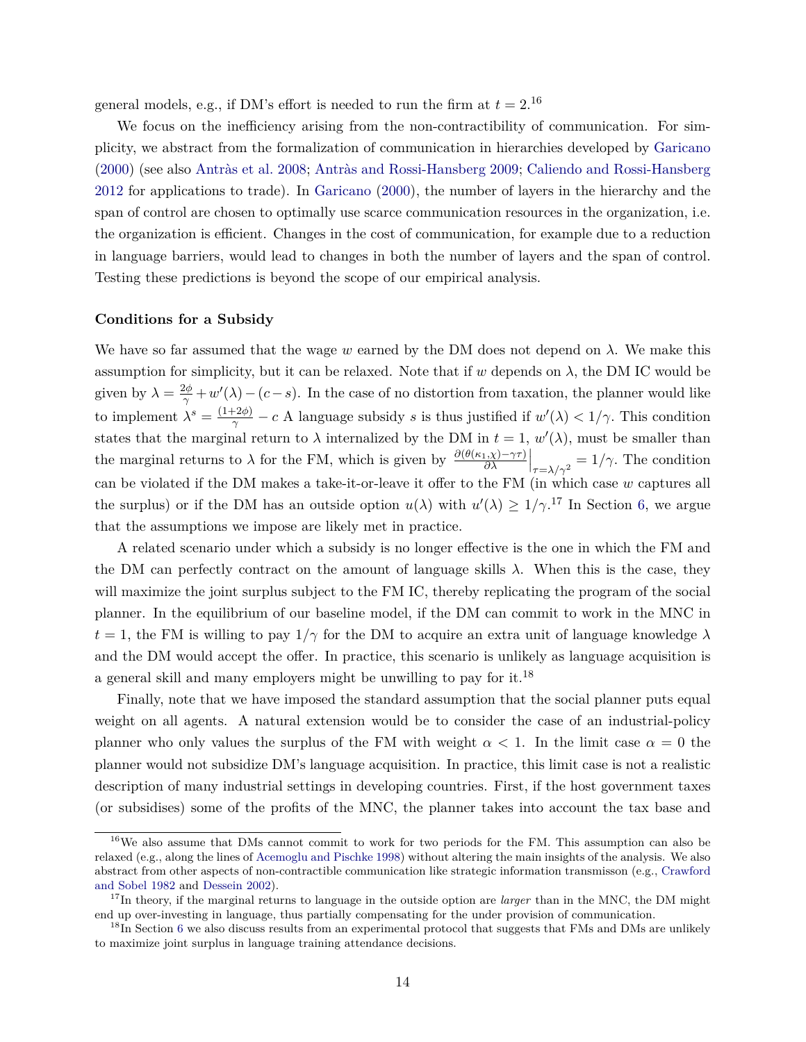general models, e.g., if DM's effort is needed to run the firm at $t = 2$.[16]

We focus on the inefficiency arising from the non-contractibility of communication. For simplicity, we abstract from the formalization of communication in hierarchies developed by Garicano (2000) (see also Antràs et al. 2008; Antràs and Rossi-Hansberg 2009; Caliendo and Rossi-Hansberg 2012 for applications to trade). In Garicano (2000), the number of layers in the hierarchy and the span of control are chosen to optimally use scarce communication resources in the organization, i.e. the organization is efficient. Changes in the cost of communication, for example due to a reduction in language barriers, would lead to changes in both the number of layers and the span of control. Testing these predictions is beyond the scope of our empirical analysis.

**Conditions for a Subsidy**

We have so far assumed that the wage $w$ earned by the DM does not depend on $\lambda$. We make this assumption for simplicity, but it can be relaxed. Note that if $w$ depends on $\lambda$, the DM IC would be given by $\lambda = \frac{2\phi}{\gamma} + w'(\lambda) - (c - s)$. In the case of no distortion from taxation, the planner would like to implement $\lambda^s = \frac{(1+2\phi)}{\gamma} - c$ A language subsidy $s$ is thus justified if $w'(\lambda) < 1/\gamma$. This condition states that the marginal return to $\lambda$ internalized by the DM in $t = 1$, $w'(\lambda)$, must be smaller than the marginal returns to $\lambda$ for the FM, which is given by $\frac{\partial(\theta(\kappa_1,\chi)-\gamma\tau)}{\partial\lambda}\Big|_{\tau=\lambda/\gamma^2} = 1/\gamma$. The condition can be violated if the DM makes a take-it-or-leave it offer to the FM (in which case $w$ captures all the surplus) or if the DM has an outside option $u(\lambda)$ with $u'(\lambda) \geq 1/\gamma$.[17] In Section 6, we argue that the assumptions we impose are likely met in practice.

A related scenario under which a subsidy is no longer effective is the one in which the FM and the DM can perfectly contract on the amount of language skills $\lambda$. When this is the case, they will maximize the joint surplus subject to the FM IC, thereby replicating the program of the social planner. In the equilibrium of our baseline model, if the DM can commit to work in the MNC in $t = 1$, the FM is willing to pay $1/\gamma$ for the DM to acquire an extra unit of language knowledge $\lambda$ and the DM would accept the offer. In practice, this scenario is unlikely as language acquisition is a general skill and many employers might be unwilling to pay for it.[18]

Finally, note that we have imposed the standard assumption that the social planner puts equal weight on all agents. A natural extension would be to consider the case of an industrial-policy planner who only values the surplus of the FM with weight $\alpha < 1$. In the limit case $\alpha = 0$ the planner would not subsidize DM's language acquisition. In practice, this limit case is not a realistic description of many industrial settings in developing countries. First, if the host government taxes (or subsidises) some of the profits of the MNC, the planner takes into account the tax base and

---

[16] We also assume that DMs cannot commit to work for two periods for the FM. This assumption can also be relaxed (e.g., along the lines of Acemoglu and Pischke 1998) without altering the main insights of the analysis. We also abstract from other aspects of non-contractible communication like strategic information transmisson (e.g., Crawford and Sobel 1982 and Dessein 2002).

[17] In theory, if the marginal returns to language in the outside option are *larger* than in the MNC, the DM might end up over-investing in language, thus partially compensating for the under provision of communication.

[18] In Section 6 we also discuss results from an experimental protocol that suggests that FMs and DMs are unlikely to maximize joint surplus in language training attendance decisions.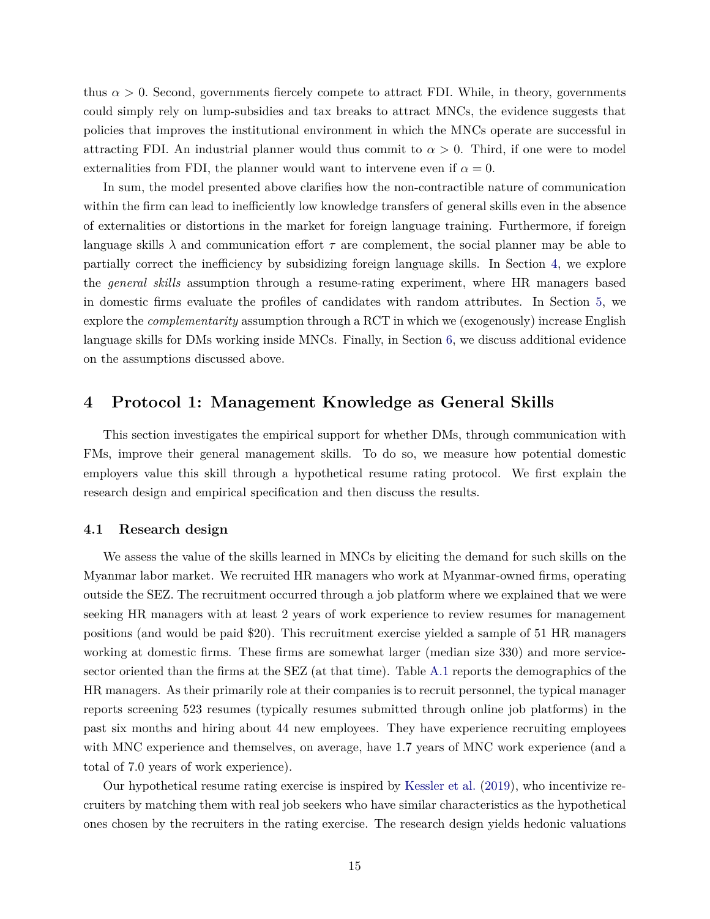thus $\alpha > 0$. Second, governments fiercely compete to attract FDI. While, in theory, governments could simply rely on lump-subsidies and tax breaks to attract MNCs, the evidence suggests that policies that improves the institutional environment in which the MNCs operate are successful in attracting FDI. An industrial planner would thus commit to $\alpha > 0$. Third, if one were to model externalities from FDI, the planner would want to intervene even if $\alpha = 0$.

In sum, the model presented above clarifies how the non-contractible nature of communication within the firm can lead to inefficiently low knowledge transfers of general skills even in the absence of externalities or distortions in the market for foreign language training. Furthermore, if foreign language skills $\lambda$ and communication effort $\tau$ are complement, the social planner may be able to partially correct the inefficiency by subsidizing foreign language skills. In Section 4, we explore the *general skills* assumption through a resume-rating experiment, where HR managers based in domestic firms evaluate the profiles of candidates with random attributes. In Section 5, we explore the *complementarity* assumption through a RCT in which we (exogenously) increase English language skills for DMs working inside MNCs. Finally, in Section 6, we discuss additional evidence on the assumptions discussed above.

## 4 Protocol 1: Management Knowledge as General Skills

This section investigates the empirical support for whether DMs, through communication with FMs, improve their general management skills. To do so, we measure how potential domestic employers value this skill through a hypothetical resume rating protocol. We first explain the research design and empirical specification and then discuss the results.

### 4.1 Research design

We assess the value of the skills learned in MNCs by eliciting the demand for such skills on the Myanmar labor market. We recruited HR managers who work at Myanmar-owned firms, operating outside the SEZ. The recruitment occurred through a job platform where we explained that we were seeking HR managers with at least 2 years of work experience to review resumes for management positions (and would be paid \$20). This recruitment exercise yielded a sample of 51 HR managers working at domestic firms. These firms are somewhat larger (median size 330) and more service-sector oriented than the firms at the SEZ (at that time). Table A.1 reports the demographics of the HR managers. As their primarily role at their companies is to recruit personnel, the typical manager reports screening 523 resumes (typically resumes submitted through online job platforms) in the past six months and hiring about 44 new employees. They have experience recruiting employees with MNC experience and themselves, on average, have 1.7 years of MNC work experience (and a total of 7.0 years of work experience).

Our hypothetical resume rating exercise is inspired by Kessler et al. (2019), who incentivize recruiters by matching them with real job seekers who have similar characteristics as the hypothetical ones chosen by the recruiters in the rating exercise. The research design yields hedonic valuations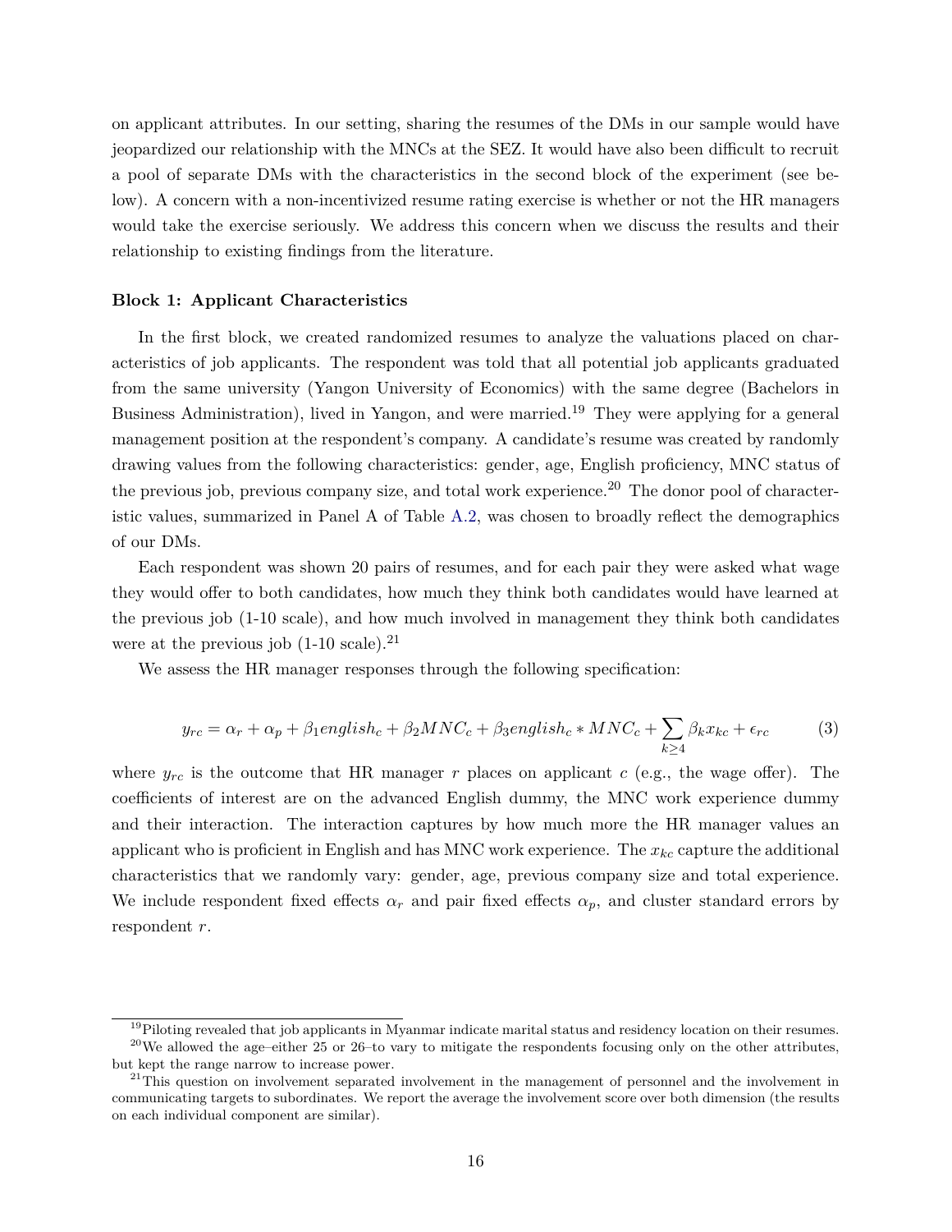on applicant attributes. In our setting, sharing the resumes of the DMs in our sample would have jeopardized our relationship with the MNCs at the SEZ. It would have also been difficult to recruit a pool of separate DMs with the characteristics in the second block of the experiment (see below). A concern with a non-incentivized resume rating exercise is whether or not the HR managers would take the exercise seriously. We address this concern when we discuss the results and their relationship to existing findings from the literature.

**Block 1: Applicant Characteristics**

In the first block, we created randomized resumes to analyze the valuations placed on characteristics of job applicants. The respondent was told that all potential job applicants graduated from the same university (Yangon University of Economics) with the same degree (Bachelors in Business Administration), lived in Yangon, and were married.[19] They were applying for a general management position at the respondent's company. A candidate's resume was created by randomly drawing values from the following characteristics: gender, age, English proficiency, MNC status of the previous job, previous company size, and total work experience.[20] The donor pool of characteristic values, summarized in Panel A of Table A.2, was chosen to broadly reflect the demographics of our DMs.

Each respondent was shown 20 pairs of resumes, and for each pair they were asked what wage they would offer to both candidates, how much they think both candidates would have learned at the previous job (1-10 scale), and how much involved in management they think both candidates were at the previous job (1-10 scale).[21]

We assess the HR manager responses through the following specification:

$$y_{rc} = \alpha_r + \alpha_p + \beta_1 english_c + \beta_2 MNC_c + \beta_3 english_c * MNC_c + \sum_{k \geq 4} \beta_k x_{kc} + \epsilon_{rc} \tag{3}$$

where $y_{rc}$ is the outcome that HR manager $r$ places on applicant $c$ (e.g., the wage offer). The coefficients of interest are on the advanced English dummy, the MNC work experience dummy and their interaction. The interaction captures by how much more the HR manager values an applicant who is proficient in English and has MNC work experience. The $x_{kc}$ capture the additional characteristics that we randomly vary: gender, age, previous company size and total experience. We include respondent fixed effects $\alpha_r$ and pair fixed effects $\alpha_p$, and cluster standard errors by respondent $r$.

---

[19] Piloting revealed that job applicants in Myanmar indicate marital status and residency location on their resumes.

[20] We allowed the age–either 25 or 26–to vary to mitigate the respondents focusing only on the other attributes, but kept the range narrow to increase power.

[21] This question on involvement separated involvement in the management of personnel and the involvement in communicating targets to subordinates. We report the average the involvement score over both dimension (the results on each individual component are similar).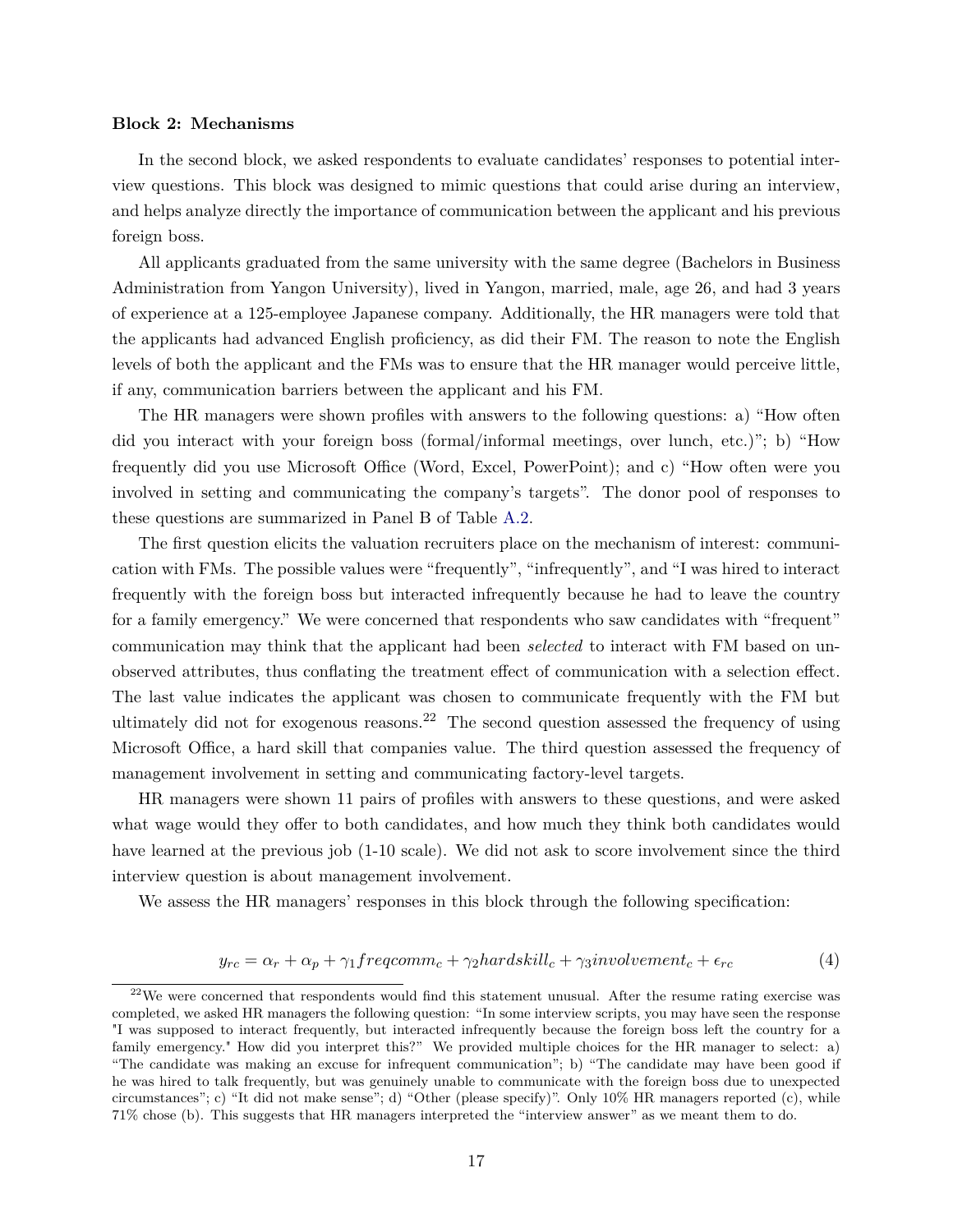**Block 2: Mechanisms**

In the second block, we asked respondents to evaluate candidates' responses to potential interview questions. This block was designed to mimic questions that could arise during an interview, and helps analyze directly the importance of communication between the applicant and his previous foreign boss.

All applicants graduated from the same university with the same degree (Bachelors in Business Administration from Yangon University), lived in Yangon, married, male, age 26, and had 3 years of experience at a 125-employee Japanese company. Additionally, the HR managers were told that the applicants had advanced English proficiency, as did their FM. The reason to note the English levels of both the applicant and the FMs was to ensure that the HR manager would perceive little, if any, communication barriers between the applicant and his FM.

The HR managers were shown profiles with answers to the following questions: a) "How often did you interact with your foreign boss (formal/informal meetings, over lunch, etc.)"; b) "How frequently did you use Microsoft Office (Word, Excel, PowerPoint); and c) "How often were you involved in setting and communicating the company's targets". The donor pool of responses to these questions are summarized in Panel B of Table A.2.

The first question elicits the valuation recruiters place on the mechanism of interest: communication with FMs. The possible values were "frequently", "infrequently", and "I was hired to interact frequently with the foreign boss but interacted infrequently because he had to leave the country for a family emergency." We were concerned that respondents who saw candidates with "frequent" communication may think that the applicant had been *selected* to interact with FM based on unobserved attributes, thus conflating the treatment effect of communication with a selection effect. The last value indicates the applicant was chosen to communicate frequently with the FM but ultimately did not for exogenous reasons.[22] The second question assessed the frequency of using Microsoft Office, a hard skill that companies value. The third question assessed the frequency of management involvement in setting and communicating factory-level targets.

HR managers were shown 11 pairs of profiles with answers to these questions, and were asked what wage would they offer to both candidates, and how much they think both candidates would have learned at the previous job (1-10 scale). We did not ask to score involvement since the third interview question is about management involvement.

We assess the HR managers' responses in this block through the following specification:

$$y_{rc} = \alpha_r + \alpha_p + \gamma_1 freqcomm_c + \gamma_2 hardskill_c + \gamma_3 involvement_c + \epsilon_{rc} \quad (4)$$

[22] We were concerned that respondents would find this statement unusual. After the resume rating exercise was completed, we asked HR managers the following question: "In some interview scripts, you may have seen the response "I was supposed to interact frequently, but interacted infrequently because the foreign boss left the country for a family emergency." How did you interpret this?" We provided multiple choices for the HR manager to select: a) "The candidate was making an excuse for infrequent communication"; b) "The candidate may have been good if he was hired to talk frequently, but was genuinely unable to communicate with the foreign boss due to unexpected circumstances"; c) "It did not make sense"; d) "Other (please specify)". Only 10% HR managers reported (c), while 71% chose (b). This suggests that HR managers interpreted the "interview answer" as we meant them to do.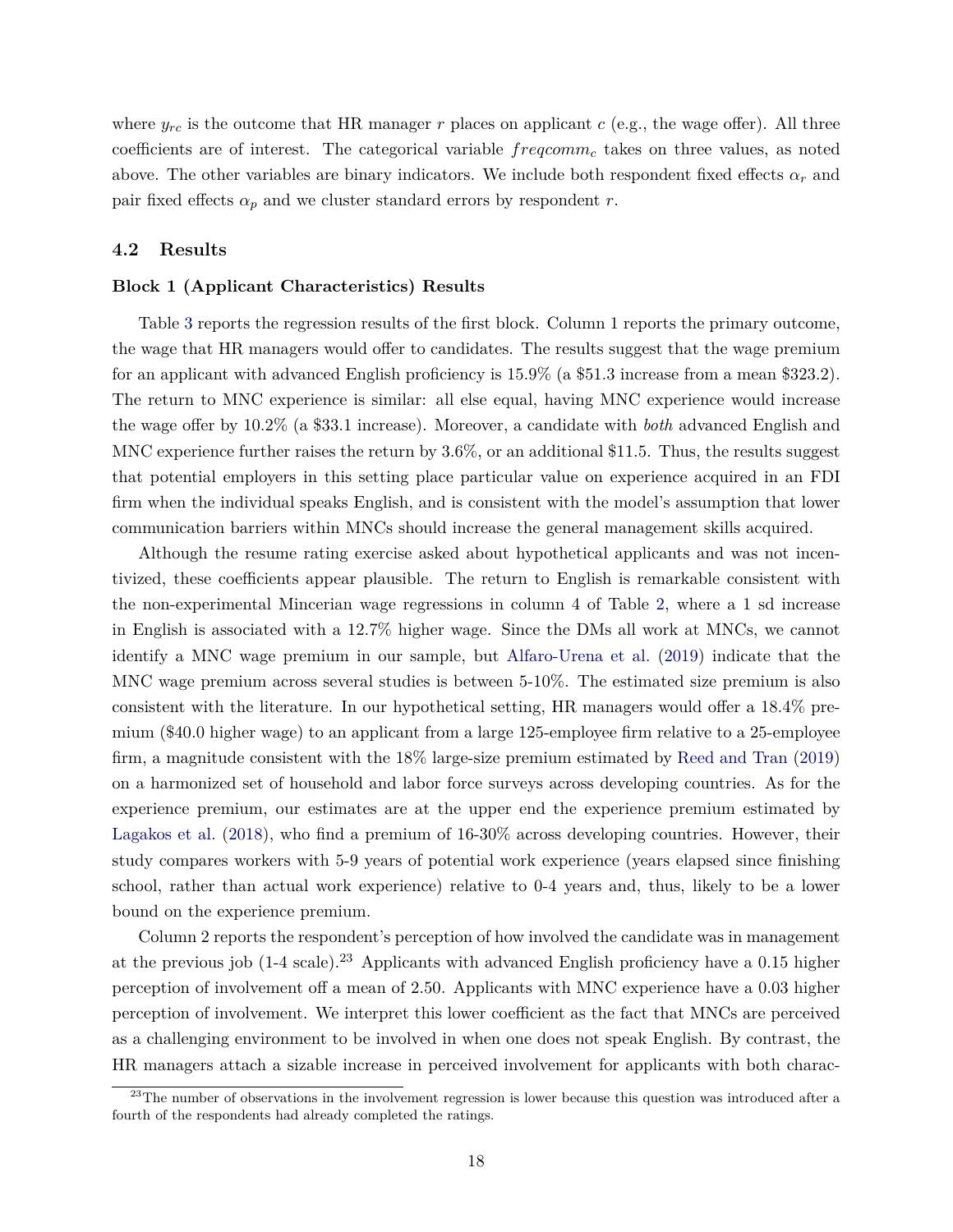where $y_{rc}$ is the outcome that HR manager $r$ places on applicant $c$ (e.g., the wage offer). All three coefficients are of interest. The categorical variable $freqcomm_c$ takes on three values, as noted above. The other variables are binary indicators. We include both respondent fixed effects $\alpha_r$ and pair fixed effects $\alpha_p$ and we cluster standard errors by respondent $r$.

### 4.2 Results

**Block 1 (Applicant Characteristics) Results**

Table 3 reports the regression results of the first block. Column 1 reports the primary outcome, the wage that HR managers would offer to candidates. The results suggest that the wage premium for an applicant with advanced English proficiency is 15.9% (a \$51.3 increase from a mean \$323.2). The return to MNC experience is similar: all else equal, having MNC experience would increase the wage offer by 10.2% (a \$33.1 increase). Moreover, a candidate with *both* advanced English and MNC experience further raises the return by 3.6%, or an additional \$11.5. Thus, the results suggest that potential employers in this setting place particular value on experience acquired in an FDI firm when the individual speaks English, and is consistent with the model's assumption that lower communication barriers within MNCs should increase the general management skills acquired.

Although the resume rating exercise asked about hypothetical applicants and was not incentivized, these coefficients appear plausible. The return to English is remarkable consistent with the non-experimental Mincerian wage regressions in column 4 of Table 2, where a 1 sd increase in English is associated with a 12.7% higher wage. Since the DMs all work at MNCs, we cannot identify a MNC wage premium in our sample, but Alfaro-Urena et al. (2019) indicate that the MNC wage premium across several studies is between 5-10%. The estimated size premium is also consistent with the literature. In our hypothetical setting, HR managers would offer a 18.4% premium (\$40.0 higher wage) to an applicant from a large 125-employee firm relative to a 25-employee firm, a magnitude consistent with the 18% large-size premium estimated by Reed and Tran (2019) on a harmonized set of household and labor force surveys across developing countries. As for the experience premium, our estimates are at the upper end the experience premium estimated by Lagakos et al. (2018), who find a premium of 16-30% across developing countries. However, their study compares workers with 5-9 years of potential work experience (years elapsed since finishing school, rather than actual work experience) relative to 0-4 years and, thus, likely to be a lower bound on the experience premium.

Column 2 reports the respondent's perception of how involved the candidate was in management at the previous job (1-4 scale).[23] Applicants with advanced English proficiency have a 0.15 higher perception of involvement off a mean of 2.50. Applicants with MNC experience have a 0.03 higher perception of involvement. We interpret this lower coefficient as the fact that MNCs are perceived as a challenging environment to be involved in when one does not speak English. By contrast, the HR managers attach a sizable increase in perceived involvement for applicants with both charac-

[23] The number of observations in the involvement regression is lower because this question was introduced after a fourth of the respondents had already completed the ratings.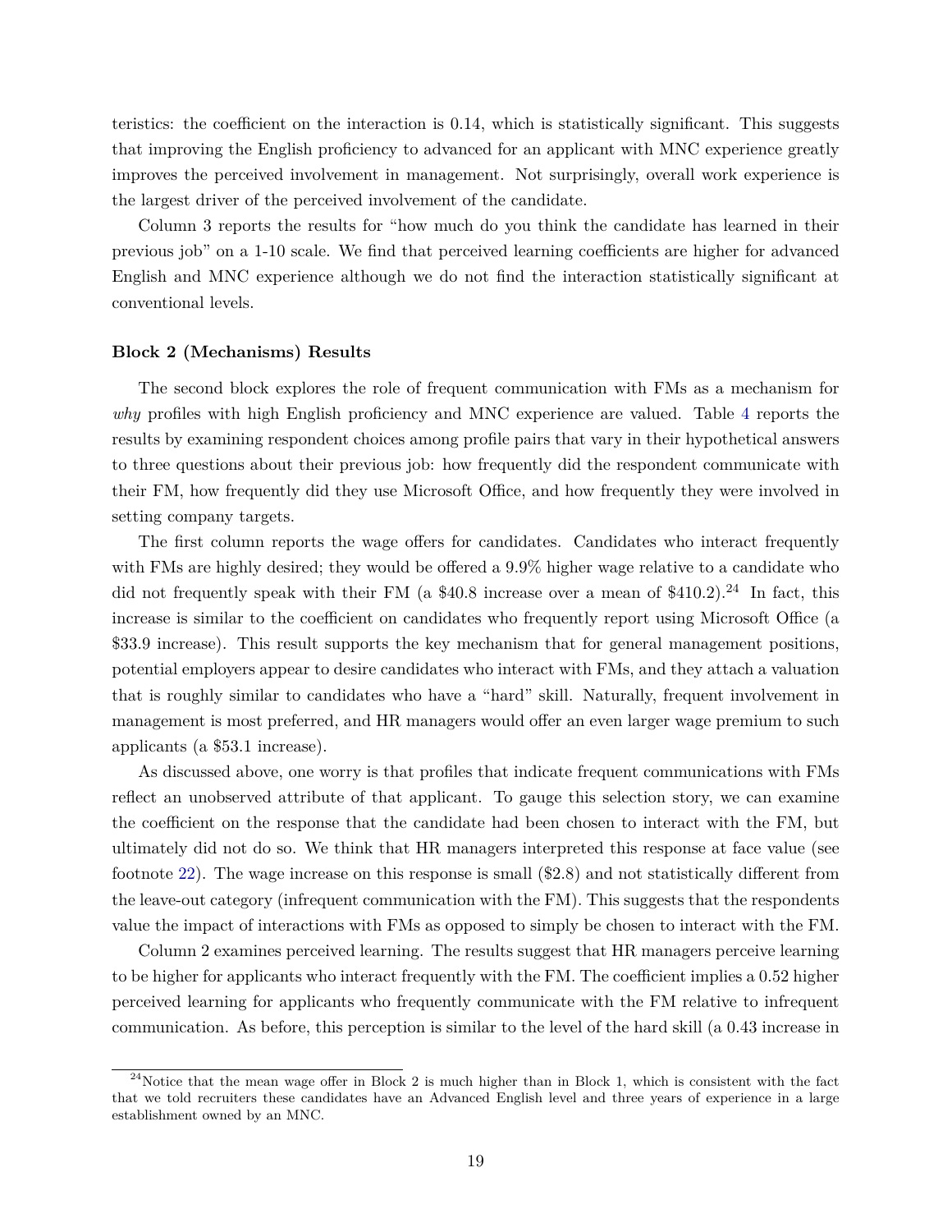teristics: the coefficient on the interaction is 0.14, which is statistically significant. This suggests that improving the English proficiency to advanced for an applicant with MNC experience greatly improves the perceived involvement in management. Not surprisingly, overall work experience is the largest driver of the perceived involvement of the candidate.

Column 3 reports the results for "how much do you think the candidate has learned in their previous job" on a 1-10 scale. We find that perceived learning coefficients are higher for advanced English and MNC experience although we do not find the interaction statistically significant at conventional levels.

**Block 2 (Mechanisms) Results**

The second block explores the role of frequent communication with FMs as a mechanism for *why* profiles with high English proficiency and MNC experience are valued. Table 4 reports the results by examining respondent choices among profile pairs that vary in their hypothetical answers to three questions about their previous job: how frequently did the respondent communicate with their FM, how frequently did they use Microsoft Office, and how frequently they were involved in setting company targets.

The first column reports the wage offers for candidates. Candidates who interact frequently with FMs are highly desired; they would be offered a 9.9% higher wage relative to a candidate who did not frequently speak with their FM (a $40.8 increase over a mean of $410.2).[24] In fact, this increase is similar to the coefficient on candidates who frequently report using Microsoft Office (a $33.9 increase). This result supports the key mechanism that for general management positions, potential employers appear to desire candidates who interact with FMs, and they attach a valuation that is roughly similar to candidates who have a "hard" skill. Naturally, frequent involvement in management is most preferred, and HR managers would offer an even larger wage premium to such applicants (a $53.1 increase).

As discussed above, one worry is that profiles that indicate frequent communications with FMs reflect an unobserved attribute of that applicant. To gauge this selection story, we can examine the coefficient on the response that the candidate had been chosen to interact with the FM, but ultimately did not do so. We think that HR managers interpreted this response at face value (see footnote 22). The wage increase on this response is small ($2.8) and not statistically different from the leave-out category (infrequent communication with the FM). This suggests that the respondents value the impact of interactions with FMs as opposed to simply be chosen to interact with the FM.

Column 2 examines perceived learning. The results suggest that HR managers perceive learning to be higher for applicants who interact frequently with the FM. The coefficient implies a 0.52 higher perceived learning for applicants who frequently communicate with the FM relative to infrequent communication. As before, this perception is similar to the level of the hard skill (a 0.43 increase in

[24]Notice that the mean wage offer in Block 2 is much higher than in Block 1, which is consistent with the fact that we told recruiters these candidates have an Advanced English level and three years of experience in a large establishment owned by an MNC.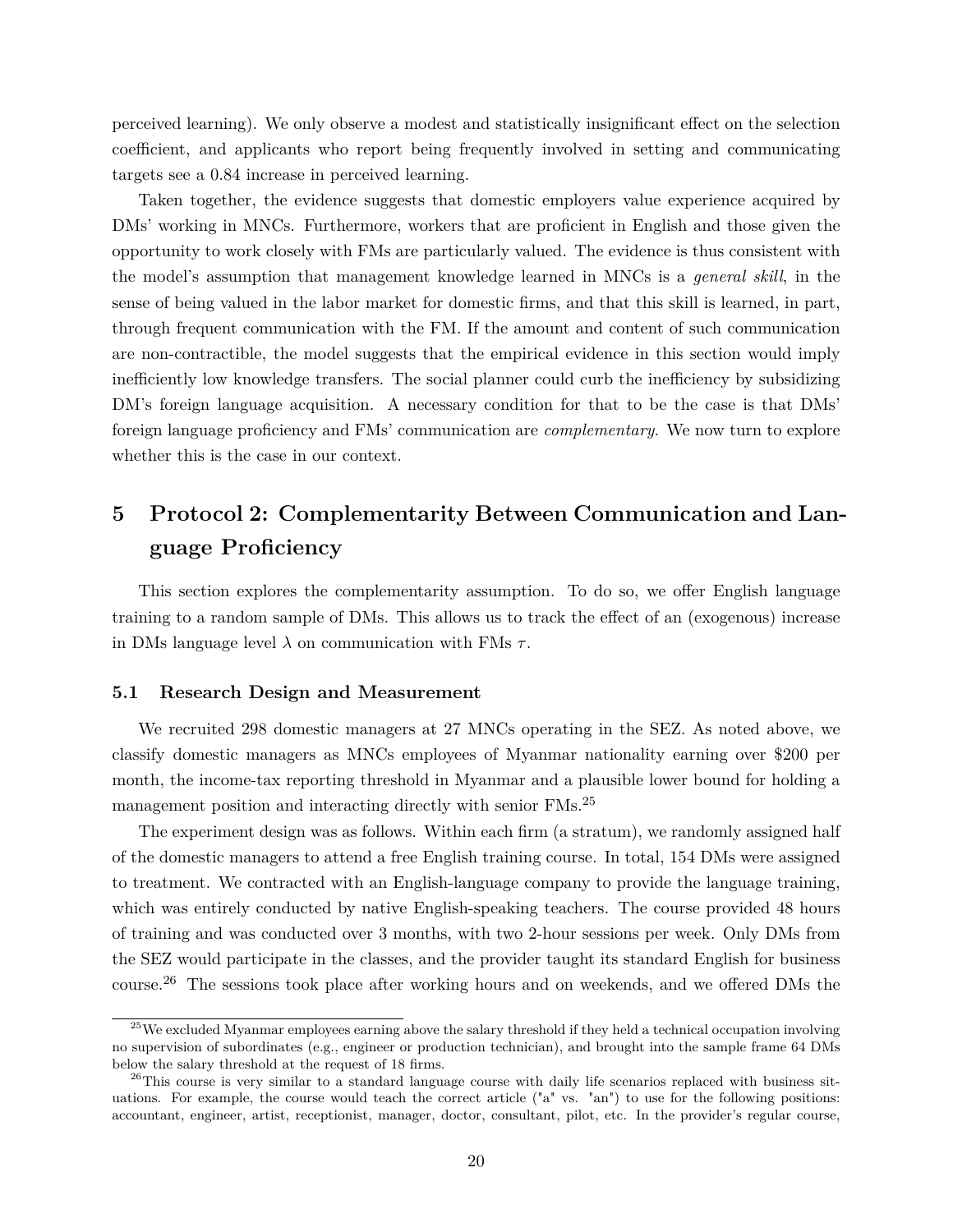perceived learning). We only observe a modest and statistically insignificant effect on the selection coefficient, and applicants who report being frequently involved in setting and communicating targets see a 0.84 increase in perceived learning.

Taken together, the evidence suggests that domestic employers value experience acquired by DMs' working in MNCs. Furthermore, workers that are proficient in English and those given the opportunity to work closely with FMs are particularly valued. The evidence is thus consistent with the model's assumption that management knowledge learned in MNCs is a *general skill*, in the sense of being valued in the labor market for domestic firms, and that this skill is learned, in part, through frequent communication with the FM. If the amount and content of such communication are non-contractible, the model suggests that the empirical evidence in this section would imply inefficiently low knowledge transfers. The social planner could curb the inefficiency by subsidizing DM's foreign language acquisition. A necessary condition for that to be the case is that DMs' foreign language proficiency and FMs' communication are *complementary*. We now turn to explore whether this is the case in our context.

# 5 Protocol 2: Complementarity Between Communication and Language Proficiency

This section explores the complementarity assumption. To do so, we offer English language training to a random sample of DMs. This allows us to track the effect of an (exogenous) increase in DMs language level $\lambda$ on communication with FMs $\tau$.

## 5.1 Research Design and Measurement

We recruited 298 domestic managers at 27 MNCs operating in the SEZ. As noted above, we classify domestic managers as MNCs employees of Myanmar nationality earning over \$200 per month, the income-tax reporting threshold in Myanmar and a plausible lower bound for holding a management position and interacting directly with senior FMs.[25]

The experiment design was as follows. Within each firm (a stratum), we randomly assigned half of the domestic managers to attend a free English training course. In total, 154 DMs were assigned to treatment. We contracted with an English-language company to provide the language training, which was entirely conducted by native English-speaking teachers. The course provided 48 hours of training and was conducted over 3 months, with two 2-hour sessions per week. Only DMs from the SEZ would participate in the classes, and the provider taught its standard English for business course.[26] The sessions took place after working hours and on weekends, and we offered DMs the

[25] We excluded Myanmar employees earning above the salary threshold if they held a technical occupation involving no supervision of subordinates (e.g., engineer or production technician), and brought into the sample frame 64 DMs below the salary threshold at the request of 18 firms.

[26] This course is very similar to a standard language course with daily life scenarios replaced with business situations. For example, the course would teach the correct article ("a" vs. "an") to use for the following positions: accountant, engineer, artist, receptionist, manager, doctor, consultant, pilot, etc. In the provider's regular course,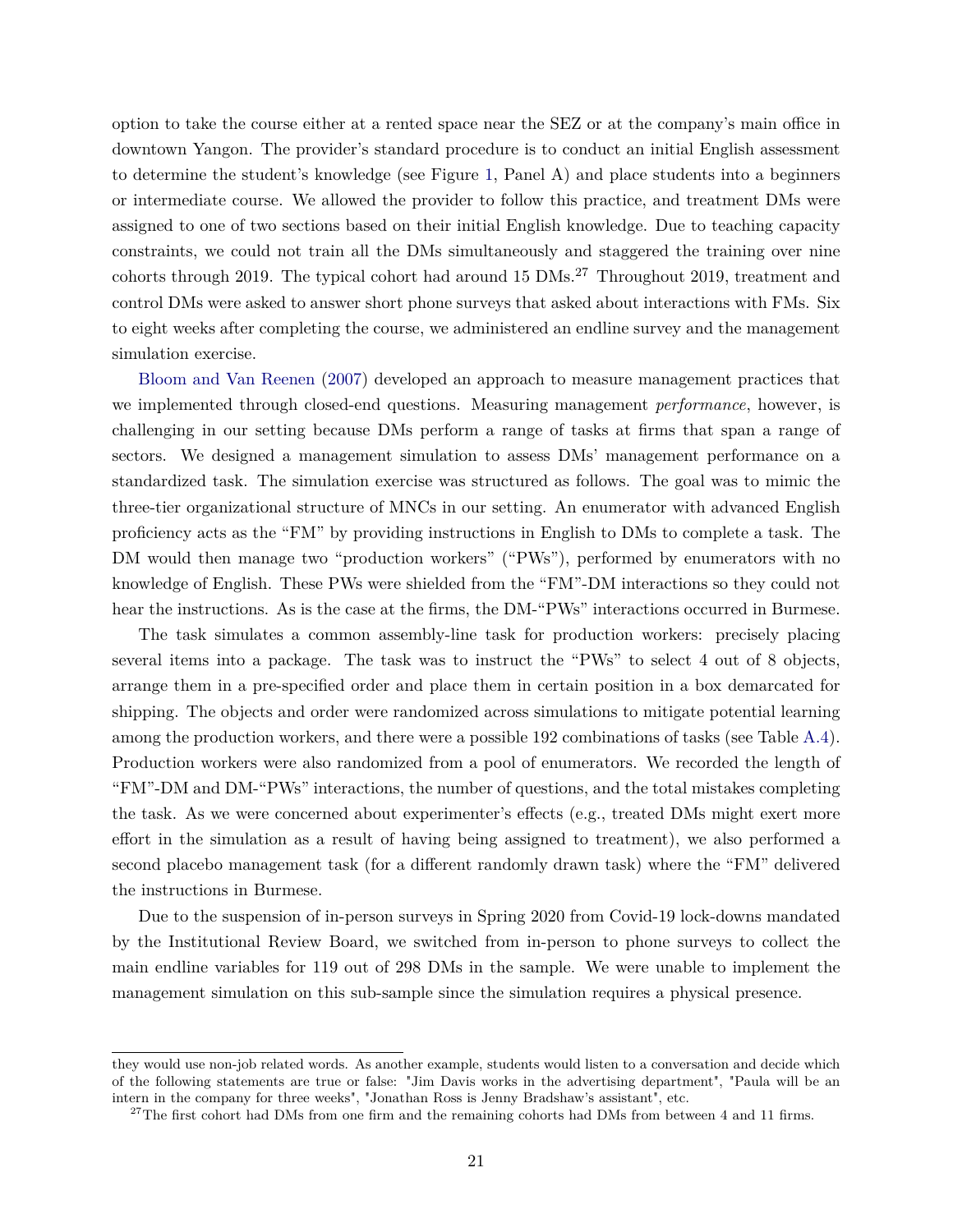option to take the course either at a rented space near the SEZ or at the company's main office in downtown Yangon. The provider's standard procedure is to conduct an initial English assessment to determine the student's knowledge (see Figure 1, Panel A) and place students into a beginners or intermediate course. We allowed the provider to follow this practice, and treatment DMs were assigned to one of two sections based on their initial English knowledge. Due to teaching capacity constraints, we could not train all the DMs simultaneously and staggered the training over nine cohorts through 2019. The typical cohort had around 15 DMs.[27] Throughout 2019, treatment and control DMs were asked to answer short phone surveys that asked about interactions with FMs. Six to eight weeks after completing the course, we administered an endline survey and the management simulation exercise.

Bloom and Van Reenen (2007) developed an approach to measure management practices that we implemented through closed-end questions. Measuring management *performance*, however, is challenging in our setting because DMs perform a range of tasks at firms that span a range of sectors. We designed a management simulation to assess DMs' management performance on a standardized task. The simulation exercise was structured as follows. The goal was to mimic the three-tier organizational structure of MNCs in our setting. An enumerator with advanced English proficiency acts as the "FM" by providing instructions in English to DMs to complete a task. The DM would then manage two "production workers" ("PWs"), performed by enumerators with no knowledge of English. These PWs were shielded from the "FM"-DM interactions so they could not hear the instructions. As is the case at the firms, the DM-"PWs" interactions occurred in Burmese.

The task simulates a common assembly-line task for production workers: precisely placing several items into a package. The task was to instruct the "PWs" to select 4 out of 8 objects, arrange them in a pre-specified order and place them in certain position in a box demarcated for shipping. The objects and order were randomized across simulations to mitigate potential learning among the production workers, and there were a possible 192 combinations of tasks (see Table A.4). Production workers were also randomized from a pool of enumerators. We recorded the length of "FM"-DM and DM-"PWs" interactions, the number of questions, and the total mistakes completing the task. As we were concerned about experimenter's effects (e.g., treated DMs might exert more effort in the simulation as a result of having being assigned to treatment), we also performed a second placebo management task (for a different randomly drawn task) where the "FM" delivered the instructions in Burmese.

Due to the suspension of in-person surveys in Spring 2020 from Covid-19 lock-downs mandated by the Institutional Review Board, we switched from in-person to phone surveys to collect the main endline variables for 119 out of 298 DMs in the sample. We were unable to implement the management simulation on this sub-sample since the simulation requires a physical presence.

---

they would use non-job related words. As another example, students would listen to a conversation and decide which of the following statements are true or false: "Jim Davis works in the advertising department", "Paula will be an intern in the company for three weeks", "Jonathan Ross is Jenny Bradshaw's assistant", etc.

[27] The first cohort had DMs from one firm and the remaining cohorts had DMs from between 4 and 11 firms.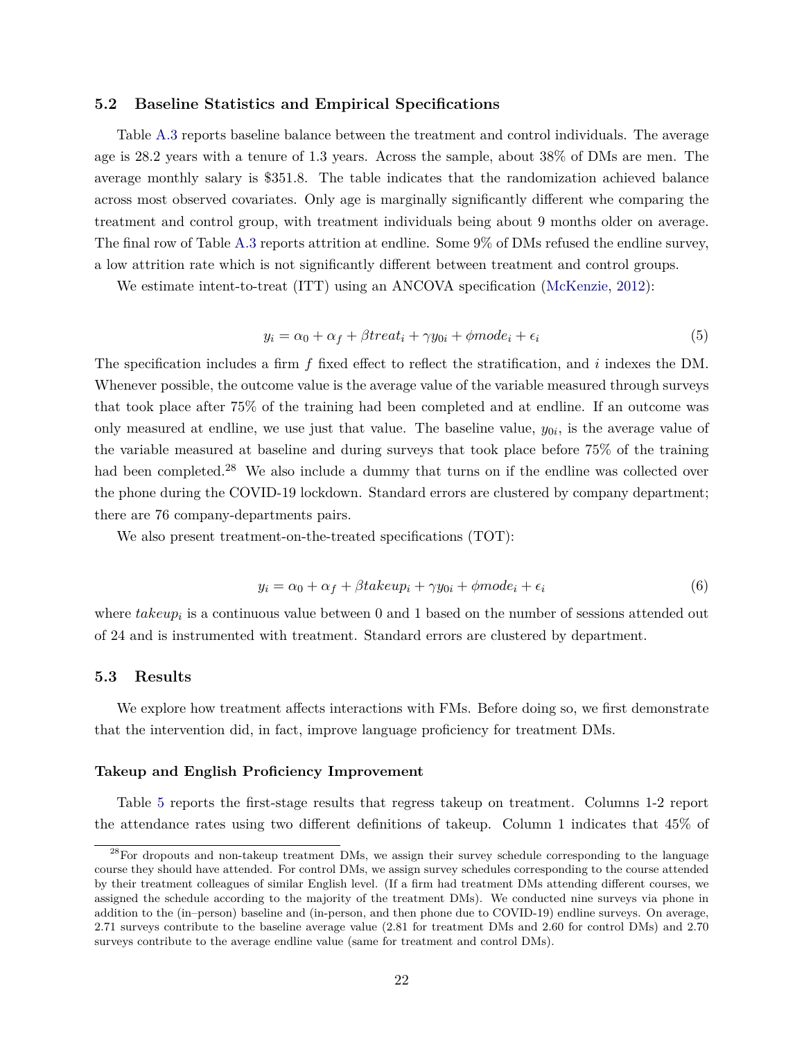### 5.2 Baseline Statistics and Empirical Specifications

Table A.3 reports baseline balance between the treatment and control individuals. The average age is 28.2 years with a tenure of 1.3 years. Across the sample, about 38% of DMs are men. The average monthly salary is $351.8. The table indicates that the randomization achieved balance across most observed covariates. Only age is marginally significantly different whe comparing the treatment and control group, with treatment individuals being about 9 months older on average. The final row of Table A.3 reports attrition at endline. Some 9% of DMs refused the endline survey, a low attrition rate which is not significantly different between treatment and control groups.

We estimate intent-to-treat (ITT) using an ANCOVA specification (McKenzie, 2012):

$$y_i = \alpha_0 + \alpha_f + \beta treat_i + \gamma y_{0i} + \phi mode_i + \epsilon_i \tag{5}$$

The specification includes a firm $f$ fixed effect to reflect the stratification, and $i$ indexes the DM. Whenever possible, the outcome value is the average value of the variable measured through surveys that took place after 75% of the training had been completed and at endline. If an outcome was only measured at endline, we use just that value. The baseline value, $y_{0i}$, is the average value of the variable measured at baseline and during surveys that took place before 75% of the training had been completed.[28] We also include a dummy that turns on if the endline was collected over the phone during the COVID-19 lockdown. Standard errors are clustered by company department; there are 76 company-departments pairs.

We also present treatment-on-the-treated specifications (TOT):

$$y_i = \alpha_0 + \alpha_f + \beta takeup_i + \gamma y_{0i} + \phi mode_i + \epsilon_i \tag{6}$$

where $takeup_i$ is a continuous value between 0 and 1 based on the number of sessions attended out of 24 and is instrumented with treatment. Standard errors are clustered by department.

### 5.3 Results

We explore how treatment affects interactions with FMs. Before doing so, we first demonstrate that the intervention did, in fact, improve language proficiency for treatment DMs.

**Takeup and English Proficiency Improvement**

Table 5 reports the first-stage results that regress takeup on treatment. Columns 1-2 report the attendance rates using two different definitions of takeup. Column 1 indicates that 45% of

[28] For dropouts and non-takeup treatment DMs, we assign their survey schedule corresponding to the language course they should have attended. For control DMs, we assign survey schedules corresponding to the course attended by their treatment colleagues of similar English level. (If a firm had treatment DMs attending different courses, we assigned the schedule according to the majority of the treatment DMs). We conducted nine surveys via phone in addition to the (in–person) baseline and (in-person, and then phone due to COVID-19) endline surveys. On average, 2.71 surveys contribute to the baseline average value (2.81 for treatment DMs and 2.60 for control DMs) and 2.70 surveys contribute to the average endline value (same for treatment and control DMs).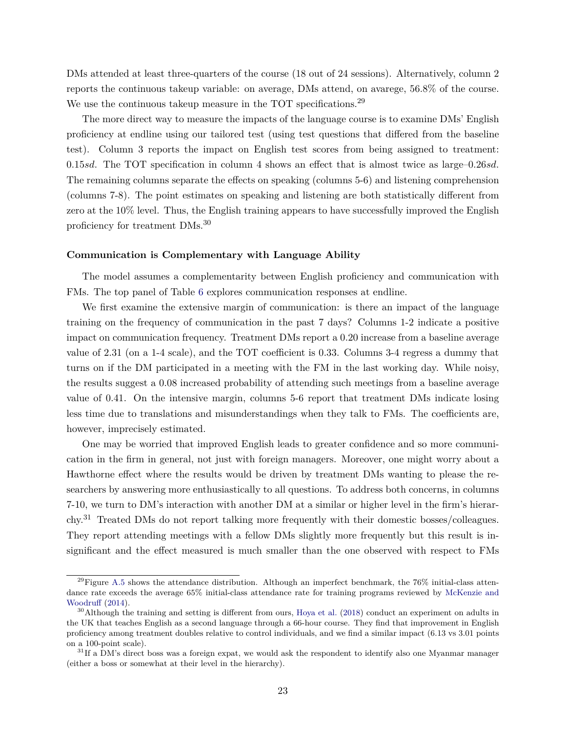DMs attended at least three-quarters of the course (18 out of 24 sessions). Alternatively, column 2 reports the continuous takeup variable: on average, DMs attend, on avarege, 56.8% of the course. We use the continuous takeup measure in the TOT specifications.[29]

The more direct way to measure the impacts of the language course is to examine DMs' English proficiency at endline using our tailored test (using test questions that differed from the baseline test). Column 3 reports the impact on English test scores from being assigned to treatment: 0.15*sd*. The TOT specification in column 4 shows an effect that is almost twice as large–0.26*sd*. The remaining columns separate the effects on speaking (columns 5-6) and listening comprehension (columns 7-8). The point estimates on speaking and listening are both statistically different from zero at the 10% level. Thus, the English training appears to have successfully improved the English proficiency for treatment DMs.[30]

**Communication is Complementary with Language Ability**

The model assumes a complementarity between English proficiency and communication with FMs. The top panel of Table 6 explores communication responses at endline.

We first examine the extensive margin of communication: is there an impact of the language training on the frequency of communication in the past 7 days? Columns 1-2 indicate a positive impact on communication frequency. Treatment DMs report a 0.20 increase from a baseline average value of 2.31 (on a 1-4 scale), and the TOT coefficient is 0.33. Columns 3-4 regress a dummy that turns on if the DM participated in a meeting with the FM in the last working day. While noisy, the results suggest a 0.08 increased probability of attending such meetings from a baseline average value of 0.41. On the intensive margin, columns 5-6 report that treatment DMs indicate losing less time due to translations and misunderstandings when they talk to FMs. The coefficients are, however, imprecisely estimated.

One may be worried that improved English leads to greater confidence and so more communication in the firm in general, not just with foreign managers. Moreover, one might worry about a Hawthorne effect where the results would be driven by treatment DMs wanting to please the researchers by answering more enthusiastically to all questions. To address both concerns, in columns 7-10, we turn to DM's interaction with another DM at a similar or higher level in the firm's hierarchy.[31] Treated DMs do not report talking more frequently with their domestic bosses/colleagues. They report attending meetings with a fellow DMs slightly more frequently but this result is insignificant and the effect measured is much smaller than the one observed with respect to FMs

[29] Figure A.5 shows the attendance distribution. Although an imperfect benchmark, the 76% initial-class attendance rate exceeds the average 65% initial-class attendance rate for training programs reviewed by McKenzie and Woodruff (2014).

[30] Although the training and setting is different from ours, Hoya et al. (2018) conduct an experiment on adults in the UK that teaches English as a second language through a 66-hour course. They find that improvement in English proficiency among treatment doubles relative to control individuals, and we find a similar impact (6.13 vs 3.01 points on a 100-point scale).

[31] If a DM's direct boss was a foreign expat, we would ask the respondent to identify also one Myanmar manager (either a boss or somewhat at their level in the hierarchy).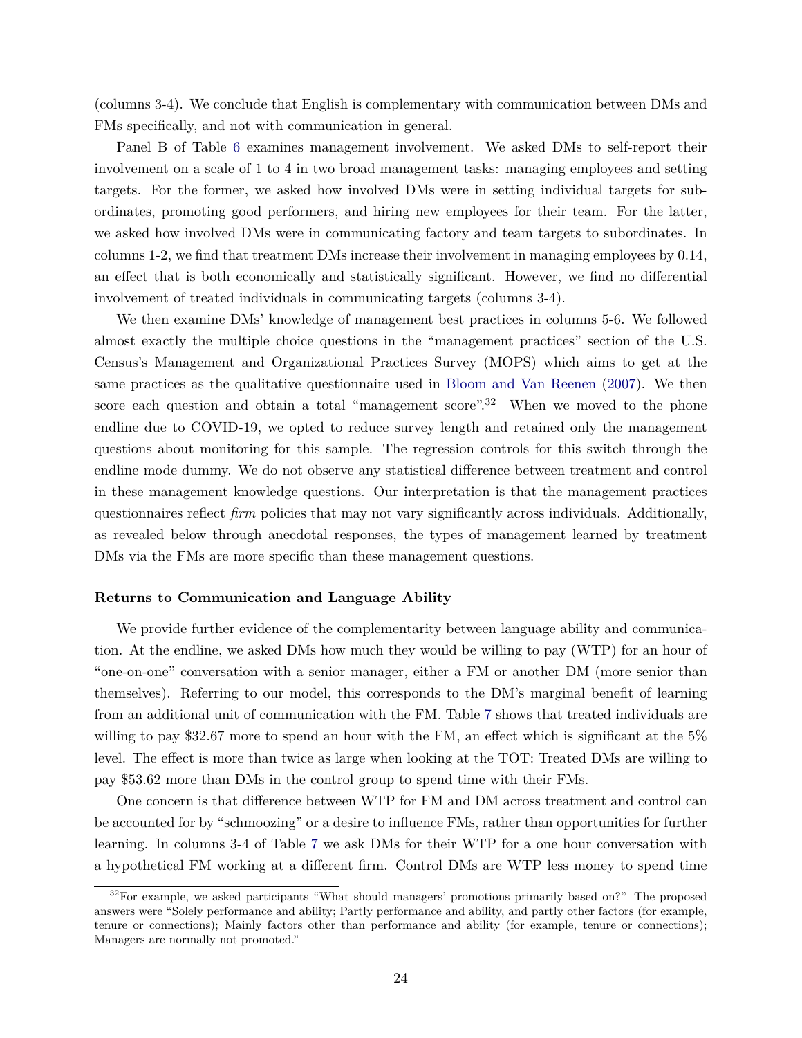(columns 3-4). We conclude that English is complementary with communication between DMs and FMs specifically, and not with communication in general.

Panel B of Table 6 examines management involvement. We asked DMs to self-report their involvement on a scale of 1 to 4 in two broad management tasks: managing employees and setting targets. For the former, we asked how involved DMs were in setting individual targets for subordinates, promoting good performers, and hiring new employees for their team. For the latter, we asked how involved DMs were in communicating factory and team targets to subordinates. In columns 1-2, we find that treatment DMs increase their involvement in managing employees by 0.14, an effect that is both economically and statistically significant. However, we find no differential involvement of treated individuals in communicating targets (columns 3-4).

We then examine DMs' knowledge of management best practices in columns 5-6. We followed almost exactly the multiple choice questions in the "management practices" section of the U.S. Census's Management and Organizational Practices Survey (MOPS) which aims to get at the same practices as the qualitative questionnaire used in Bloom and Van Reenen (2007). We then score each question and obtain a total "management score".[32] When we moved to the phone endline due to COVID-19, we opted to reduce survey length and retained only the management questions about monitoring for this sample. The regression controls for this switch through the endline mode dummy. We do not observe any statistical difference between treatment and control in these management knowledge questions. Our interpretation is that the management practices questionnaires reflect *firm* policies that may not vary significantly across individuals. Additionally, as revealed below through anecdotal responses, the types of management learned by treatment DMs via the FMs are more specific than these management questions.

**Returns to Communication and Language Ability**

We provide further evidence of the complementarity between language ability and communication. At the endline, we asked DMs how much they would be willing to pay (WTP) for an hour of "one-on-one" conversation with a senior manager, either a FM or another DM (more senior than themselves). Referring to our model, this corresponds to the DM's marginal benefit of learning from an additional unit of communication with the FM. Table 7 shows that treated individuals are willing to pay \$32.67 more to spend an hour with the FM, an effect which is significant at the 5% level. The effect is more than twice as large when looking at the TOT: Treated DMs are willing to pay \$53.62 more than DMs in the control group to spend time with their FMs.

One concern is that difference between WTP for FM and DM across treatment and control can be accounted for by "schmoozing" or a desire to influence FMs, rather than opportunities for further learning. In columns 3-4 of Table 7 we ask DMs for their WTP for a one hour conversation with a hypothetical FM working at a different firm. Control DMs are WTP less money to spend time

[32] For example, we asked participants "What should managers' promotions primarily based on?" The proposed answers were "Solely performance and ability; Partly performance and ability, and partly other factors (for example, tenure or connections); Mainly factors other than performance and ability (for example, tenure or connections); Managers are normally not promoted."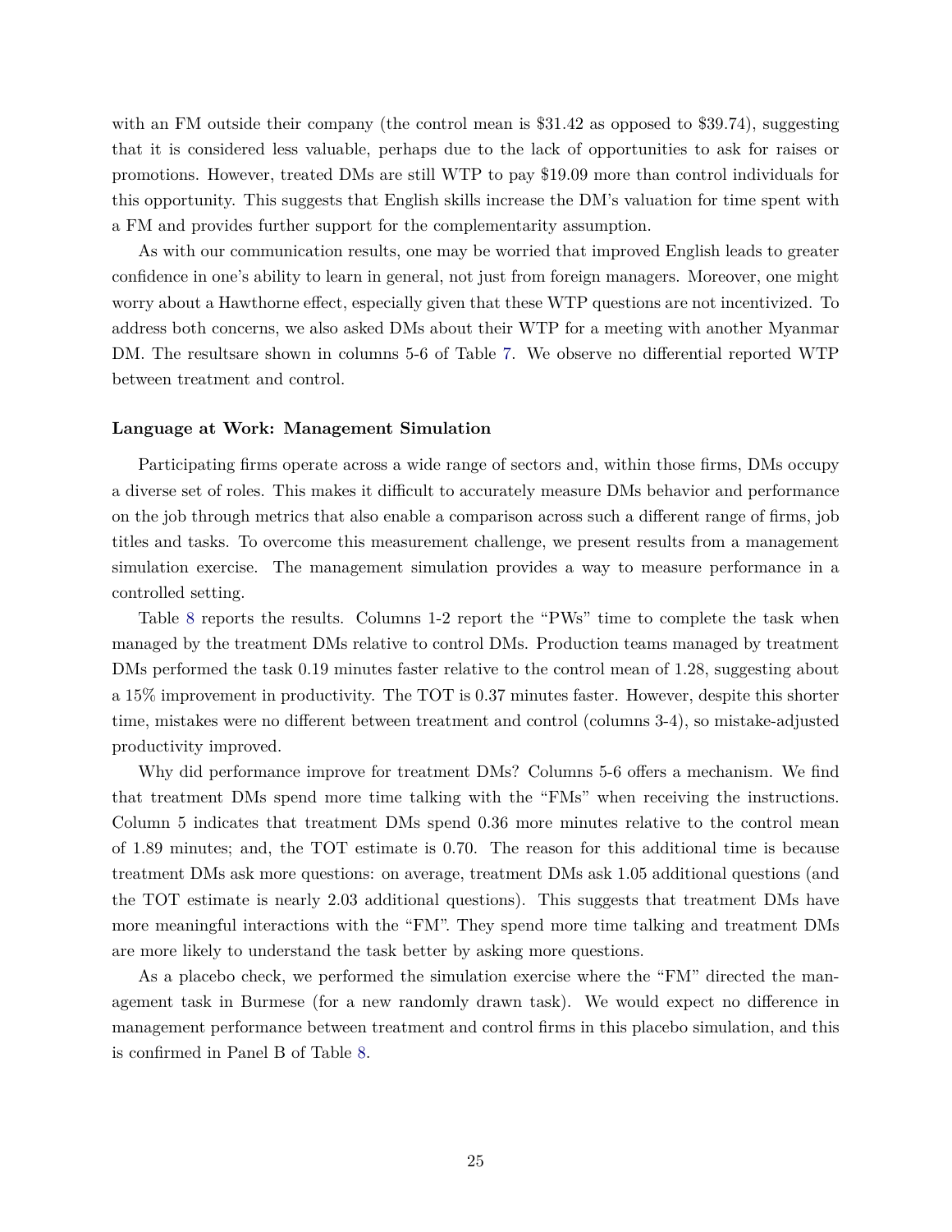with an FM outside their company (the control mean is \$31.42 as opposed to \$39.74), suggesting that it is considered less valuable, perhaps due to the lack of opportunities to ask for raises or promotions. However, treated DMs are still WTP to pay \$19.09 more than control individuals for this opportunity. This suggests that English skills increase the DM's valuation for time spent with a FM and provides further support for the complementarity assumption.

As with our communication results, one may be worried that improved English leads to greater confidence in one's ability to learn in general, not just from foreign managers. Moreover, one might worry about a Hawthorne effect, especially given that these WTP questions are not incentivized. To address both concerns, we also asked DMs about their WTP for a meeting with another Myanmar DM. The resultsare shown in columns 5-6 of Table 7. We observe no differential reported WTP between treatment and control.

**Language at Work: Management Simulation**

Participating firms operate across a wide range of sectors and, within those firms, DMs occupy a diverse set of roles. This makes it difficult to accurately measure DMs behavior and performance on the job through metrics that also enable a comparison across such a different range of firms, job titles and tasks. To overcome this measurement challenge, we present results from a management simulation exercise. The management simulation provides a way to measure performance in a controlled setting.

Table 8 reports the results. Columns 1-2 report the "PWs" time to complete the task when managed by the treatment DMs relative to control DMs. Production teams managed by treatment DMs performed the task 0.19 minutes faster relative to the control mean of 1.28, suggesting about a 15% improvement in productivity. The TOT is 0.37 minutes faster. However, despite this shorter time, mistakes were no different between treatment and control (columns 3-4), so mistake-adjusted productivity improved.

Why did performance improve for treatment DMs? Columns 5-6 offers a mechanism. We find that treatment DMs spend more time talking with the "FMs" when receiving the instructions. Column 5 indicates that treatment DMs spend 0.36 more minutes relative to the control mean of 1.89 minutes; and, the TOT estimate is 0.70. The reason for this additional time is because treatment DMs ask more questions: on average, treatment DMs ask 1.05 additional questions (and the TOT estimate is nearly 2.03 additional questions). This suggests that treatment DMs have more meaningful interactions with the "FM". They spend more time talking and treatment DMs are more likely to understand the task better by asking more questions.

As a placebo check, we performed the simulation exercise where the "FM" directed the management task in Burmese (for a new randomly drawn task). We would expect no difference in management performance between treatment and control firms in this placebo simulation, and this is confirmed in Panel B of Table 8.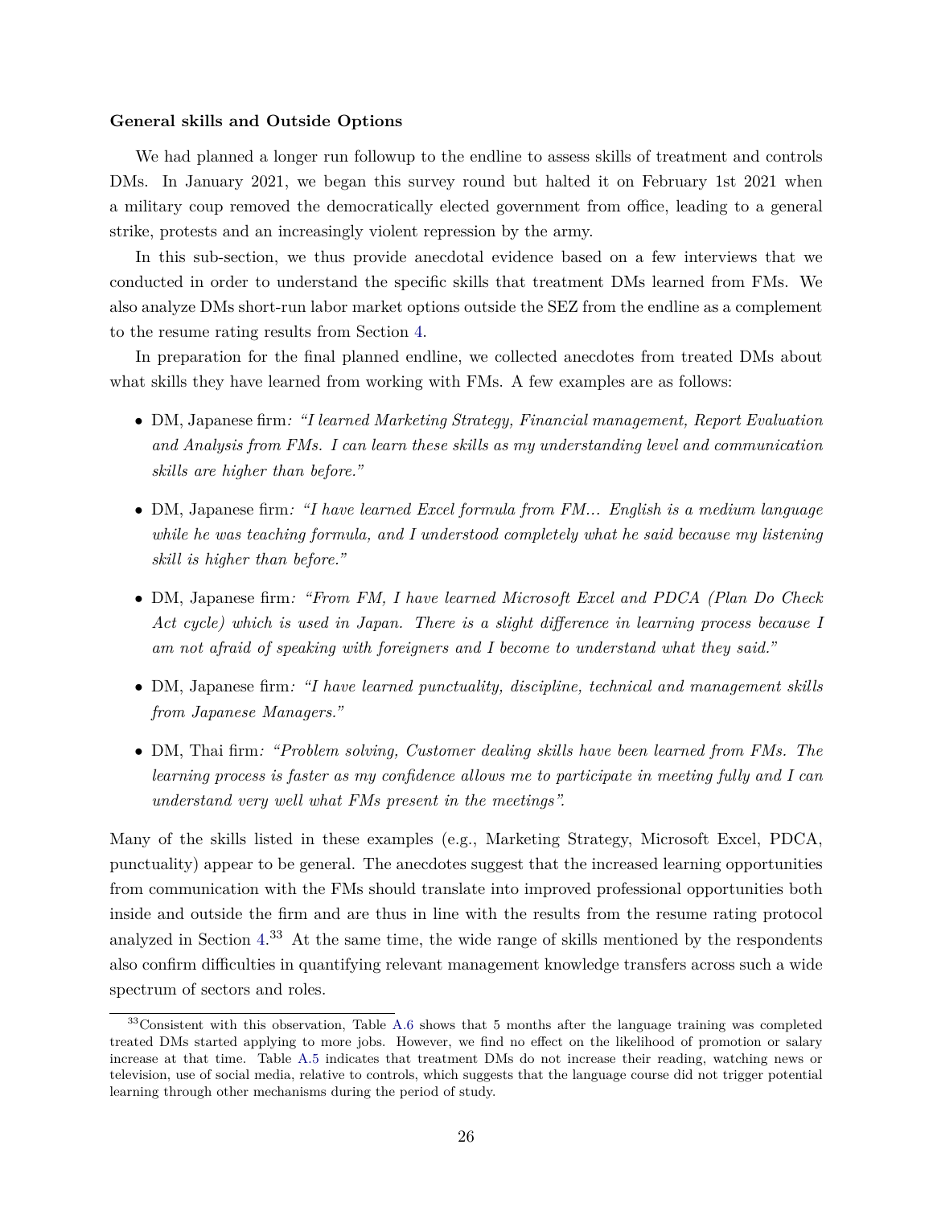**General skills and Outside Options**

We had planned a longer run followup to the endline to assess skills of treatment and controls DMs. In January 2021, we began this survey round but halted it on February 1st 2021 when a military coup removed the democratically elected government from office, leading to a general strike, protests and an increasingly violent repression by the army.

In this sub-section, we thus provide anecdotal evidence based on a few interviews that we conducted in order to understand the specific skills that treatment DMs learned from FMs. We also analyze DMs short-run labor market options outside the SEZ from the endline as a complement to the resume rating results from Section 4.

In preparation for the final planned endline, we collected anecdotes from treated DMs about what skills they have learned from working with FMs. A few examples are as follows:

- DM, Japanese firm*: "I learned Marketing Strategy, Financial management, Report Evaluation and Analysis from FMs. I can learn these skills as my understanding level and communication skills are higher than before."*
- DM, Japanese firm*: "I have learned Excel formula from FM... English is a medium language while he was teaching formula, and I understood completely what he said because my listening skill is higher than before."*
- DM, Japanese firm*: "From FM, I have learned Microsoft Excel and PDCA (Plan Do Check Act cycle) which is used in Japan. There is a slight difference in learning process because I am not afraid of speaking with foreigners and I become to understand what they said."*
- DM, Japanese firm*: "I have learned punctuality, discipline, technical and management skills from Japanese Managers."*
- DM, Thai firm*: "Problem solving, Customer dealing skills have been learned from FMs. The learning process is faster as my confidence allows me to participate in meeting fully and I can understand very well what FMs present in the meetings".*

Many of the skills listed in these examples (e.g., Marketing Strategy, Microsoft Excel, PDCA, punctuality) appear to be general. The anecdotes suggest that the increased learning opportunities from communication with the FMs should translate into improved professional opportunities both inside and outside the firm and are thus in line with the results from the resume rating protocol analyzed in Section 4.[33] At the same time, the wide range of skills mentioned by the respondents also confirm difficulties in quantifying relevant management knowledge transfers across such a wide spectrum of sectors and roles.

[33]Consistent with this observation, Table A.6 shows that 5 months after the language training was completed treated DMs started applying to more jobs. However, we find no effect on the likelihood of promotion or salary increase at that time. Table A.5 indicates that treatment DMs do not increase their reading, watching news or television, use of social media, relative to controls, which suggests that the language course did not trigger potential learning through other mechanisms during the period of study.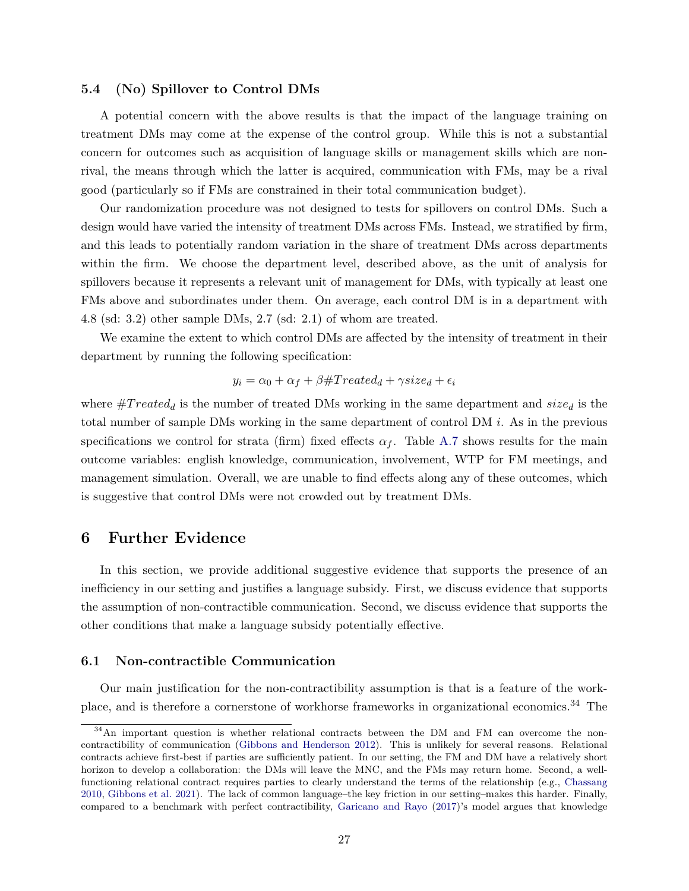### 5.4 (No) Spillover to Control DMs

A potential concern with the above results is that the impact of the language training on treatment DMs may come at the expense of the control group. While this is not a substantial concern for outcomes such as acquisition of language skills or management skills which are non-rival, the means through which the latter is acquired, communication with FMs, may be a rival good (particularly so if FMs are constrained in their total communication budget).

Our randomization procedure was not designed to tests for spillovers on control DMs. Such a design would have varied the intensity of treatment DMs across FMs. Instead, we stratified by firm, and this leads to potentially random variation in the share of treatment DMs across departments within the firm. We choose the department level, described above, as the unit of analysis for spillovers because it represents a relevant unit of management for DMs, with typically at least one FMs above and subordinates under them. On average, each control DM is in a department with 4.8 (sd: 3.2) other sample DMs, 2.7 (sd: 2.1) of whom are treated.

We examine the extent to which control DMs are affected by the intensity of treatment in their department by running the following specification:

$$y_i = \alpha_0 + \alpha_f + \beta \#Treated_d + \gamma size_d + \epsilon_i$$

where $\#Treated_d$ is the number of treated DMs working in the same department and $size_d$ is the total number of sample DMs working in the same department of control DM $i$. As in the previous specifications we control for strata (firm) fixed effects $\alpha_f$. Table A.7 shows results for the main outcome variables: english knowledge, communication, involvement, WTP for FM meetings, and management simulation. Overall, we are unable to find effects along any of these outcomes, which is suggestive that control DMs were not crowded out by treatment DMs.

## 6 Further Evidence

In this section, we provide additional suggestive evidence that supports the presence of an inefficiency in our setting and justifies a language subsidy. First, we discuss evidence that supports the assumption of non-contractible communication. Second, we discuss evidence that supports the other conditions that make a language subsidy potentially effective.

### 6.1 Non-contractible Communication

Our main justification for the non-contractibility assumption is that is a feature of the workplace, and is therefore a cornerstone of workhorse frameworks in organizational economics.[34] The

[34] An important question is whether relational contracts between the DM and FM can overcome the non-contractibility of communication (Gibbons and Henderson 2012). This is unlikely for several reasons. Relational contracts achieve first-best if parties are sufficiently patient. In our setting, the FM and DM have a relatively short horizon to develop a collaboration: the DMs will leave the MNC, and the FMs may return home. Second, a well-functioning relational contract requires parties to clearly understand the terms of the relationship (e.g., Chassang 2010, Gibbons et al. 2021). The lack of common language–the key friction in our setting–makes this harder. Finally, compared to a benchmark with perfect contractibility, Garicano and Rayo (2017)'s model argues that knowledge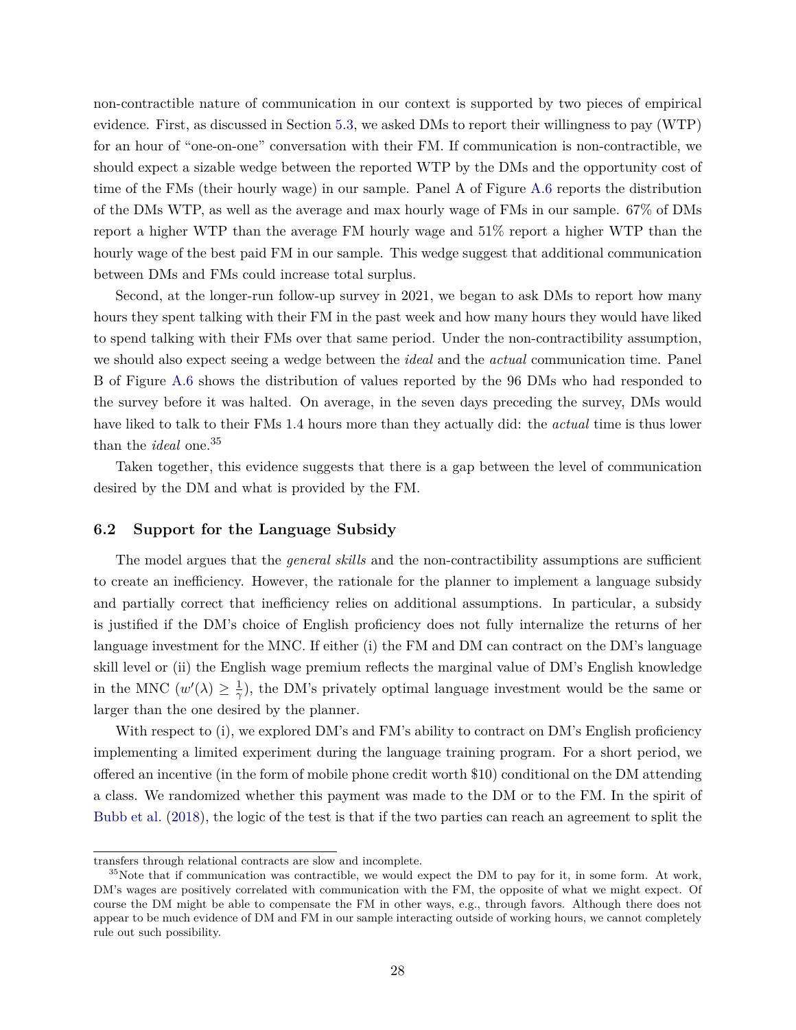non-contractible nature of communication in our context is supported by two pieces of empirical evidence. First, as discussed in Section 5.3, we asked DMs to report their willingness to pay (WTP) for an hour of "one-on-one" conversation with their FM. If communication is non-contractible, we should expect a sizable wedge between the reported WTP by the DMs and the opportunity cost of time of the FMs (their hourly wage) in our sample. Panel A of Figure A.6 reports the distribution of the DMs WTP, as well as the average and max hourly wage of FMs in our sample. 67% of DMs report a higher WTP than the average FM hourly wage and 51% report a higher WTP than the hourly wage of the best paid FM in our sample. This wedge suggest that additional communication between DMs and FMs could increase total surplus.

Second, at the longer-run follow-up survey in 2021, we began to ask DMs to report how many hours they spent talking with their FM in the past week and how many hours they would have liked to spend talking with their FMs over that same period. Under the non-contractibility assumption, we should also expect seeing a wedge between the *ideal* and the *actual* communication time. Panel B of Figure A.6 shows the distribution of values reported by the 96 DMs who had responded to the survey before it was halted. On average, in the seven days preceding the survey, DMs would have liked to talk to their FMs 1.4 hours more than they actually did: the *actual* time is thus lower than the *ideal* one.[35]

Taken together, this evidence suggests that there is a gap between the level of communication desired by the DM and what is provided by the FM.

### 6.2 Support for the Language Subsidy

The model argues that the *general skills* and the non-contractibility assumptions are sufficient to create an inefficiency. However, the rationale for the planner to implement a language subsidy and partially correct that inefficiency relies on additional assumptions. In particular, a subsidy is justified if the DM's choice of English proficiency does not fully internalize the returns of her language investment for the MNC. If either (i) the FM and DM can contract on the DM's language skill level or (ii) the English wage premium reflects the marginal value of DM's English knowledge in the MNC ($w'(\lambda) \geq \frac{1}{\gamma}$), the DM's privately optimal language investment would be the same or larger than the one desired by the planner.

With respect to (i), we explored DM's and FM's ability to contract on DM's English proficiency implementing a limited experiment during the language training program. For a short period, we offered an incentive (in the form of mobile phone credit worth \$10) conditional on the DM attending a class. We randomized whether this payment was made to the DM or to the FM. In the spirit of Bubb et al. (2018), the logic of the test is that if the two parties can reach an agreement to split the

---

transfers through relational contracts are slow and incomplete.

[35] Note that if communication was contractible, we would expect the DM to pay for it, in some form. At work, DM's wages are positively correlated with communication with the FM, the opposite of what we might expect. Of course the DM might be able to compensate the FM in other ways, e.g., through favors. Although there does not appear to be much evidence of DM and FM in our sample interacting outside of working hours, we cannot completely rule out such possibility.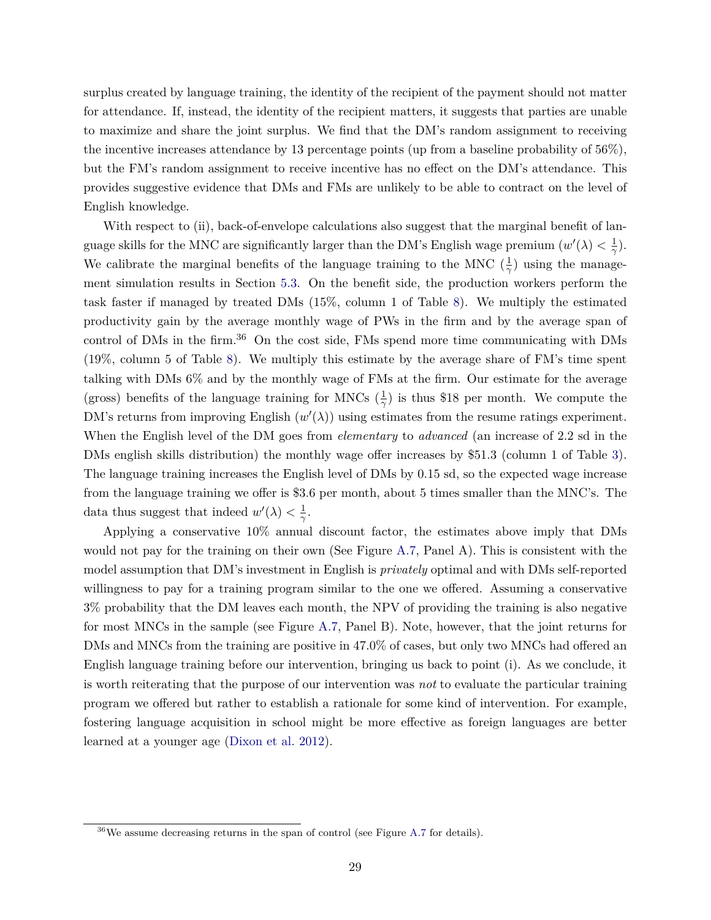surplus created by language training, the identity of the recipient of the payment should not matter for attendance. If, instead, the identity of the recipient matters, it suggests that parties are unable to maximize and share the joint surplus. We find that the DM's random assignment to receiving the incentive increases attendance by 13 percentage points (up from a baseline probability of 56%), but the FM's random assignment to receive incentive has no effect on the DM's attendance. This provides suggestive evidence that DMs and FMs are unlikely to be able to contract on the level of English knowledge.

With respect to (ii), back-of-envelope calculations also suggest that the marginal benefit of language skills for the MNC are significantly larger than the DM's English wage premium ($w'(\lambda) < \frac{1}{\gamma}$). We calibrate the marginal benefits of the language training to the MNC ($\frac{1}{\gamma}$) using the management simulation results in Section 5.3. On the benefit side, the production workers perform the task faster if managed by treated DMs (15%, column 1 of Table 8). We multiply the estimated productivity gain by the average monthly wage of PWs in the firm and by the average span of control of DMs in the firm.[36] On the cost side, FMs spend more time communicating with DMs (19%, column 5 of Table 8). We multiply this estimate by the average share of FM's time spent talking with DMs 6% and by the monthly wage of FMs at the firm. Our estimate for the average (gross) benefits of the language training for MNCs ($\frac{1}{\gamma}$) is thus \$18 per month. We compute the DM's returns from improving English ($w'(\lambda)$) using estimates from the resume ratings experiment. When the English level of the DM goes from *elementary* to *advanced* (an increase of 2.2 sd in the DMs english skills distribution) the monthly wage offer increases by \$51.3 (column 1 of Table 3). The language training increases the English level of DMs by 0.15 sd, so the expected wage increase from the language training we offer is \$3.6 per month, about 5 times smaller than the MNC's. The data thus suggest that indeed $w'(\lambda) < \frac{1}{\gamma}$.

Applying a conservative 10% annual discount factor, the estimates above imply that DMs would not pay for the training on their own (See Figure A.7, Panel A). This is consistent with the model assumption that DM's investment in English is *privately* optimal and with DMs self-reported willingness to pay for a training program similar to the one we offered. Assuming a conservative 3% probability that the DM leaves each month, the NPV of providing the training is also negative for most MNCs in the sample (see Figure A.7, Panel B). Note, however, that the joint returns for DMs and MNCs from the training are positive in 47.0% of cases, but only two MNCs had offered an English language training before our intervention, bringing us back to point (i). As we conclude, it is worth reiterating that the purpose of our intervention was *not* to evaluate the particular training program we offered but rather to establish a rationale for some kind of intervention. For example, fostering language acquisition in school might be more effective as foreign languages are better learned at a younger age (Dixon et al. 2012).

[36] We assume decreasing returns in the span of control (see Figure A.7 for details).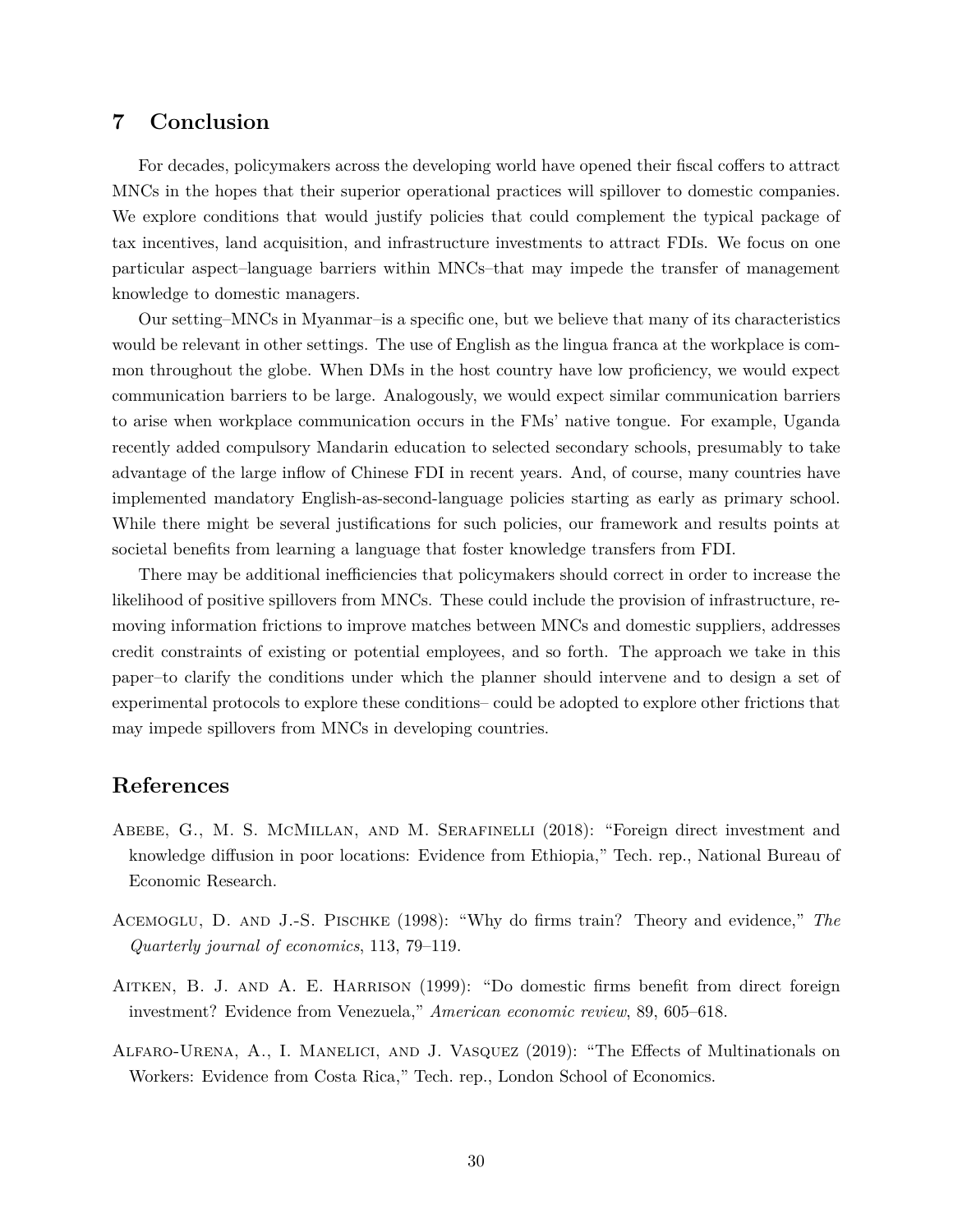## 7 Conclusion

For decades, policymakers across the developing world have opened their fiscal coffers to attract MNCs in the hopes that their superior operational practices will spillover to domestic companies. We explore conditions that would justify policies that could complement the typical package of tax incentives, land acquisition, and infrastructure investments to attract FDIs. We focus on one particular aspect–language barriers within MNCs–that may impede the transfer of management knowledge to domestic managers.

Our setting–MNCs in Myanmar–is a specific one, but we believe that many of its characteristics would be relevant in other settings. The use of English as the lingua franca at the workplace is common throughout the globe. When DMs in the host country have low proficiency, we would expect communication barriers to be large. Analogously, we would expect similar communication barriers to arise when workplace communication occurs in the FMs' native tongue. For example, Uganda recently added compulsory Mandarin education to selected secondary schools, presumably to take advantage of the large inflow of Chinese FDI in recent years. And, of course, many countries have implemented mandatory English-as-second-language policies starting as early as primary school. While there might be several justifications for such policies, our framework and results points at societal benefits from learning a language that foster knowledge transfers from FDI.

There may be additional inefficiencies that policymakers should correct in order to increase the likelihood of positive spillovers from MNCs. These could include the provision of infrastructure, removing information frictions to improve matches between MNCs and domestic suppliers, addresses credit constraints of existing or potential employees, and so forth. The approach we take in this paper–to clarify the conditions under which the planner should intervene and to design a set of experimental protocols to explore these conditions– could be adopted to explore other frictions that may impede spillovers from MNCs in developing countries.

## References

Abebe, G., M. S. McMillan, and M. Serafinelli (2018): "Foreign direct investment and knowledge diffusion in poor locations: Evidence from Ethiopia," Tech. rep., National Bureau of Economic Research.

Acemoglu, D. and J.-S. Pischke (1998): "Why do firms train? Theory and evidence," *The Quarterly journal of economics*, 113, 79–119.

Aitken, B. J. and A. E. Harrison (1999): "Do domestic firms benefit from direct foreign investment? Evidence from Venezuela," *American economic review*, 89, 605–618.

Alfaro-Urena, A., I. Manelici, and J. Vasquez (2019): "The Effects of Multinationals on Workers: Evidence from Costa Rica," Tech. rep., London School of Economics.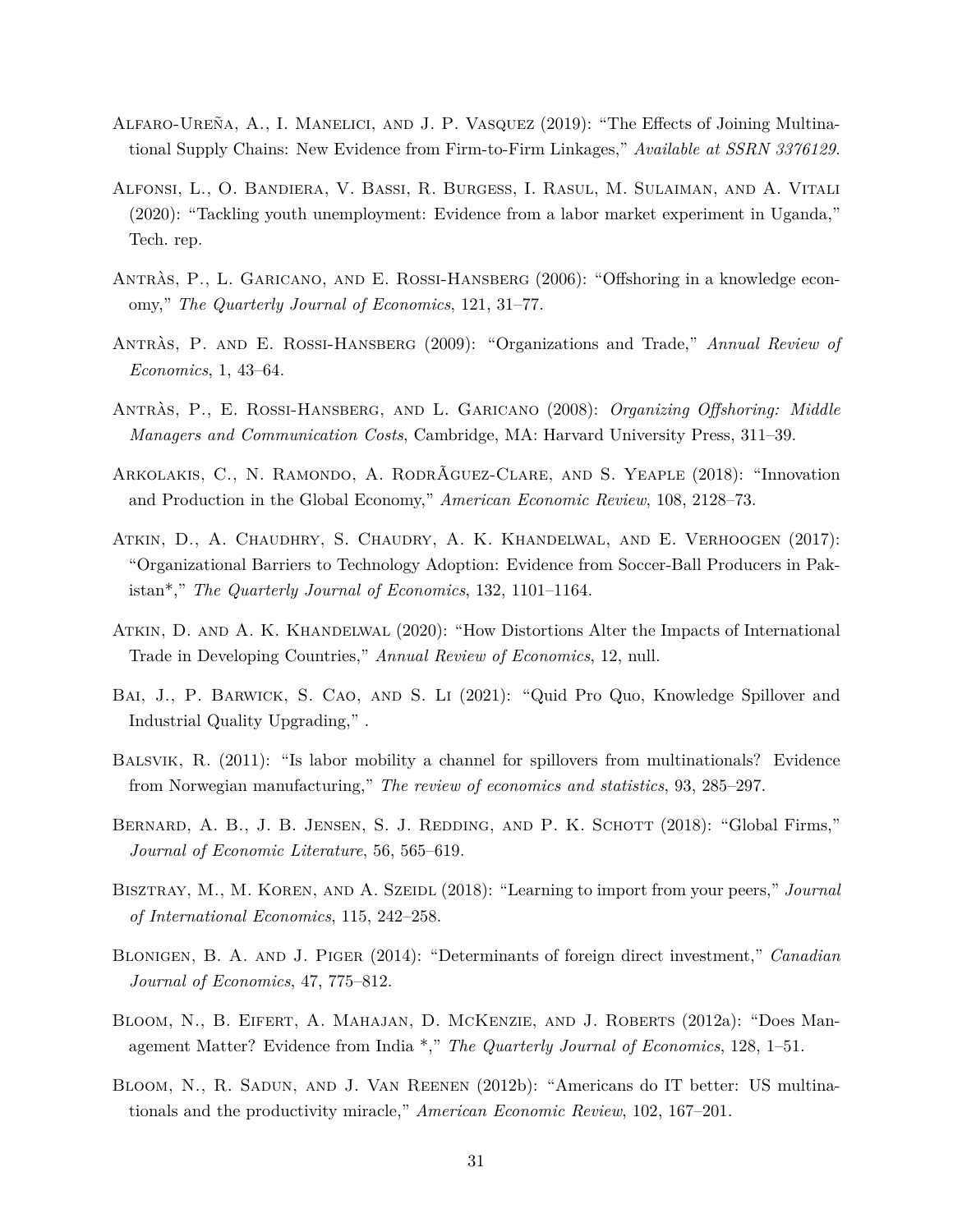Alfaro-Ureña, A., I. Manelici, and J. P. Vasquez (2019): "The Effects of Joining Multinational Supply Chains: New Evidence from Firm-to-Firm Linkages," *Available at SSRN 3376129*.

Alfonsi, L., O. Bandiera, V. Bassi, R. Burgess, I. Rasul, M. Sulaiman, and A. Vitali (2020): "Tackling youth unemployment: Evidence from a labor market experiment in Uganda," Tech. rep.

Antràs, P., L. Garicano, and E. Rossi-Hansberg (2006): "Offshoring in a knowledge economy," *The Quarterly Journal of Economics*, 121, 31–77.

Antràs, P. and E. Rossi-Hansberg (2009): "Organizations and Trade," *Annual Review of Economics*, 1, 43–64.

Antràs, P., E. Rossi-Hansberg, and L. Garicano (2008): *Organizing Offshoring: Middle Managers and Communication Costs*, Cambridge, MA: Harvard University Press, 311–39.

Arkolakis, C., N. Ramondo, A. RodrÃguez-Clare, and S. Yeaple (2018): "Innovation and Production in the Global Economy," *American Economic Review*, 108, 2128–73.

Atkin, D., A. Chaudhry, S. Chaudry, A. K. Khandelwal, and E. Verhoogen (2017): "Organizational Barriers to Technology Adoption: Evidence from Soccer-Ball Producers in Pakistan*," *The Quarterly Journal of Economics*, 132, 1101–1164.

Atkin, D. and A. K. Khandelwal (2020): "How Distortions Alter the Impacts of International Trade in Developing Countries," *Annual Review of Economics*, 12, null.

Bai, J., P. Barwick, S. Cao, and S. Li (2021): "Quid Pro Quo, Knowledge Spillover and Industrial Quality Upgrading," .

Balsvik, R. (2011): "Is labor mobility a channel for spillovers from multinationals? Evidence from Norwegian manufacturing," *The review of economics and statistics*, 93, 285–297.

Bernard, A. B., J. B. Jensen, S. J. Redding, and P. K. Schott (2018): "Global Firms," *Journal of Economic Literature*, 56, 565–619.

Bisztray, M., M. Koren, and A. Szeidl (2018): "Learning to import from your peers," *Journal of International Economics*, 115, 242–258.

Blonigen, B. A. and J. Piger (2014): "Determinants of foreign direct investment," *Canadian Journal of Economics*, 47, 775–812.

Bloom, N., B. Eifert, A. Mahajan, D. McKenzie, and J. Roberts (2012a): "Does Management Matter? Evidence from India *," *The Quarterly Journal of Economics*, 128, 1–51.

Bloom, N., R. Sadun, and J. Van Reenen (2012b): "Americans do IT better: US multinationals and the productivity miracle," *American Economic Review*, 102, 167–201.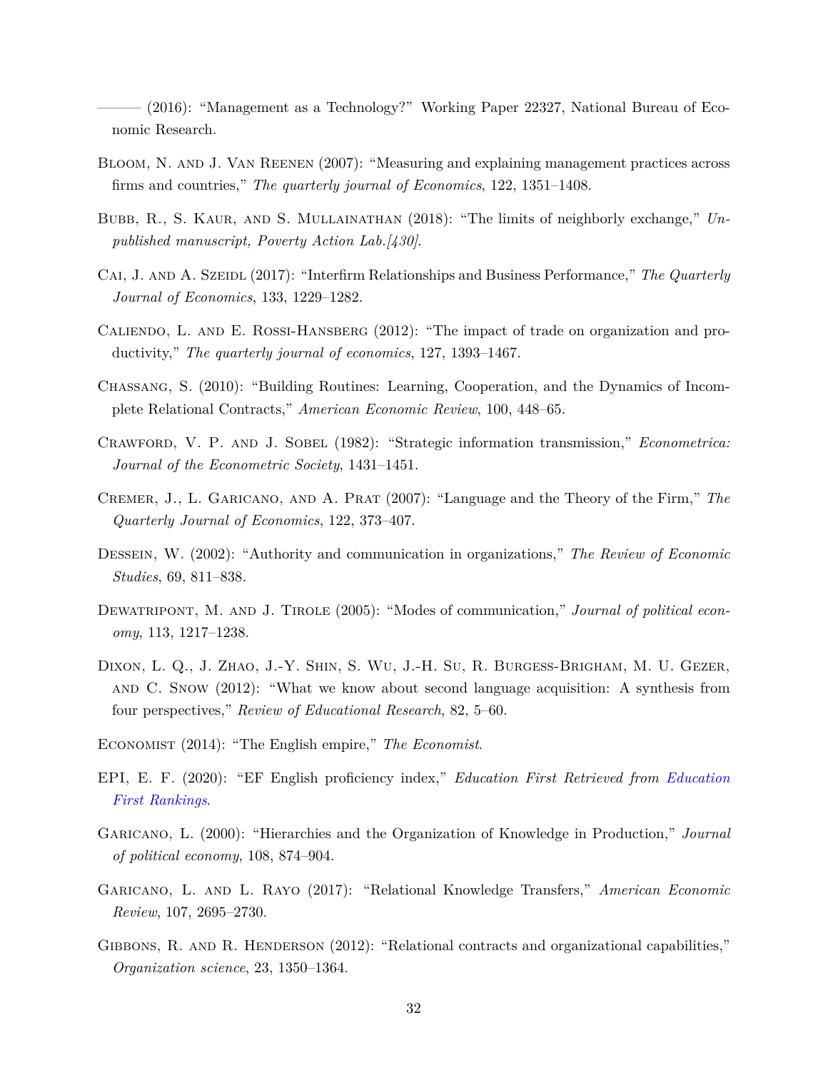——— (2016): "Management as a Technology?" Working Paper 22327, National Bureau of Economic Research.

Bloom, N. and J. Van Reenen (2007): "Measuring and explaining management practices across firms and countries," *The quarterly journal of Economics*, 122, 1351–1408.

Bubb, R., S. Kaur, and S. Mullainathan (2018): "The limits of neighborly exchange," *Unpublished manuscript, Poverty Action Lab.[430]*.

Cai, J. and A. Szeidl (2017): "Interfirm Relationships and Business Performance," *The Quarterly Journal of Economics*, 133, 1229–1282.

Caliendo, L. and E. Rossi-Hansberg (2012): "The impact of trade on organization and productivity," *The quarterly journal of economics*, 127, 1393–1467.

Chassang, S. (2010): "Building Routines: Learning, Cooperation, and the Dynamics of Incomplete Relational Contracts," *American Economic Review*, 100, 448–65.

Crawford, V. P. and J. Sobel (1982): "Strategic information transmission," *Econometrica: Journal of the Econometric Society*, 1431–1451.

Cremer, J., L. Garicano, and A. Prat (2007): "Language and the Theory of the Firm," *The Quarterly Journal of Economics*, 122, 373–407.

Dessein, W. (2002): "Authority and communication in organizations," *The Review of Economic Studies*, 69, 811–838.

Dewatripont, M. and J. Tirole (2005): "Modes of communication," *Journal of political economy*, 113, 1217–1238.

Dixon, L. Q., J. Zhao, J.-Y. Shin, S. Wu, J.-H. Su, R. Burgess-Brigham, M. U. Gezer, and C. Snow (2012): "What we know about second language acquisition: A synthesis from four perspectives," *Review of Educational Research*, 82, 5–60.

Economist (2014): "The English empire," *The Economist*.

EPI, E. F. (2020): "EF English proficiency index," *Education First Retrieved from Education First Rankings*.

Garicano, L. (2000): "Hierarchies and the Organization of Knowledge in Production," *Journal of political economy*, 108, 874–904.

Garicano, L. and L. Rayo (2017): "Relational Knowledge Transfers," *American Economic Review*, 107, 2695–2730.

Gibbons, R. and R. Henderson (2012): "Relational contracts and organizational capabilities," *Organization science*, 23, 1350–1364.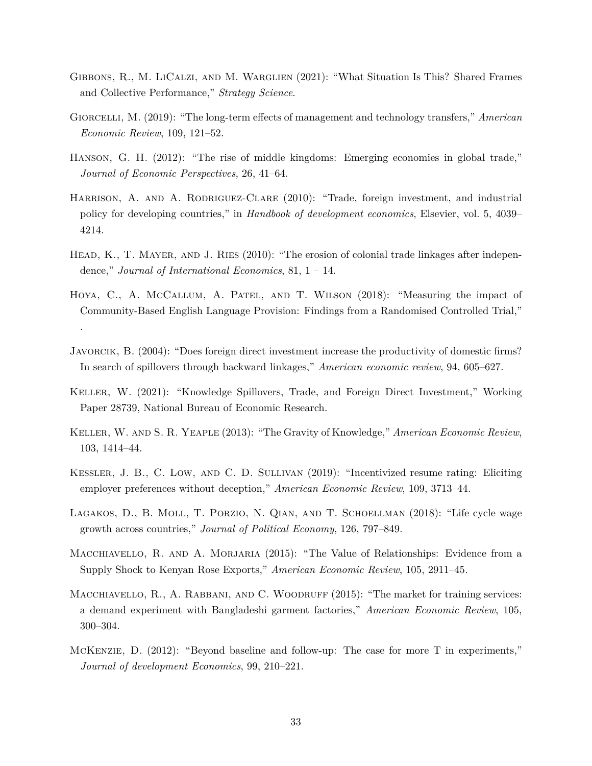Gibbons, R., M. LiCalzi, and M. Warglien (2021): "What Situation Is This? Shared Frames and Collective Performance," *Strategy Science*.

Giorcelli, M. (2019): "The long-term effects of management and technology transfers," *American Economic Review*, 109, 121–52.

Hanson, G. H. (2012): "The rise of middle kingdoms: Emerging economies in global trade," *Journal of Economic Perspectives*, 26, 41–64.

Harrison, A. and A. Rodriguez-Clare (2010): "Trade, foreign investment, and industrial policy for developing countries," in *Handbook of development economics*, Elsevier, vol. 5, 4039–4214.

Head, K., T. Mayer, and J. Ries (2010): "The erosion of colonial trade linkages after independence," *Journal of International Economics*, 81, 1 – 14.

Hoya, C., A. McCallum, A. Patel, and T. Wilson (2018): "Measuring the impact of Community-Based English Language Provision: Findings from a Randomised Controlled Trial," .

Javorcik, B. (2004): "Does foreign direct investment increase the productivity of domestic firms? In search of spillovers through backward linkages," *American economic review*, 94, 605–627.

Keller, W. (2021): "Knowledge Spillovers, Trade, and Foreign Direct Investment," Working Paper 28739, National Bureau of Economic Research.

Keller, W. and S. R. Yeaple (2013): "The Gravity of Knowledge," *American Economic Review*, 103, 1414–44.

Kessler, J. B., C. Low, and C. D. Sullivan (2019): "Incentivized resume rating: Eliciting employer preferences without deception," *American Economic Review*, 109, 3713–44.

Lagakos, D., B. Moll, T. Porzio, N. Qian, and T. Schoellman (2018): "Life cycle wage growth across countries," *Journal of Political Economy*, 126, 797–849.

Macchiavello, R. and A. Morjaria (2015): "The Value of Relationships: Evidence from a Supply Shock to Kenyan Rose Exports," *American Economic Review*, 105, 2911–45.

Macchiavello, R., A. Rabbani, and C. Woodruff (2015): "The market for training services: a demand experiment with Bangladeshi garment factories," *American Economic Review*, 105, 300–304.

McKenzie, D. (2012): "Beyond baseline and follow-up: The case for more T in experiments," *Journal of development Economics*, 99, 210–221.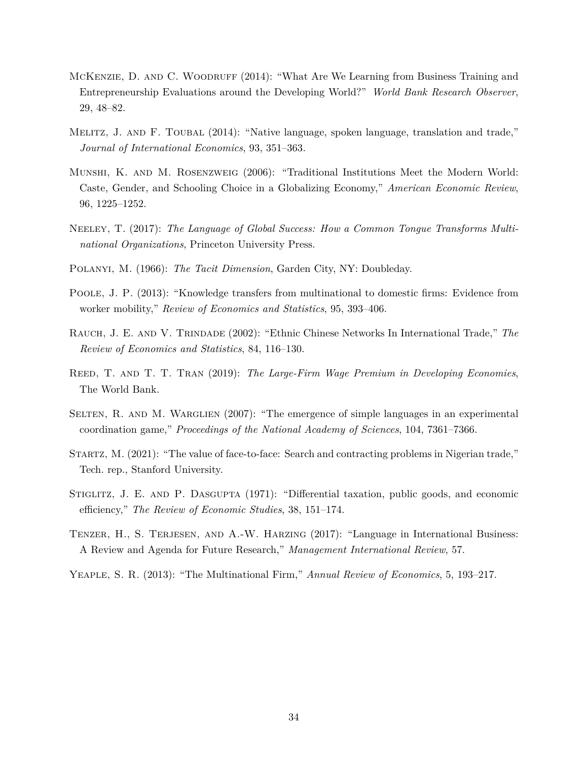McKenzie, D. and C. Woodruff (2014): "What Are We Learning from Business Training and Entrepreneurship Evaluations around the Developing World?" *World Bank Research Observer*, 29, 48–82.

Melitz, J. and F. Toubal (2014): "Native language, spoken language, translation and trade," *Journal of International Economics*, 93, 351–363.

Munshi, K. and M. Rosenzweig (2006): "Traditional Institutions Meet the Modern World: Caste, Gender, and Schooling Choice in a Globalizing Economy," *American Economic Review*, 96, 1225–1252.

Neeley, T. (2017): *The Language of Global Success: How a Common Tongue Transforms Multinational Organizations*, Princeton University Press.

Polanyi, M. (1966): *The Tacit Dimension*, Garden City, NY: Doubleday.

Poole, J. P. (2013): "Knowledge transfers from multinational to domestic firms: Evidence from worker mobility," *Review of Economics and Statistics*, 95, 393–406.

Rauch, J. E. and V. Trindade (2002): "Ethnic Chinese Networks In International Trade," *The Review of Economics and Statistics*, 84, 116–130.

Reed, T. and T. T. Tran (2019): *The Large-Firm Wage Premium in Developing Economies*, The World Bank.

Selten, R. and M. Warglien (2007): "The emergence of simple languages in an experimental coordination game," *Proceedings of the National Academy of Sciences*, 104, 7361–7366.

Startz, M. (2021): "The value of face-to-face: Search and contracting problems in Nigerian trade," Tech. rep., Stanford University.

Stiglitz, J. E. and P. Dasgupta (1971): "Differential taxation, public goods, and economic efficiency," *The Review of Economic Studies*, 38, 151–174.

Tenzer, H., S. Terjesen, and A.-W. Harzing (2017): "Language in International Business: A Review and Agenda for Future Research," *Management International Review*, 57.

Yeaple, S. R. (2013): "The Multinational Firm," *Annual Review of Economics*, 5, 193–217.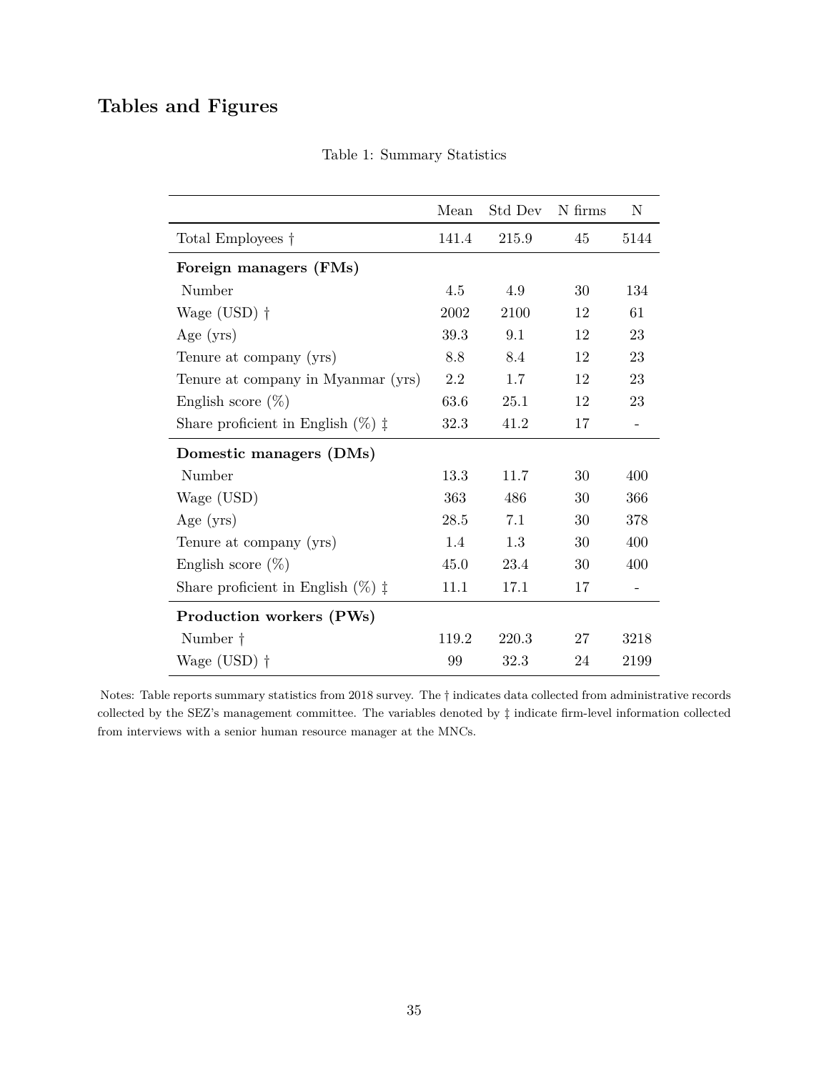# Tables and Figures

Table 1: Summary Statistics

| | Mean | Std Dev | N firms | N |
|---|---|---|---|---|
| Total Employees † | 141.4 | 215.9 | 45 | 5144 |
| **Foreign managers (FMs)** | | | | |
| Number | 4.5 | 4.9 | 30 | 134 |
| Wage (USD) † | 2002 | 2100 | 12 | 61 |
| Age (yrs) | 39.3 | 9.1 | 12 | 23 |
| Tenure at company (yrs) | 8.8 | 8.4 | 12 | 23 |
| Tenure at company in Myanmar (yrs) | 2.2 | 1.7 | 12 | 23 |
| English score (%) | 63.6 | 25.1 | 12 | 23 |
| Share proficient in English (%) ‡ | 32.3 | 41.2 | 17 | - |
| **Domestic managers (DMs)** | | | | |
| Number | 13.3 | 11.7 | 30 | 400 |
| Wage (USD) | 363 | 486 | 30 | 366 |
| Age (yrs) | 28.5 | 7.1 | 30 | 378 |
| Tenure at company (yrs) | 1.4 | 1.3 | 30 | 400 |
| English score (%) | 45.0 | 23.4 | 30 | 400 |
| Share proficient in English (%) ‡ | 11.1 | 17.1 | 17 | - |
| **Production workers (PWs)** | | | | |
| Number † | 119.2 | 220.3 | 27 | 3218 |
| Wage (USD) † | 99 | 32.3 | 24 | 2199 |

Notes: Table reports summary statistics from 2018 survey. The † indicates data collected from administrative records collected by the SEZ's management committee. The variables denoted by ‡ indicate firm-level information collected from interviews with a senior human resource manager at the MNCs.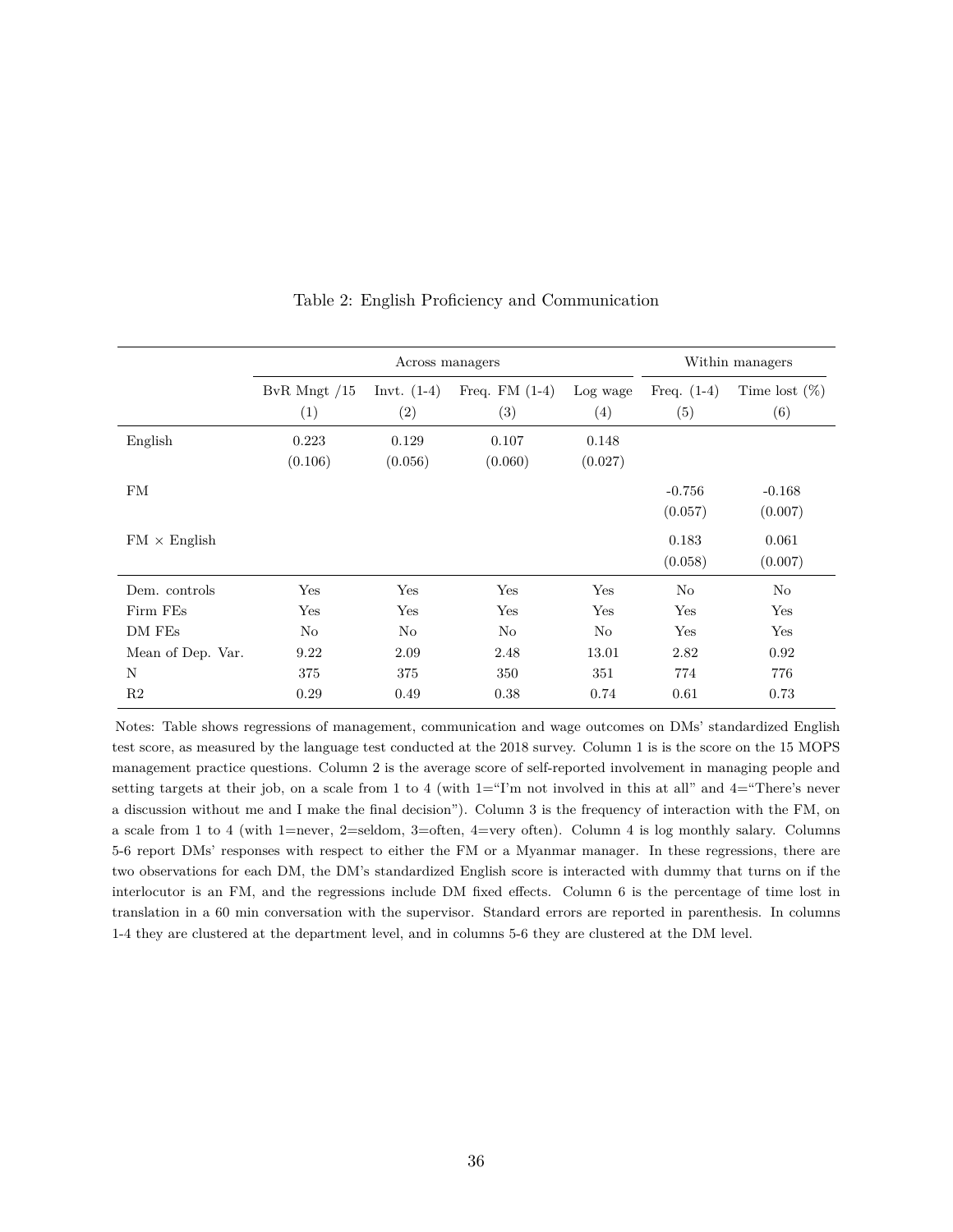Table 2: English Proficiency and Communication

| | Across managers | | | | Within managers | |
|---|---|---|---|---|---|---|
| | BvR Mngt /15 | Invt. (1-4) | Freq. FM (1-4) | Log wage | Freq. (1-4) | Time lost (%) |
| | (1) | (2) | (3) | (4) | (5) | (6) |
| English | 0.223 | 0.129 | 0.107 | 0.148 | | |
| | (0.106) | (0.056) | (0.060) | (0.027) | | |
| FM | | | | | -0.756 | -0.168 |
| | | | | | (0.057) | (0.007) |
| FM × English | | | | | 0.183 | 0.061 |
| | | | | | (0.058) | (0.007) |
| Dem. controls | Yes | Yes | Yes | Yes | No | No |
| Firm FEs | Yes | Yes | Yes | Yes | Yes | Yes |
| DM FEs | No | No | No | No | Yes | Yes |
| Mean of Dep. Var. | 9.22 | 2.09 | 2.48 | 13.01 | 2.82 | 0.92 |
| N | 375 | 375 | 350 | 351 | 774 | 776 |
| R2 | 0.29 | 0.49 | 0.38 | 0.74 | 0.61 | 0.73 |

Notes: Table shows regressions of management, communication and wage outcomes on DMs' standardized English test score, as measured by the language test conducted at the 2018 survey. Column 1 is is the score on the 15 MOPS management practice questions. Column 2 is the average score of self-reported involvement in managing people and setting targets at their job, on a scale from 1 to 4 (with 1="I'm not involved in this at all" and 4="There's never a discussion without me and I make the final decision"). Column 3 is the frequency of interaction with the FM, on a scale from 1 to 4 (with 1=never, 2=seldom, 3=often, 4=very often). Column 4 is log monthly salary. Columns 5-6 report DMs' responses with respect to either the FM or a Myanmar manager. In these regressions, there are two observations for each DM, the DM's standardized English score is interacted with dummy that turns on if the interlocutor is an FM, and the regressions include DM fixed effects. Column 6 is the percentage of time lost in translation in a 60 min conversation with the supervisor. Standard errors are reported in parenthesis. In columns 1-4 they are clustered at the department level, and in columns 5-6 they are clustered at the DM level.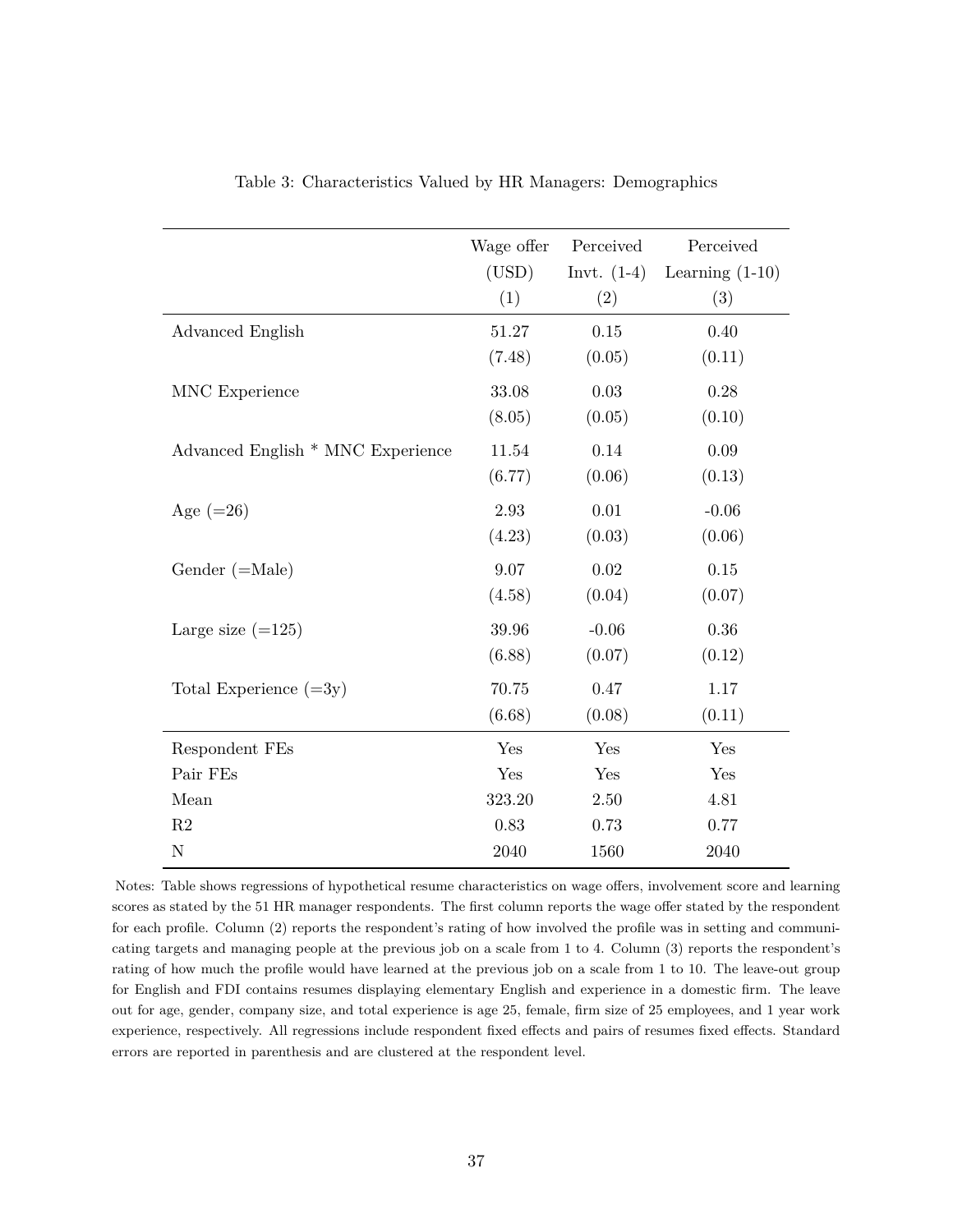Table 3: Characteristics Valued by HR Managers: Demographics

| | Wage offer (USD) (1) | Perceived Invt. (1-4) (2) | Perceived Learning (1-10) (3) |
|---|---|---|---|
| Advanced English | 51.27 | 0.15 | 0.40 |
| | (7.48) | (0.05) | (0.11) |
| MNC Experience | 33.08 | 0.03 | 0.28 |
| | (8.05) | (0.05) | (0.10) |
| Advanced English * MNC Experience | 11.54 | 0.14 | 0.09 |
| | (6.77) | (0.06) | (0.13) |
| Age (=26) | 2.93 | 0.01 | -0.06 |
| | (4.23) | (0.03) | (0.06) |
| Gender (=Male) | 9.07 | 0.02 | 0.15 |
| | (4.58) | (0.04) | (0.07) |
| Large size (=125) | 39.96 | -0.06 | 0.36 |
| | (6.88) | (0.07) | (0.12) |
| Total Experience (=3y) | 70.75 | 0.47 | 1.17 |
| | (6.68) | (0.08) | (0.11) |
| Respondent FEs | Yes | Yes | Yes |
| Pair FEs | Yes | Yes | Yes |
| Mean | 323.20 | 2.50 | 4.81 |
| R2 | 0.83 | 0.73 | 0.77 |
| N | 2040 | 1560 | 2040 |

Notes: Table shows regressions of hypothetical resume characteristics on wage offers, involvement score and learning scores as stated by the 51 HR manager respondents. The first column reports the wage offer stated by the respondent for each profile. Column (2) reports the respondent's rating of how involved the profile was in setting and communicating targets and managing people at the previous job on a scale from 1 to 4. Column (3) reports the respondent's rating of how much the profile would have learned at the previous job on a scale from 1 to 10. The leave-out group for English and FDI contains resumes displaying elementary English and experience in a domestic firm. The leave out for age, gender, company size, and total experience is age 25, female, firm size of 25 employees, and 1 year work experience, respectively. All regressions include respondent fixed effects and pairs of resumes fixed effects. Standard errors are reported in parenthesis and are clustered at the respondent level.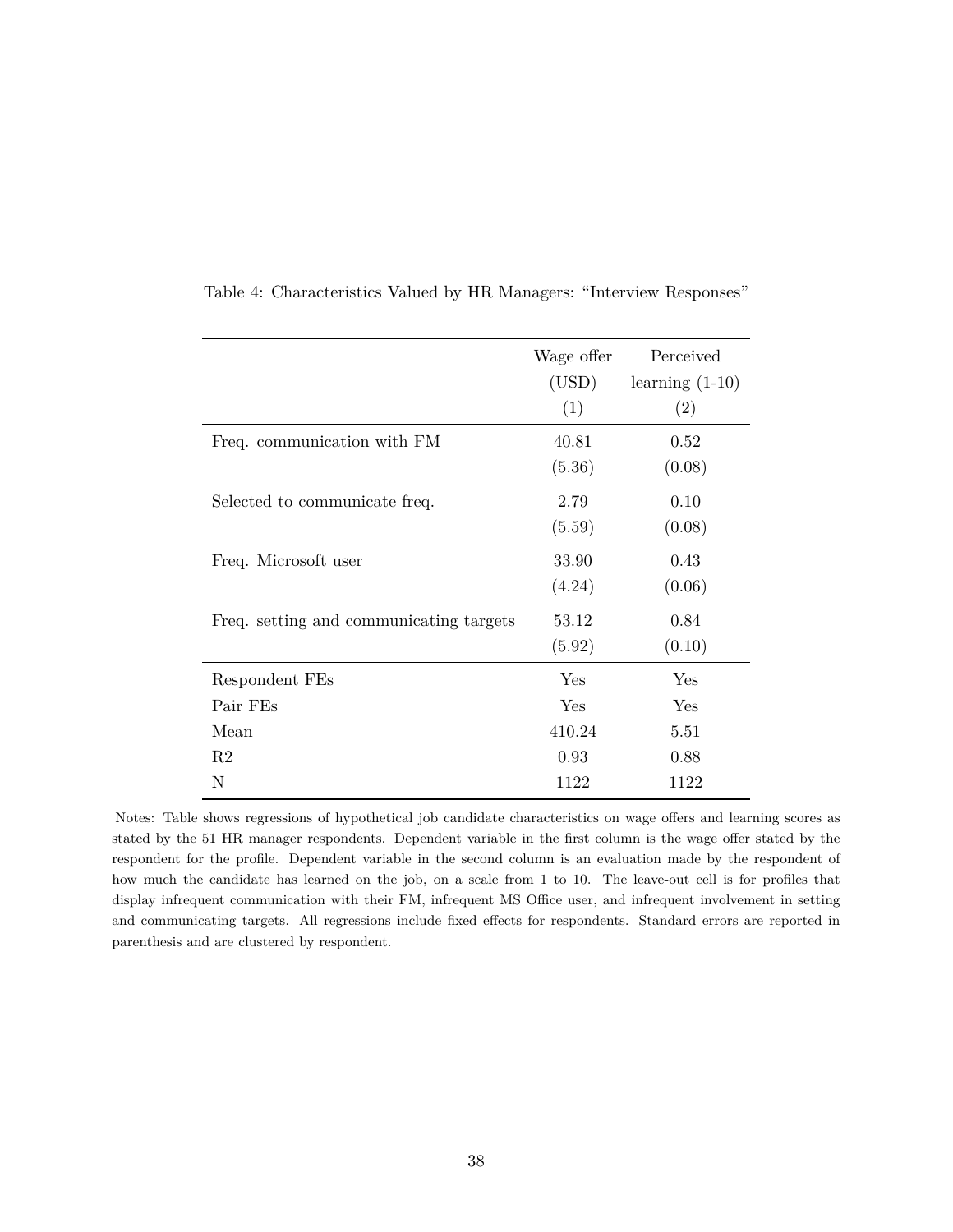Table 4: Characteristics Valued by HR Managers: "Interview Responses"

| | Wage offer (USD) (1) | Perceived learning (1-10) (2) |
|---|---|---|
| Freq. communication with FM | 40.81 | 0.52 |
| | (5.36) | (0.08) |
| Selected to communicate freq. | 2.79 | 0.10 |
| | (5.59) | (0.08) |
| Freq. Microsoft user | 33.90 | 0.43 |
| | (4.24) | (0.06) |
| Freq. setting and communicating targets | 53.12 | 0.84 |
| | (5.92) | (0.10) |
| Respondent FEs | Yes | Yes |
| Pair FEs | Yes | Yes |
| Mean | 410.24 | 5.51 |
| R2 | 0.93 | 0.88 |
| N | 1122 | 1122 |

Notes: Table shows regressions of hypothetical job candidate characteristics on wage offers and learning scores as stated by the 51 HR manager respondents. Dependent variable in the first column is the wage offer stated by the respondent for the profile. Dependent variable in the second column is an evaluation made by the respondent of how much the candidate has learned on the job, on a scale from 1 to 10. The leave-out cell is for profiles that display infrequent communication with their FM, infrequent MS Office user, and infrequent involvement in setting and communicating targets. All regressions include fixed effects for respondents. Standard errors are reported in parenthesis and are clustered by respondent.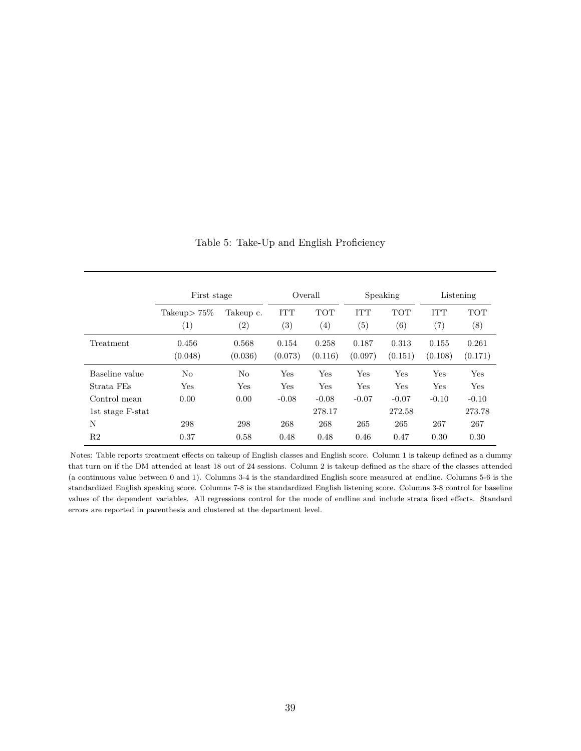Table 5: Take-Up and English Proficiency

| | First stage | | Overall | | Speaking | | Listening | |
|---|---|---|---|---|---|---|---|---|
| | Takeup> 75% | Takeup c. | ITT | TOT | ITT | TOT | ITT | TOT |
| | (1) | (2) | (3) | (4) | (5) | (6) | (7) | (8) |
| Treatment | 0.456 | 0.568 | 0.154 | 0.258 | 0.187 | 0.313 | 0.155 | 0.261 |
| | (0.048) | (0.036) | (0.073) | (0.116) | (0.097) | (0.151) | (0.108) | (0.171) |
| Baseline value | No | No | Yes | Yes | Yes | Yes | Yes | Yes |
| Strata FEs | Yes | Yes | Yes | Yes | Yes | Yes | Yes | Yes |
| Control mean | 0.00 | 0.00 | -0.08 | -0.08 | -0.07 | -0.07 | -0.10 | -0.10 |
| 1st stage F-stat | | | | 278.17 | | 272.58 | | 273.78 |
| N | 298 | 298 | 268 | 268 | 265 | 265 | 267 | 267 |
| R2 | 0.37 | 0.58 | 0.48 | 0.48 | 0.46 | 0.47 | 0.30 | 0.30 |

Notes: Table reports treatment effects on takeup of English classes and English score. Column 1 is takeup defined as a dummy that turn on if the DM attended at least 18 out of 24 sessions. Column 2 is takeup defined as the share of the classes attended (a continuous value between 0 and 1). Columns 3-4 is the standardized English score measured at endline. Columns 5-6 is the standardized English speaking score. Columns 7-8 is the standardized English listening score. Columns 3-8 control for baseline values of the dependent variables. All regressions control for the mode of endline and include strata fixed effects. Standard errors are reported in parenthesis and clustered at the department level.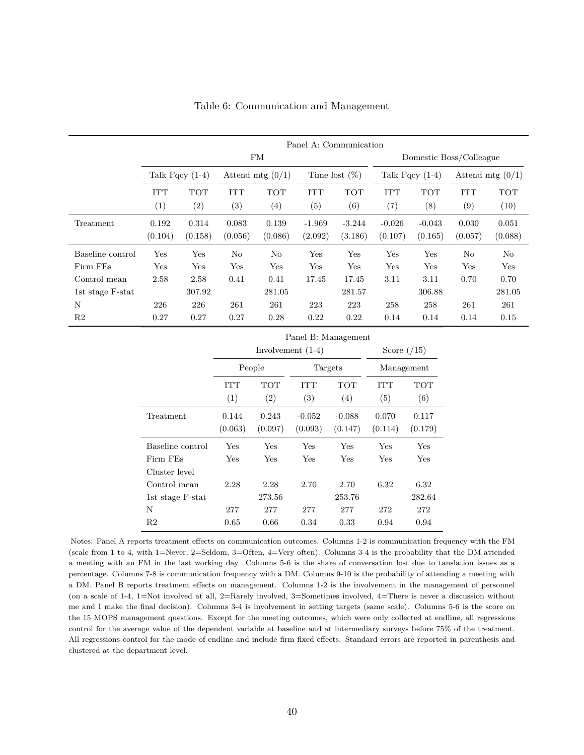Table 6: Communication and Management

| | Panel A: Communication | | | | | | | | | |
|---|---|---|---|---|---|---|---|---|---|---|
| | FM | | | | | | Domestic Boss/Colleague | | | |
| | Talk Fqcy (1-4) | | Attend mtg (0/1) | | Time lost (%) | | Talk Fqcy (1-4) | | Attend mtg (0/1) | |
| | ITT | TOT | ITT | TOT | ITT | TOT | ITT | TOT | ITT | TOT |
| | (1) | (2) | (3) | (4) | (5) | (6) | (7) | (8) | (9) | (10) |
| Treatment | 0.192 | 0.314 | 0.083 | 0.139 | -1.969 | -3.244 | -0.026 | -0.043 | 0.030 | 0.051 |
| | (0.104) | (0.158) | (0.056) | (0.086) | (2.092) | (3.186) | (0.107) | (0.165) | (0.057) | (0.088) |
| Baseline control | Yes | Yes | No | No | Yes | Yes | Yes | Yes | No | No |
| Firm FEs | Yes | Yes | Yes | Yes | Yes | Yes | Yes | Yes | Yes | Yes |
| Control mean | 2.58 | 2.58 | 0.41 | 0.41 | 17.45 | 17.45 | 3.11 | 3.11 | 0.70 | 0.70 |
| 1st stage F-stat | | 307.92 | | 281.05 | | 281.57 | | 306.88 | | 281.05 |
| N | 226 | 226 | 261 | 261 | 223 | 223 | 258 | 258 | 261 | 261 |
| R2 | 0.27 | 0.27 | 0.27 | 0.28 | 0.22 | 0.22 | 0.14 | 0.14 | 0.14 | 0.15 |

| | Panel B: Management | | | | | |
|---|---|---|---|---|---|---|
| | Involvement (1-4) | | | | Score (/15) | |
| | People | | Targets | | Management | |
| | ITT | TOT | ITT | TOT | ITT | TOT |
| | (1) | (2) | (3) | (4) | (5) | (6) |
| Treatment | 0.144 | 0.243 | -0.052 | -0.088 | 0.070 | 0.117 |
| | (0.063) | (0.097) | (0.093) | (0.147) | (0.114) | (0.179) |
| Baseline control | Yes | Yes | Yes | Yes | Yes | Yes |
| Firm FEs | Yes | Yes | Yes | Yes | Yes | Yes |
| Cluster level | | | | | | |
| Control mean | 2.28 | 2.28 | 2.70 | 2.70 | 6.32 | 6.32 |
| 1st stage F-stat | | 273.56 | | 253.76 | | 282.64 |
| N | 277 | 277 | 277 | 277 | 272 | 272 |
| R2 | 0.65 | 0.66 | 0.34 | 0.33 | 0.94 | 0.94 |

Notes: Panel A reports treatment effects on communication outcomes. Columns 1-2 is communication frequency with the FM (scale from 1 to 4, with 1=Never, 2=Seldom, 3=Often, 4=Very often). Columns 3-4 is the probability that the DM attended a meeting with an FM in the last working day. Columns 5-6 is the share of conversation lost due to tanslation issues as a percentage. Columns 7-8 is communication frequency with a DM. Columns 9-10 is the probability of attending a meeting with a DM. Panel B reports treatment effects on management. Columns 1-2 is the involvement in the management of personnel (on a scale of 1-4, 1=Not involved at all, 2=Rarely involved, 3=Sometimes involved, 4=There is never a discussion without me and I make the final decision). Columns 3-4 is involvement in setting targets (same scale). Columns 5-6 is the score on the 15 MOPS management questions. Except for the meeting outcomes, which were only collected at endline, all regressions control for the average value of the dependent variable at baseline and at intermediary surveys before 75% of the treatment. All regressions control for the mode of endline and include firm fixed effects. Standard errors are reported in parenthesis and clustered at the department level.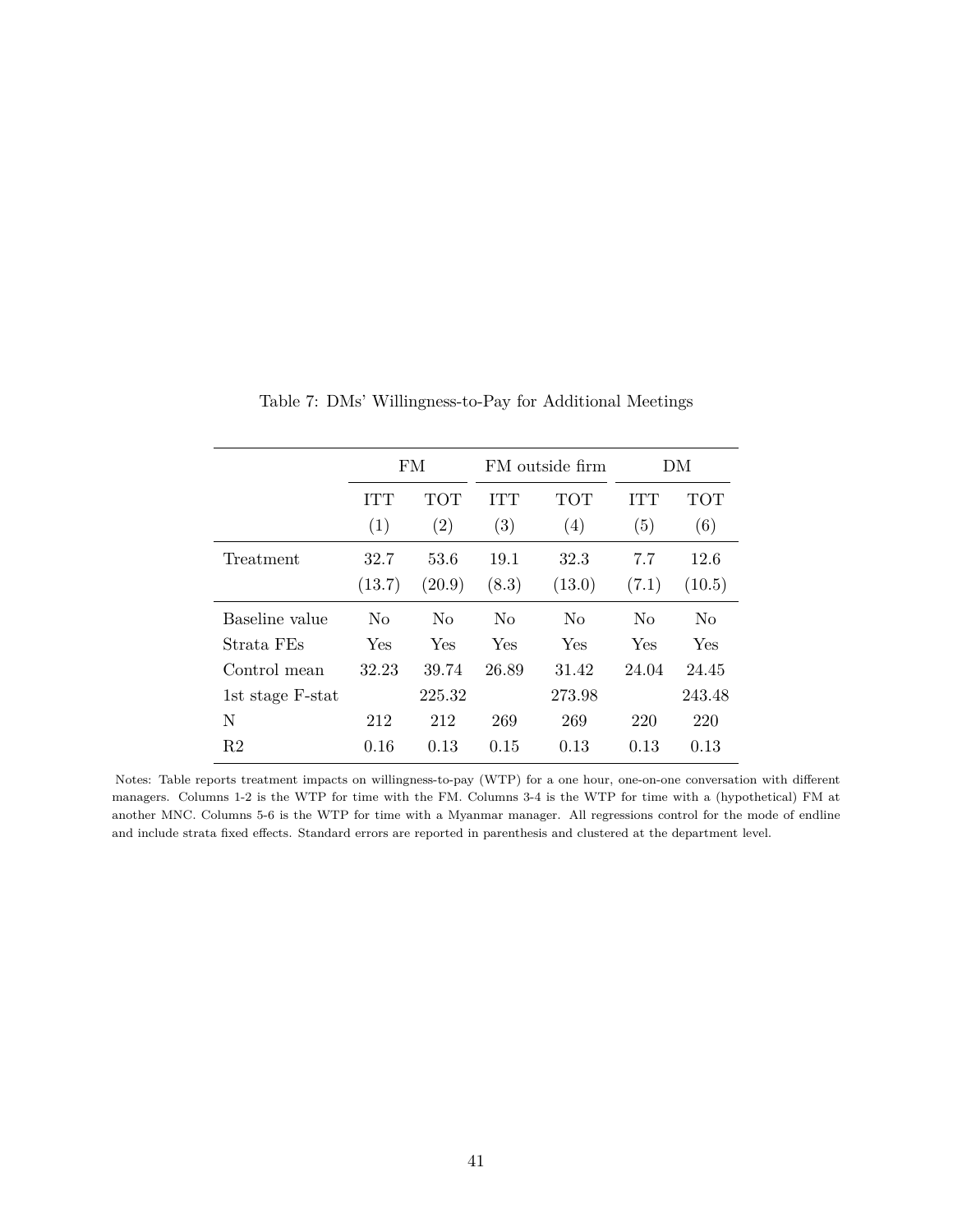Table 7: DMs' Willingness-to-Pay for Additional Meetings

| | FM | | FM outside firm | | DM | |
|---|---|---|---|---|---|---|
| | ITT | TOT | ITT | TOT | ITT | TOT |
| | (1) | (2) | (3) | (4) | (5) | (6) |
| Treatment | 32.7 | 53.6 | 19.1 | 32.3 | 7.7 | 12.6 |
| | (13.7) | (20.9) | (8.3) | (13.0) | (7.1) | (10.5) |
| Baseline value | No | No | No | No | No | No |
| Strata FEs | Yes | Yes | Yes | Yes | Yes | Yes |
| Control mean | 32.23 | 39.74 | 26.89 | 31.42 | 24.04 | 24.45 |
| 1st stage F-stat | | 225.32 | | 273.98 | | 243.48 |
| N | 212 | 212 | 269 | 269 | 220 | 220 |
| R2 | 0.16 | 0.13 | 0.15 | 0.13 | 0.13 | 0.13 |

Notes: Table reports treatment impacts on willingness-to-pay (WTP) for a one hour, one-on-one conversation with different managers. Columns 1-2 is the WTP for time with the FM. Columns 3-4 is the WTP for time with a (hypothetical) FM at another MNC. Columns 5-6 is the WTP for time with a Myanmar manager. All regressions control for the mode of endline and include strata fixed effects. Standard errors are reported in parenthesis and clustered at the department level.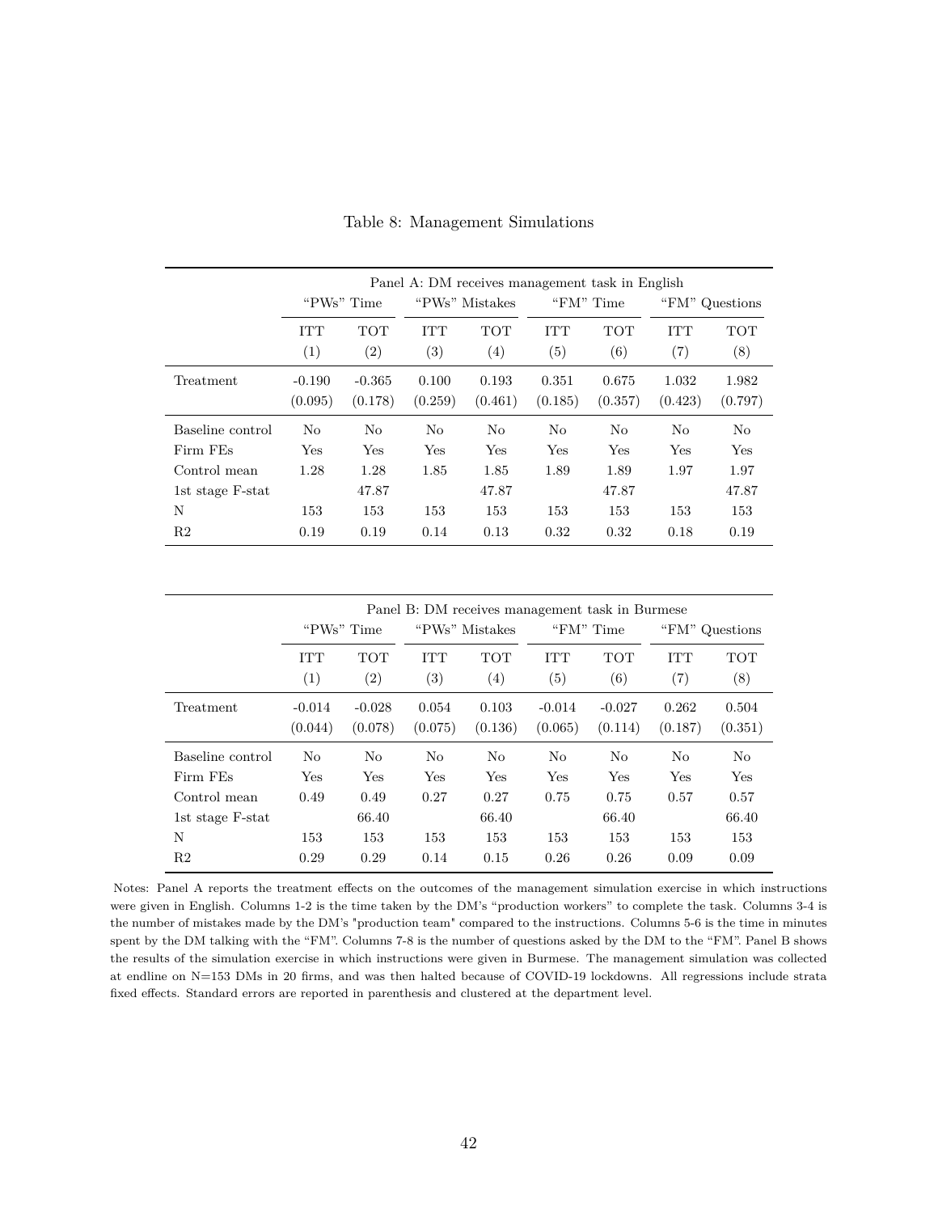Table 8: Management Simulations

| | Panel A: DM receives management task in English | | | | | | | |
|---|---|---|---|---|---|---|---|---|
| | "PWs" Time | | "PWs" Mistakes | | "FM" Time | | "FM" Questions | |
| | ITT | TOT | ITT | TOT | ITT | TOT | ITT | TOT |
| | (1) | (2) | (3) | (4) | (5) | (6) | (7) | (8) |
| Treatment | -0.190 | -0.365 | 0.100 | 0.193 | 0.351 | 0.675 | 1.032 | 1.982 |
| | (0.095) | (0.178) | (0.259) | (0.461) | (0.185) | (0.357) | (0.423) | (0.797) |
| Baseline control | No | No | No | No | No | No | No | No |
| Firm FEs | Yes | Yes | Yes | Yes | Yes | Yes | Yes | Yes |
| Control mean | 1.28 | 1.28 | 1.85 | 1.85 | 1.89 | 1.89 | 1.97 | 1.97 |
| 1st stage F-stat | | 47.87 | | 47.87 | | 47.87 | | 47.87 |
| N | 153 | 153 | 153 | 153 | 153 | 153 | 153 | 153 |
| R2 | 0.19 | 0.19 | 0.14 | 0.13 | 0.32 | 0.32 | 0.18 | 0.19 |

| | Panel B: DM receives management task in Burmese | | | | | | | |
|---|---|---|---|---|---|---|---|---|
| | "PWs" Time | | "PWs" Mistakes | | "FM" Time | | "FM" Questions | |
| | ITT | TOT | ITT | TOT | ITT | TOT | ITT | TOT |
| | (1) | (2) | (3) | (4) | (5) | (6) | (7) | (8) |
| Treatment | -0.014 | -0.028 | 0.054 | 0.103 | -0.014 | -0.027 | 0.262 | 0.504 |
| | (0.044) | (0.078) | (0.075) | (0.136) | (0.065) | (0.114) | (0.187) | (0.351) |
| Baseline control | No | No | No | No | No | No | No | No |
| Firm FEs | Yes | Yes | Yes | Yes | Yes | Yes | Yes | Yes |
| Control mean | 0.49 | 0.49 | 0.27 | 0.27 | 0.75 | 0.75 | 0.57 | 0.57 |
| 1st stage F-stat | | 66.40 | | 66.40 | | 66.40 | | 66.40 |
| N | 153 | 153 | 153 | 153 | 153 | 153 | 153 | 153 |
| R2 | 0.29 | 0.29 | 0.14 | 0.15 | 0.26 | 0.26 | 0.09 | 0.09 |

Notes: Panel A reports the treatment effects on the outcomes of the management simulation exercise in which instructions were given in English. Columns 1-2 is the time taken by the DM's "production workers" to complete the task. Columns 3-4 is the number of mistakes made by the DM's "production team" compared to the instructions. Columns 5-6 is the time in minutes spent by the DM talking with the "FM". Columns 7-8 is the number of questions asked by the DM to the "FM". Panel B shows the results of the simulation exercise in which instructions were given in Burmese. The management simulation was collected at endline on N=153 DMs in 20 firms, and was then halted because of COVID-19 lockdowns. All regressions include strata fixed effects. Standard errors are reported in parenthesis and clustered at the department level.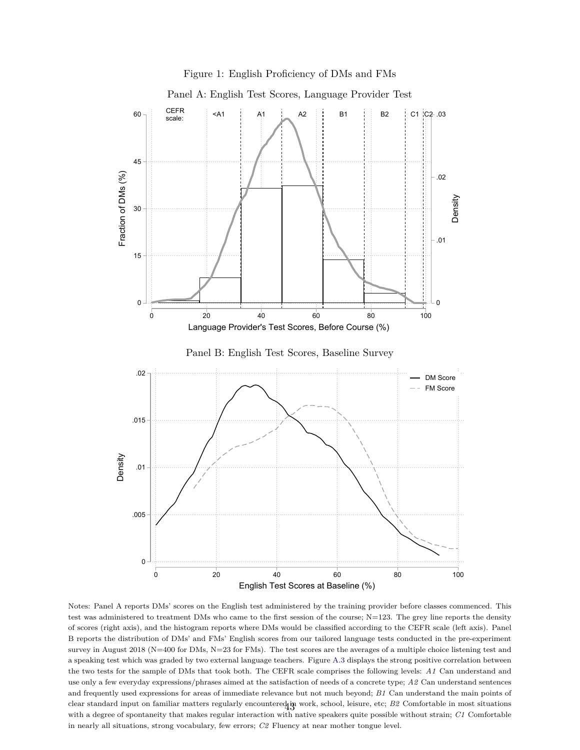Figure 1: English Proficiency of DMs and FMs

Panel A: English Test Scores, Language Provider Test

Panel B: English Test Scores, Baseline Survey

Notes: Panel A reports DMs' scores on the English test administered by the training provider before classes commenced. This test was administered to treatment DMs who came to the first session of the course; N=123. The grey line reports the density of scores (right axis), and the histogram reports where DMs would be classified according to the CEFR scale (left axis). Panel B reports the distribution of DMs' and FMs' English scores from our tailored language tests conducted in the pre-experiment survey in August 2018 (N=400 for DMs, N=23 for FMs). The test scores are the averages of a multiple choice listening test and a speaking test which was graded by two external language teachers. Figure A.3 displays the strong positive correlation between the two tests for the sample of DMs that took both. The CEFR scale comprises the following levels: *A1* Can understand and use only a few everyday expressions/phrases aimed at the satisfaction of needs of a concrete type; *A2* Can understand sentences and frequently used expressions for areas of immediate relevance but not much beyond; *B1* Can understand the main points of clear standard input on familiar matters regularly encountered in work, school, leisure, etc; *B2* Comfortable in most situations with a degree of spontaneity that makes regular interaction with native speakers quite possible without strain; *C1* Comfortable in nearly all situations, strong vocabulary, few errors; *C2* Fluency at near mother tongue level.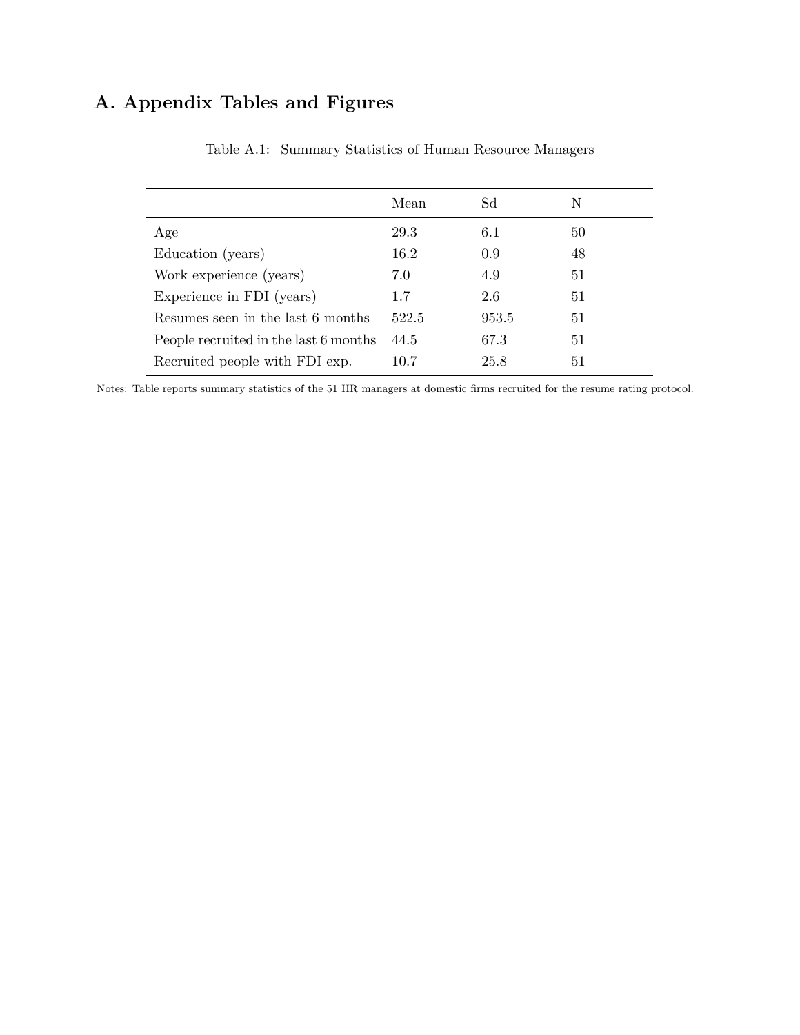# A. Appendix Tables and Figures

Table A.1: Summary Statistics of Human Resource Managers

| | Mean | Sd | N |
|---|---|---|---|
| Age | 29.3 | 6.1 | 50 |
| Education (years) | 16.2 | 0.9 | 48 |
| Work experience (years) | 7.0 | 4.9 | 51 |
| Experience in FDI (years) | 1.7 | 2.6 | 51 |
| Resumes seen in the last 6 months | 522.5 | 953.5 | 51 |
| People recruited in the last 6 months | 44.5 | 67.3 | 51 |
| Recruited people with FDI exp. | 10.7 | 25.8 | 51 |

Notes: Table reports summary statistics of the 51 HR managers at domestic firms recruited for the resume rating protocol.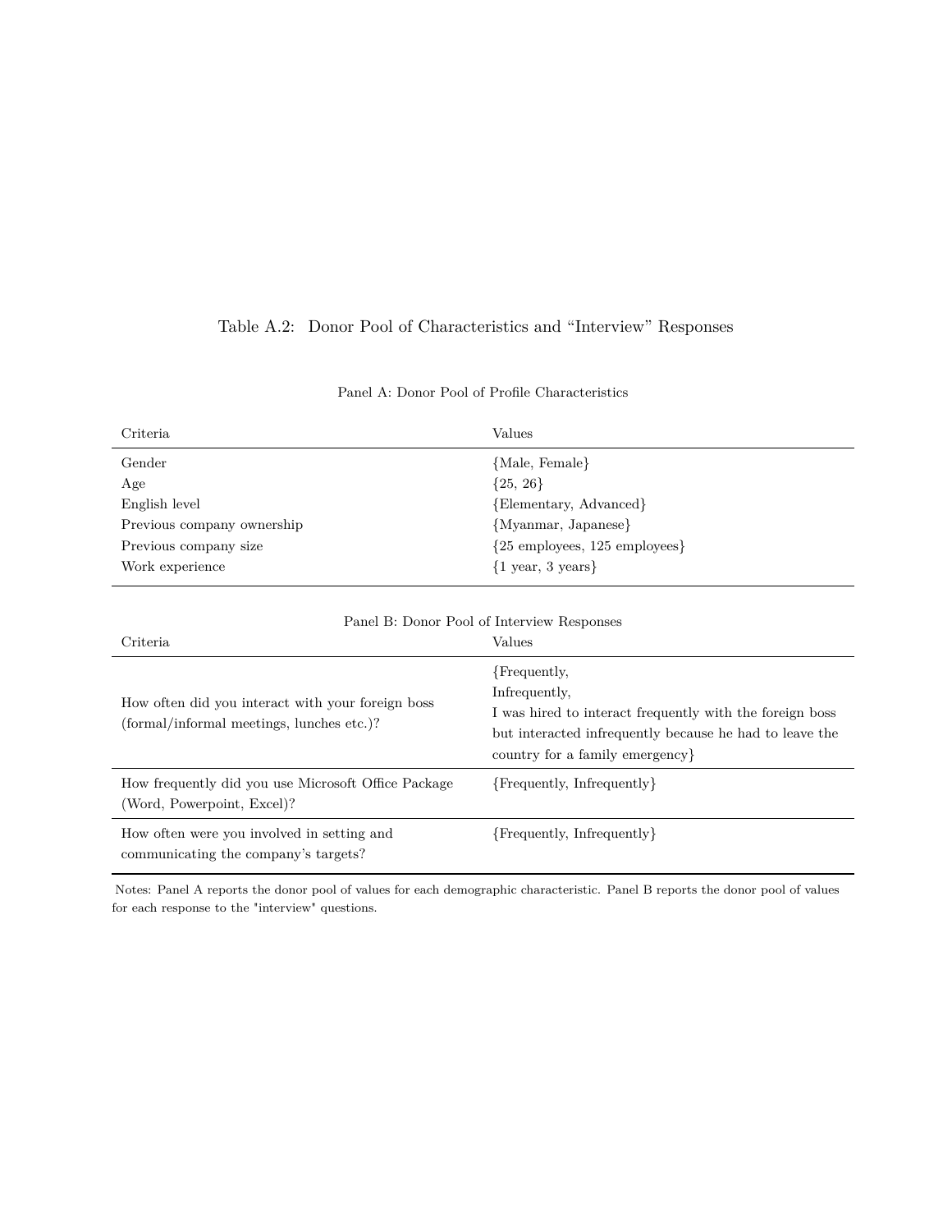Table A.2: Donor Pool of Characteristics and "Interview" Responses

Panel A: Donor Pool of Profile Characteristics

| Criteria | Values |
|---|---|
| Gender | {Male, Female} |
| Age | {25, 26} |
| English level | {Elementary, Advanced} |
| Previous company ownership | {Myanmar, Japanese} |
| Previous company size | {25 employees, 125 employees} |
| Work experience | {1 year, 3 years} |

Panel B: Donor Pool of Interview Responses

| Criteria | Values |
|---|---|
| How often did you interact with your foreign boss (formal/informal meetings, lunches etc.)? | {Frequently, Infrequently, I was hired to interact frequently with the foreign boss but interacted infrequently because he had to leave the country for a family emergency} |
| How frequently did you use Microsoft Office Package (Word, Powerpoint, Excel)? | {Frequently, Infrequently} |
| How often were you involved in setting and communicating the company's targets? | {Frequently, Infrequently} |

Notes: Panel A reports the donor pool of values for each demographic characteristic. Panel B reports the donor pool of values for each response to the "interview" questions.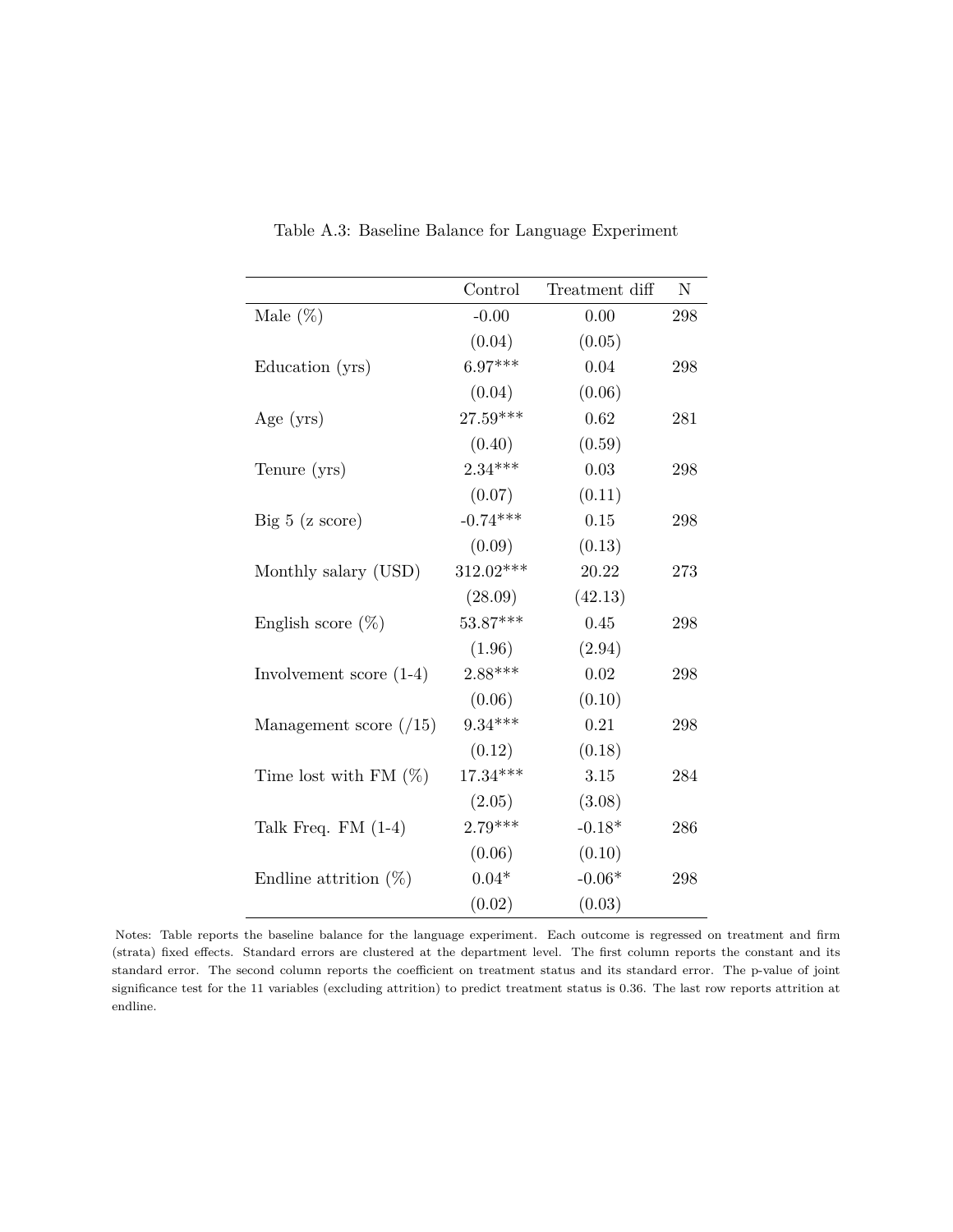Table A.3: Baseline Balance for Language Experiment

| | Control | Treatment diff | N |
|---|---|---|---|
| Male (%) | -0.00 | 0.00 | 298 |
| | (0.04) | (0.05) | |
| Education (yrs) | 6.97*** | 0.04 | 298 |
| | (0.04) | (0.06) | |
| Age (yrs) | 27.59*** | 0.62 | 281 |
| | (0.40) | (0.59) | |
| Tenure (yrs) | 2.34*** | 0.03 | 298 |
| | (0.07) | (0.11) | |
| Big 5 (z score) | -0.74*** | 0.15 | 298 |
| | (0.09) | (0.13) | |
| Monthly salary (USD) | 312.02*** | 20.22 | 273 |
| | (28.09) | (42.13) | |
| English score (%) | 53.87*** | 0.45 | 298 |
| | (1.96) | (2.94) | |
| Involvement score (1-4) | 2.88*** | 0.02 | 298 |
| | (0.06) | (0.10) | |
| Management score (/15) | 9.34*** | 0.21 | 298 |
| | (0.12) | (0.18) | |
| Time lost with FM (%) | 17.34*** | 3.15 | 284 |
| | (2.05) | (3.08) | |
| Talk Freq. FM (1-4) | 2.79*** | -0.18* | 286 |
| | (0.06) | (0.10) | |
| Endline attrition (%) | 0.04* | -0.06* | 298 |
| | (0.02) | (0.03) | |

Notes: Table reports the baseline balance for the language experiment. Each outcome is regressed on treatment and firm (strata) fixed effects. Standard errors are clustered at the department level. The first column reports the constant and its standard error. The second column reports the coefficient on treatment status and its standard error. The p-value of joint significance test for the 11 variables (excluding attrition) to predict treatment status is 0.36. The last row reports attrition at endline.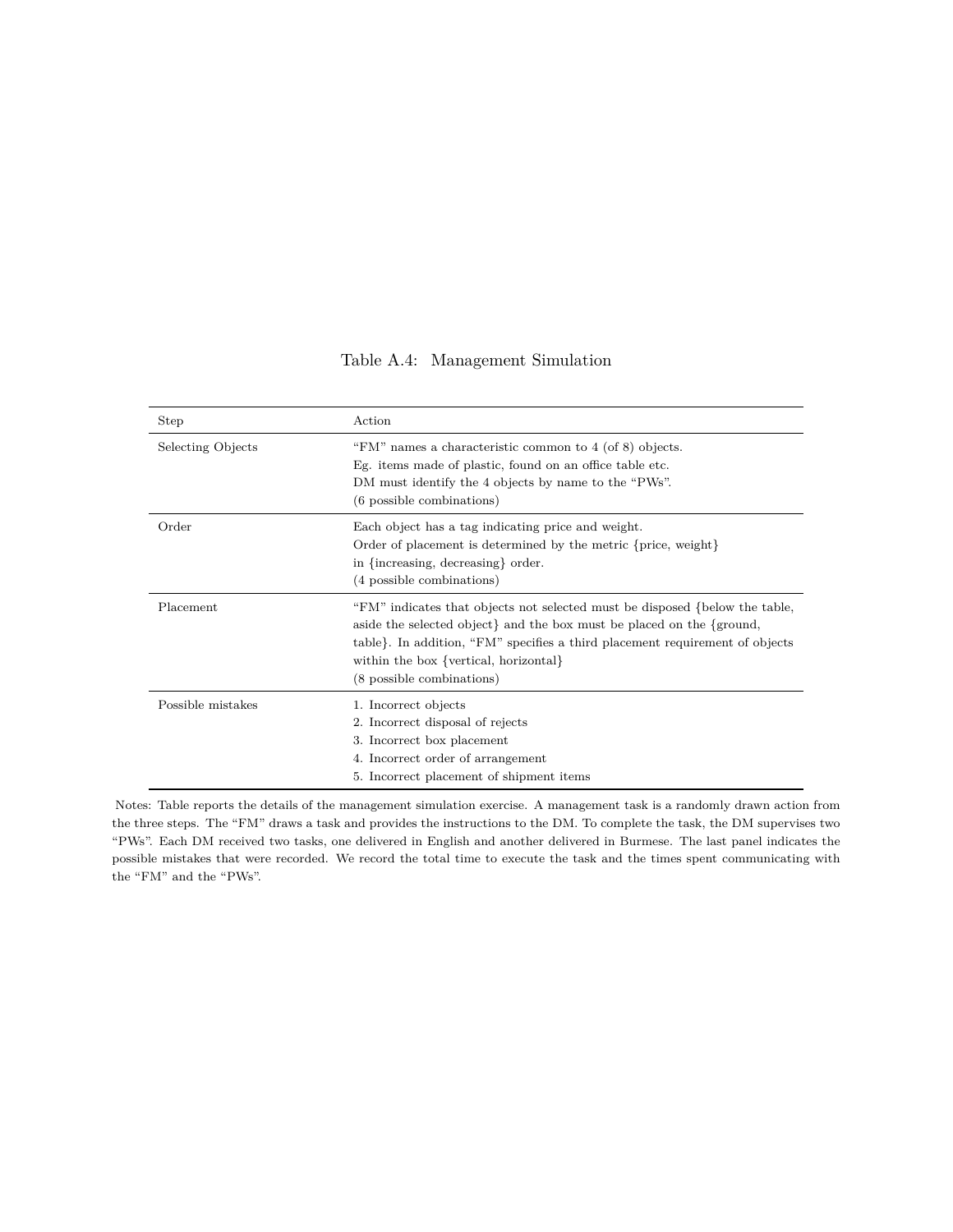Table A.4: Management Simulation

| Step | Action |
|---|---|
| Selecting Objects | "FM" names a characteristic common to 4 (of 8) objects. Eg. items made of plastic, found on an office table etc. DM must identify the 4 objects by name to the "PWs". (6 possible combinations) |
| Order | Each object has a tag indicating price and weight. Order of placement is determined by the metric {price, weight} in {increasing, decreasing} order. (4 possible combinations) |
| Placement | "FM" indicates that objects not selected must be disposed {below the table, aside the selected object} and the box must be placed on the {ground, table}. In addition, "FM" specifies a third placement requirement of objects within the box {vertical, horizontal} (8 possible combinations) |
| Possible mistakes | 1. Incorrect objects<br>2. Incorrect disposal of rejects<br>3. Incorrect box placement<br>4. Incorrect order of arrangement<br>5. Incorrect placement of shipment items |

Notes: Table reports the details of the management simulation exercise. A management task is a randomly drawn action from the three steps. The "FM" draws a task and provides the instructions to the DM. To complete the task, the DM supervises two "PWs". Each DM received two tasks, one delivered in English and another delivered in Burmese. The last panel indicates the possible mistakes that were recorded. We record the total time to execute the task and the times spent communicating with the "FM" and the "PWs".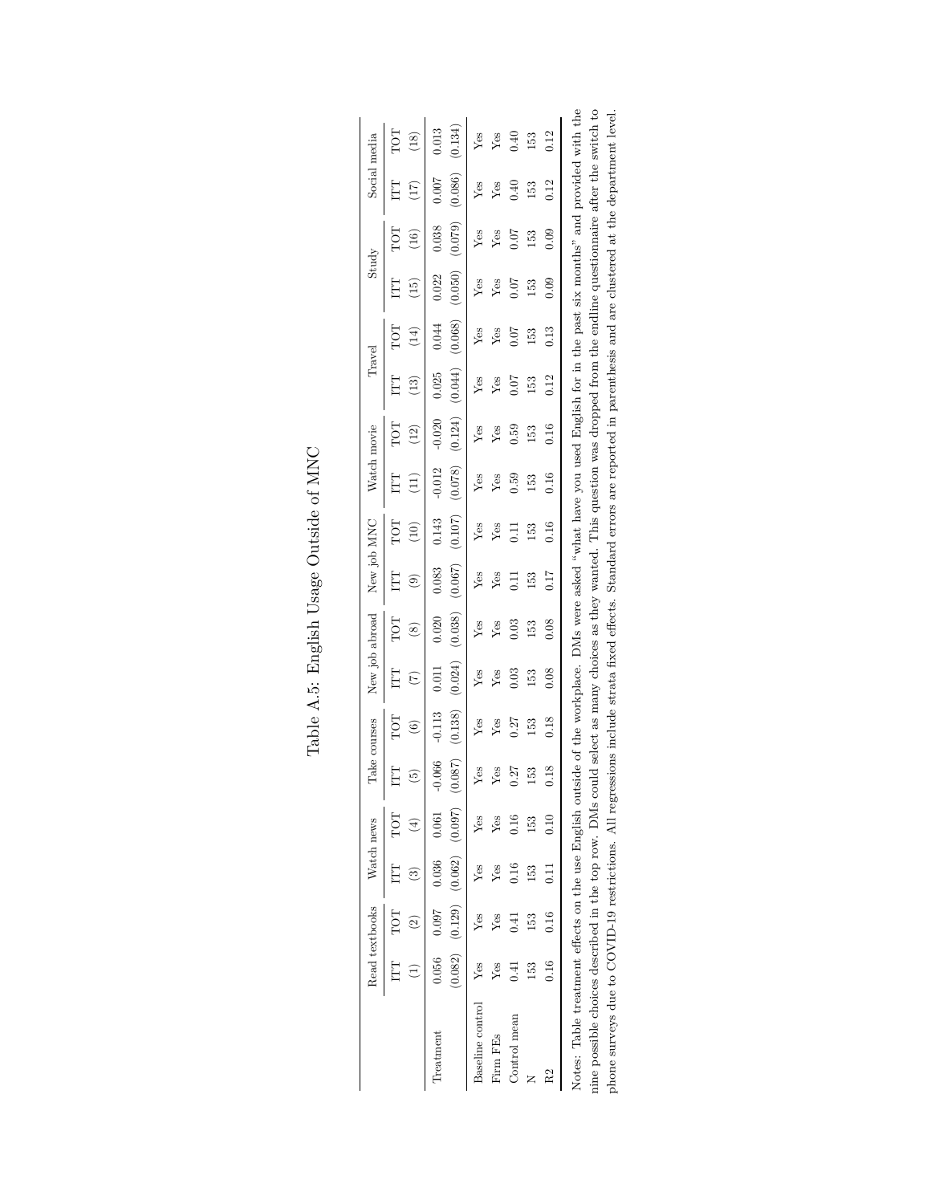# Table A.5: English Usage Outside of MNC

| | Read textbooks | | Watch news | | Take courses | | New job abroad | | New job MNC | | Watch movie | | Travel | | Study | | Social media | |
|---|---|---|---|---|---|---|---|---|---|---|---|---|---|---|---|---|---|---|
| | ITT | TOT | ITT | TOT | ITT | TOT | ITT | TOT | ITT | TOT | ITT | TOT | ITT | TOT | ITT | TOT | ITT | TOT |
| | (1) | (2) | (3) | (4) | (5) | (6) | (7) | (8) | (9) | (10) | (11) | (12) | (13) | (14) | (15) | (16) | (17) | (18) |
| Treatment | 0.056 | 0.097 | 0.036 | 0.061 | -0.066 | -0.113 | 0.011 | 0.020 | 0.083 | 0.143 | -0.012 | -0.020 | 0.025 | 0.044 | 0.022 | 0.038 | 0.007 | 0.013 |
| | (0.082) | (0.129) | (0.062) | (0.097) | (0.087) | (0.138) | (0.024) | (0.038) | (0.067) | (0.107) | (0.078) | (0.124) | (0.044) | (0.068) | (0.050) | (0.079) | (0.086) | (0.134) |
| Baseline control | Yes | Yes | Yes | Yes | Yes | Yes | Yes | Yes | Yes | Yes | Yes | Yes | Yes | Yes | Yes | Yes | Yes | Yes |
| Firm FEs | Yes | Yes | Yes | Yes | Yes | Yes | Yes | Yes | Yes | Yes | Yes | Yes | Yes | Yes | Yes | Yes | Yes | Yes |
| Control mean | 0.41 | 0.41 | 0.16 | 0.16 | 0.27 | 0.27 | 0.03 | 0.03 | 0.11 | 0.11 | 0.59 | 0.59 | 0.07 | 0.07 | 0.07 | 0.07 | 0.40 | 0.40 |
| N | 153 | 153 | 153 | 153 | 153 | 153 | 153 | 153 | 153 | 153 | 153 | 153 | 153 | 153 | 153 | 153 | 153 | 153 |
| R2 | 0.16 | 0.16 | 0.11 | 0.10 | 0.18 | 0.18 | 0.08 | 0.08 | 0.17 | 0.16 | 0.16 | 0.16 | 0.12 | 0.13 | 0.09 | 0.09 | 0.12 | 0.12 |

Notes: Table treatment effects on the use English outside of the workplace. DMs were asked "what have you used English for in the past six months" and provided with the nine possible choices described in the top row. DMs could select as many choices as they wanted. This question was dropped from the endline questionnaire after the switch to phone surveys due to COVID-19 restrictions. All regressions include strata fixed effects. Standard errors are reported in parenthesis and are clustered at the department level.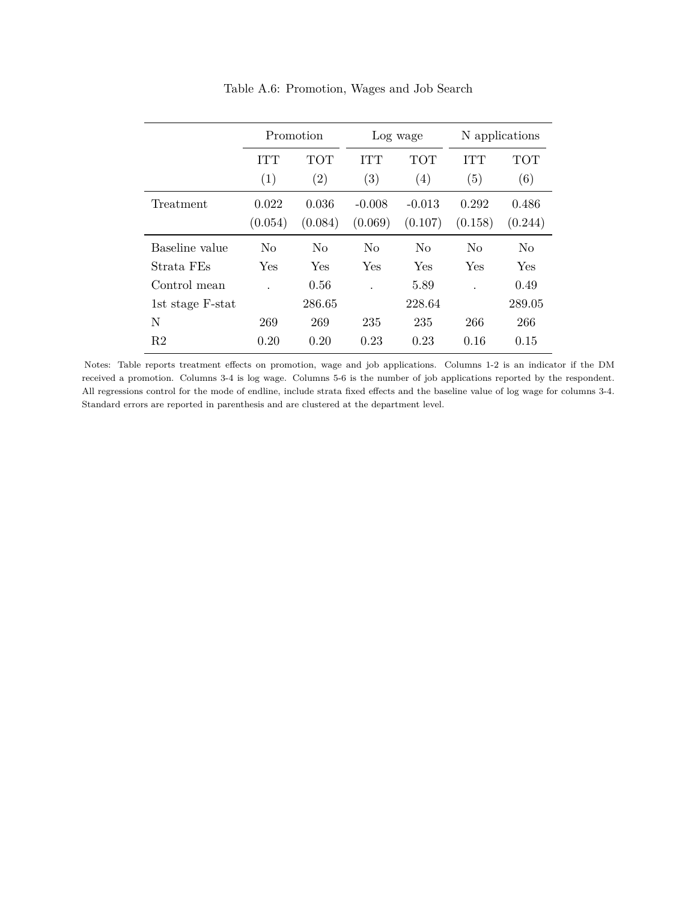Table A.6: Promotion, Wages and Job Search

| | Promotion | | Log wage | | N applications | |
|---|---|---|---|---|---|---|
| | ITT | TOT | ITT | TOT | ITT | TOT |
| | (1) | (2) | (3) | (4) | (5) | (6) |
| Treatment | 0.022 | 0.036 | -0.008 | -0.013 | 0.292 | 0.486 |
| | (0.054) | (0.084) | (0.069) | (0.107) | (0.158) | (0.244) |
| Baseline value | No | No | No | No | No | No |
| Strata FEs | Yes | Yes | Yes | Yes | Yes | Yes |
| Control mean | . | 0.56 | . | 5.89 | . | 0.49 |
| 1st stage F-stat | | 286.65 | | 228.64 | | 289.05 |
| N | 269 | 269 | 235 | 235 | 266 | 266 |
| R2 | 0.20 | 0.20 | 0.23 | 0.23 | 0.16 | 0.15 |

Notes: Table reports treatment effects on promotion, wage and job applications. Columns 1-2 is an indicator if the DM received a promotion. Columns 3-4 is log wage. Columns 5-6 is the number of job applications reported by the respondent. All regressions control for the mode of endline, include strata fixed effects and the baseline value of log wage for columns 3-4. Standard errors are reported in parenthesis and are clustered at the department level.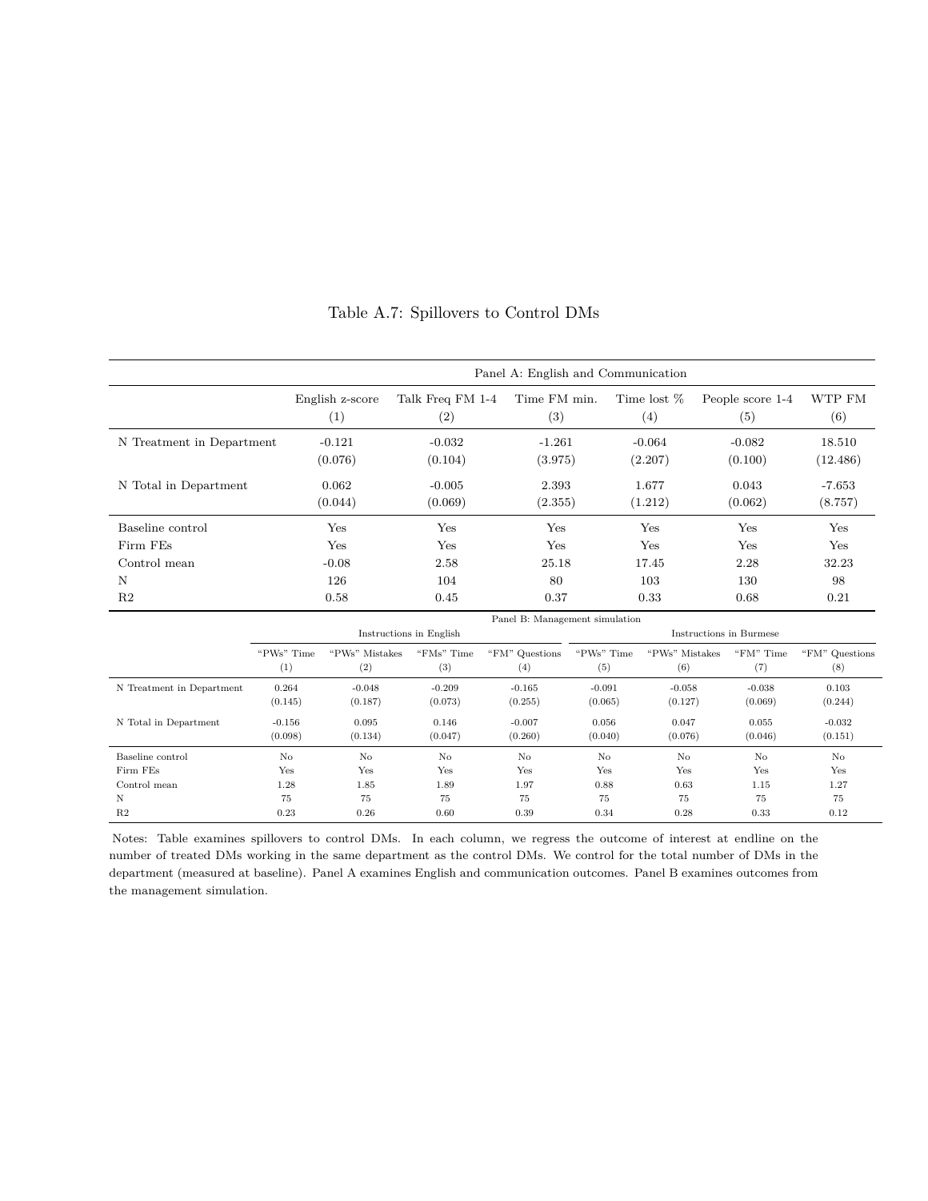# Table A.7: Spillovers to Control DMs

| | Panel A: English and Communication | | | | | |
|---|---|---|---|---|---|---|
| | English z-score | Talk Freq FM 1-4 | Time FM min. | Time lost % | People score 1-4 | WTP FM |
| | (1) | (2) | (3) | (4) | (5) | (6) |
| N Treatment in Department | -0.121 | -0.032 | -1.261 | -0.064 | -0.082 | 18.510 |
| | (0.076) | (0.104) | (3.975) | (2.207) | (0.100) | (12.486) |
| N Total in Department | 0.062 | -0.005 | 2.393 | 1.677 | 0.043 | -7.653 |
| | (0.044) | (0.069) | (2.355) | (1.212) | (0.062) | (8.757) |
| Baseline control | Yes | Yes | Yes | Yes | Yes | Yes |
| Firm FEs | Yes | Yes | Yes | Yes | Yes | Yes |
| Control mean | -0.08 | 2.58 | 25.18 | 17.45 | 2.28 | 32.23 |
| N | 126 | 104 | 80 | 103 | 130 | 98 |
| R2 | 0.58 | 0.45 | 0.37 | 0.33 | 0.68 | 0.21 |

| | Panel B: Management simulation | | | | | | | |
|---|---|---|---|---|---|---|---|---|
| | Instructions in English | | | | Instructions in Burmese | | | |
| | "PWs" Time | "PWs" Mistakes | "FMs" Time | "FM" Questions | "PWs" Time | "PWs" Mistakes | "FM" Time | "FM" Questions |
| | (1) | (2) | (3) | (4) | (5) | (6) | (7) | (8) |
| N Treatment in Department | 0.264 | -0.048 | -0.209 | -0.165 | -0.091 | -0.058 | -0.038 | 0.103 |
| | (0.145) | (0.187) | (0.073) | (0.255) | (0.065) | (0.127) | (0.069) | (0.244) |
| N Total in Department | -0.156 | 0.095 | 0.146 | -0.007 | 0.056 | 0.047 | 0.055 | -0.032 |
| | (0.098) | (0.134) | (0.047) | (0.260) | (0.040) | (0.076) | (0.046) | (0.151) |
| Baseline control | No | No | No | No | No | No | No | No |
| Firm FEs | Yes | Yes | Yes | Yes | Yes | Yes | Yes | Yes |
| Control mean | 1.28 | 1.85 | 1.89 | 1.97 | 0.88 | 0.63 | 1.15 | 1.27 |
| N | 75 | 75 | 75 | 75 | 75 | 75 | 75 | 75 |
| R2 | 0.23 | 0.26 | 0.60 | 0.39 | 0.34 | 0.28 | 0.33 | 0.12 |

Notes: Table examines spillovers to control DMs. In each column, we regress the outcome of interest at endline on the number of treated DMs working in the same department as the control DMs. We control for the total number of DMs in the department (measured at baseline). Panel A examines English and communication outcomes. Panel B examines outcomes from the management simulation.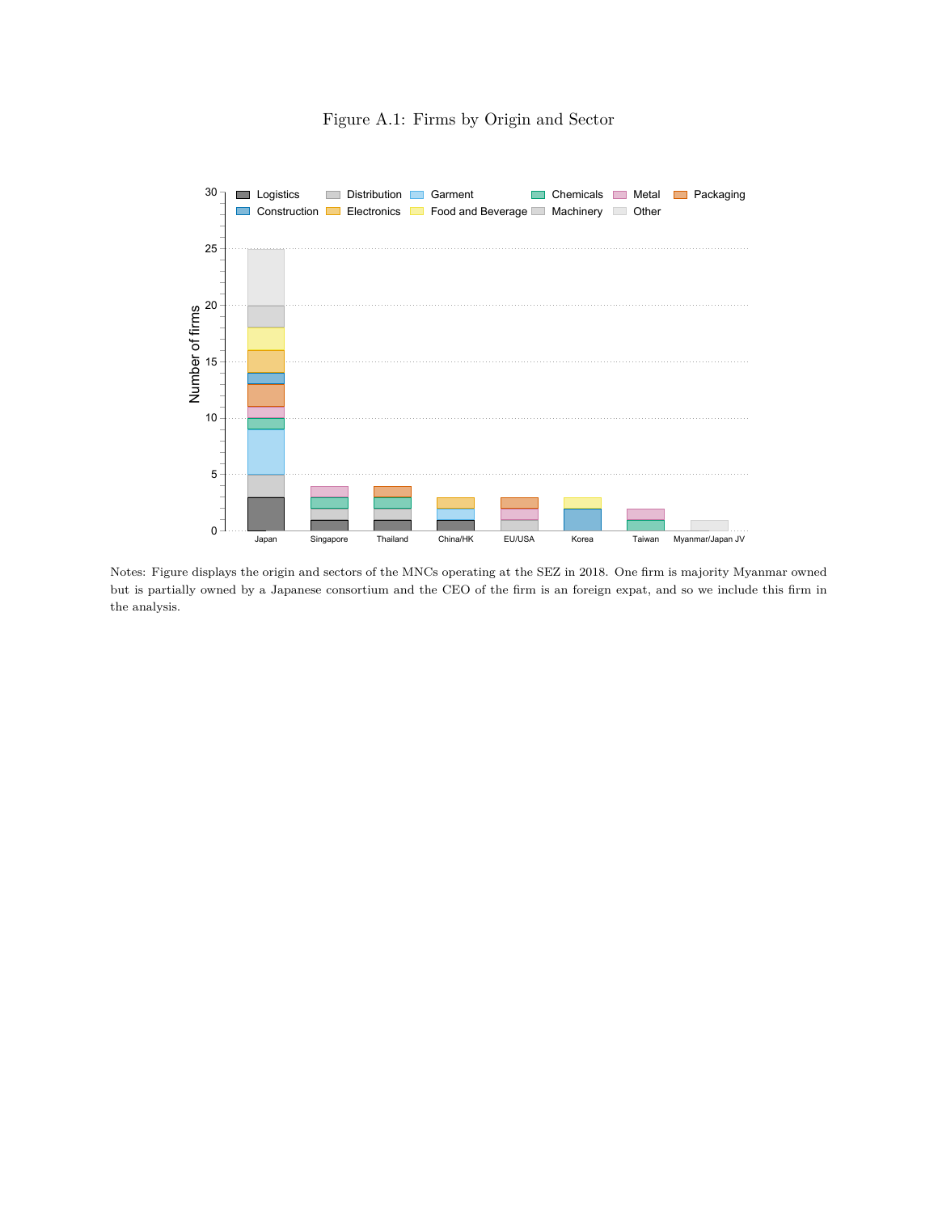Figure A.1: Firms by Origin and Sector

Notes: Figure displays the origin and sectors of the MNCs operating at the SEZ in 2018. One firm is majority Myanmar owned but is partially owned by a Japanese consortium and the CEO of the firm is an foreign expat, and so we include this firm in the analysis.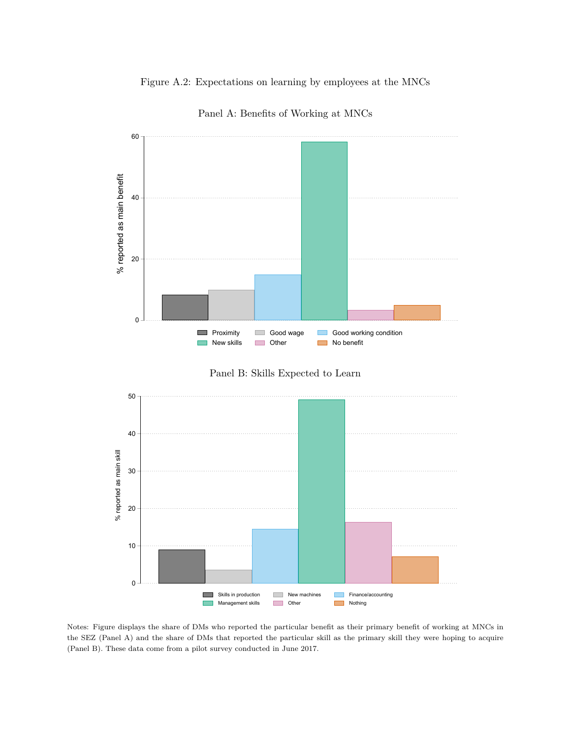Figure A.2: Expectations on learning by employees at the MNCs

Panel A: Benefits of Working at MNCs

Panel B: Skills Expected to Learn

Notes: Figure displays the share of DMs who reported the particular benefit as their primary benefit of working at MNCs in the SEZ (Panel A) and the share of DMs that reported the particular skill as the primary skill they were hoping to acquire (Panel B). These data come from a pilot survey conducted in June 2017.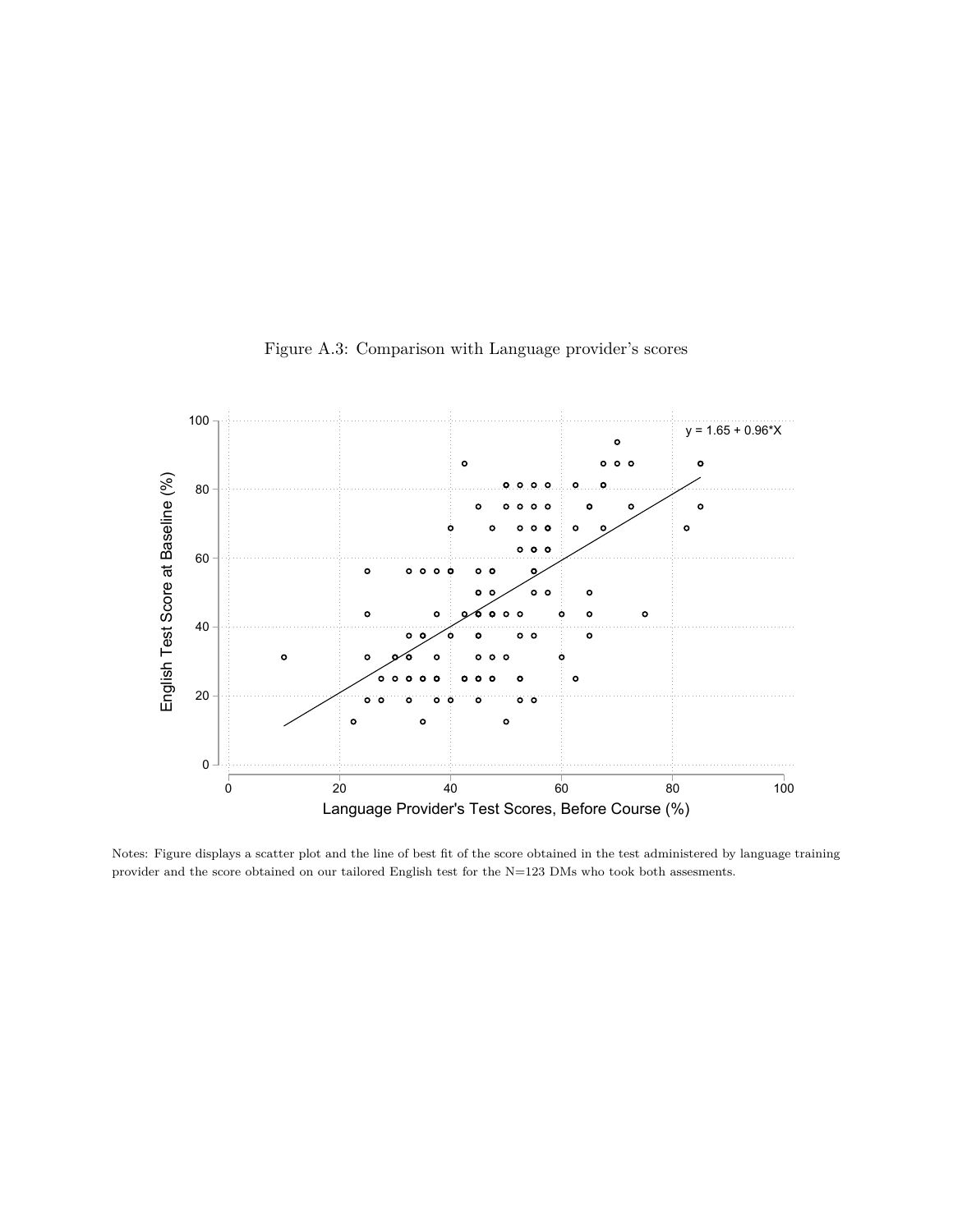Figure A.3: Comparison with Language provider's scores

Notes: Figure displays a scatter plot and the line of best fit of the score obtained in the test administered by language training provider and the score obtained on our tailored English test for the N=123 DMs who took both assesments.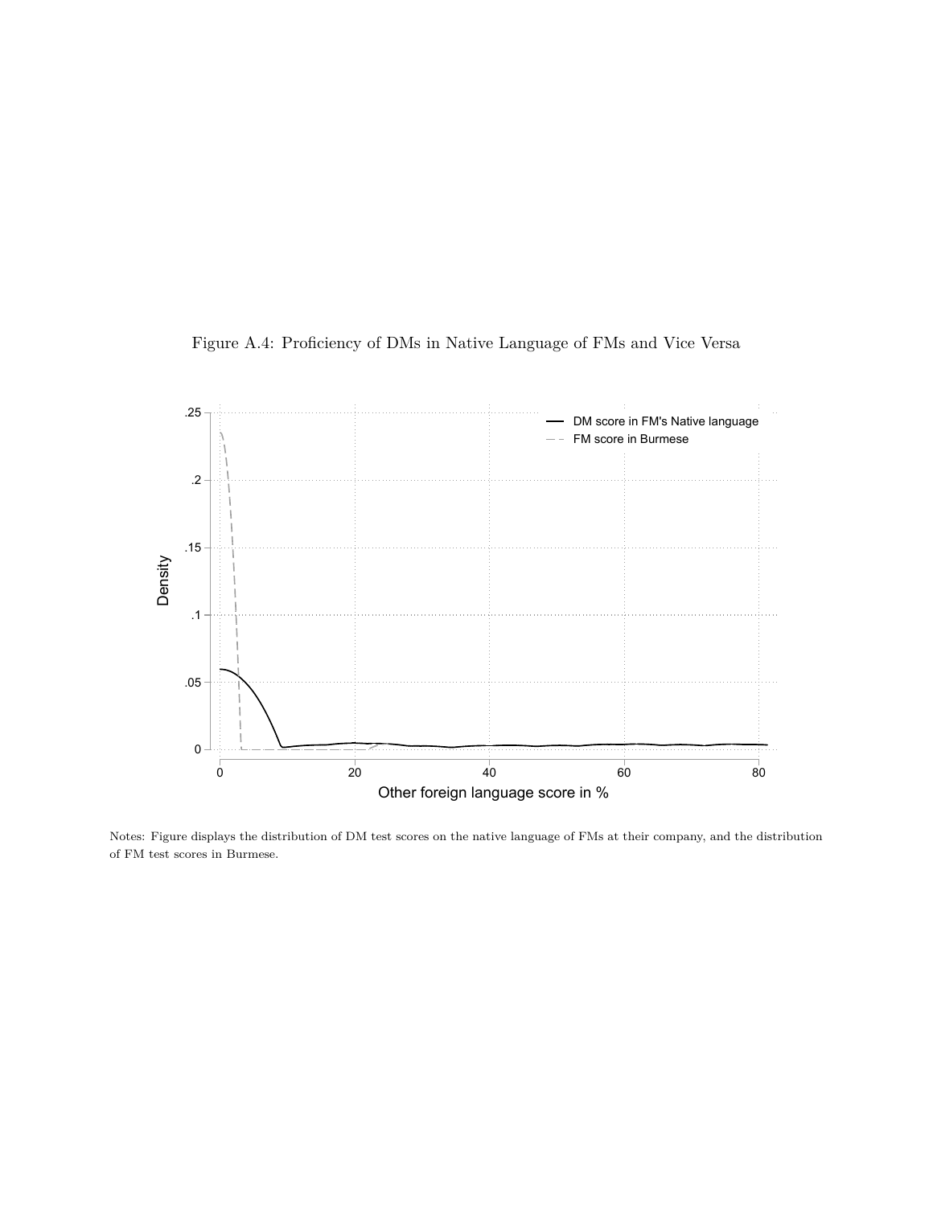Figure A.4: Proficiency of DMs in Native Language of FMs and Vice Versa

Notes: Figure displays the distribution of DM test scores on the native language of FMs at their company, and the distribution of FM test scores in Burmese.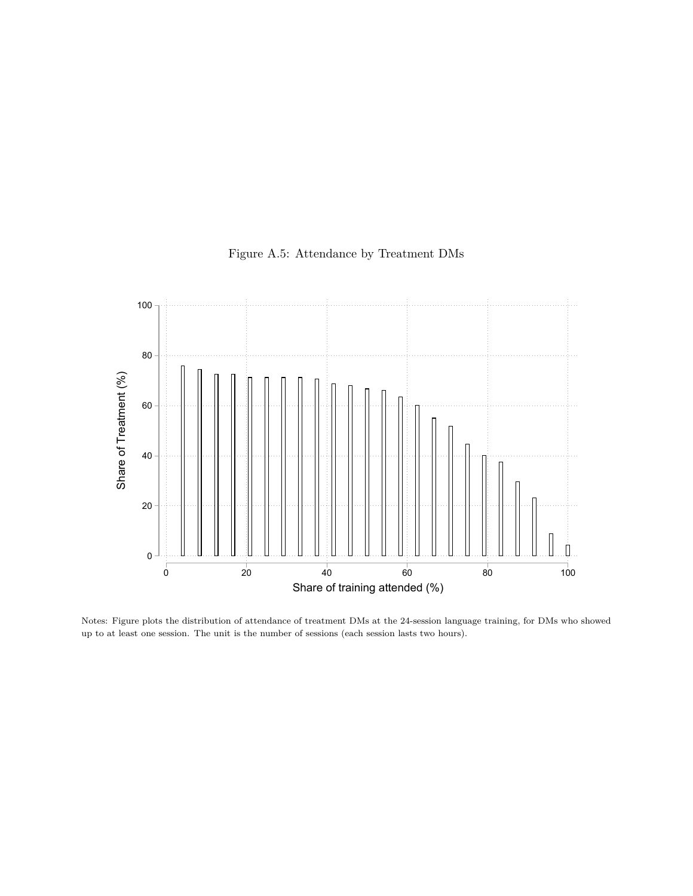Figure A.5: Attendance by Treatment DMs

Notes: Figure plots the distribution of attendance of treatment DMs at the 24-session language training, for DMs who showed up to at least one session. The unit is the number of sessions (each session lasts two hours).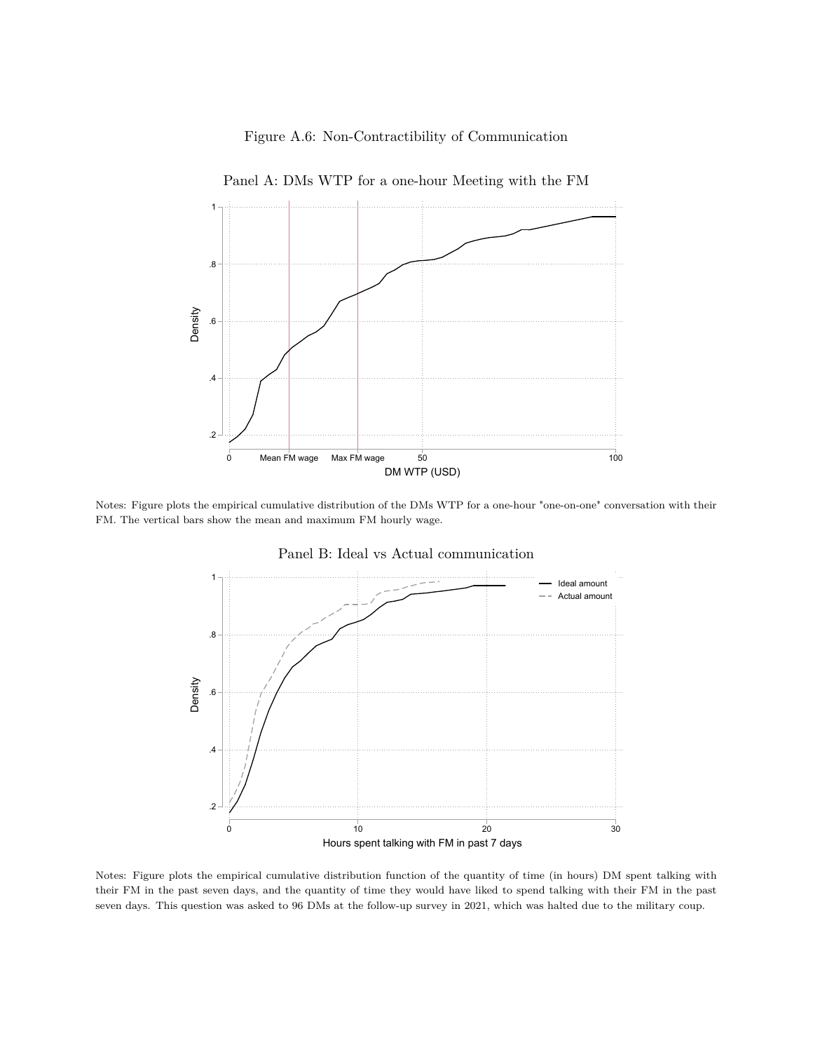Figure A.6: Non-Contractibility of Communication

Panel A: DMs WTP for a one-hour Meeting with the FM

Notes: Figure plots the empirical cumulative distribution of the DMs WTP for a one-hour "one-on-one" conversation with their FM. The vertical bars show the mean and maximum FM hourly wage.

Panel B: Ideal vs Actual communication

Notes: Figure plots the empirical cumulative distribution function of the quantity of time (in hours) DM spent talking with their FM in the past seven days, and the quantity of time they would have liked to spend talking with their FM in the past seven days. This question was asked to 96 DMs at the follow-up survey in 2021, which was halted due to the military coup.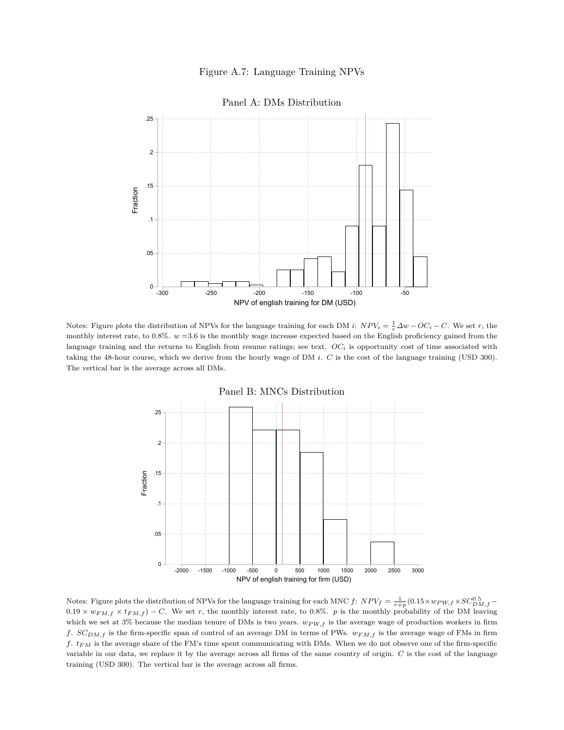Figure A.7: Language Training NPVs

Panel A: DMs Distribution

Fraction

.25

.2

.15

.1

.05

0

-300 -250 -200 -150 -100 -50

NPV of english training for DM (USD)

Notes: Figure plots the distribution of NPVs for the language training for each DM $i$: $NPV_i = \frac{1}{r}\Delta w - OC_i - C$. We set $r$, the monthly interest rate, to 0.8%. $w$ =3.6 is the monthly wage increase expected based on the English proficiency gained from the language training and the returns to English from resume ratings; see text. $OC_i$ is opportunity cost of time associated with taking the 48-hour course, which we derive from the hourly wage of DM $i$. $C$ is the cost of the language training (USD 300). The vertical bar is the average across all DMs.

Panel B: MNCs Distribution

Fraction

.25

.2

.15

.1

.05

0

-2000 -1500 -1000 -500 0 500 1000 1500 2000 2500 3000

NPV of english training for firm (USD)

Notes: Figure plots the distribution of NPVs for the language training for each MNC $f$: $NPV_f = \frac{1}{r+p}(0.15 \times w_{PW,f} \times SC_{DM,f}^{0.5} - 0.19 \times w_{FM,f} \times t_{FM,f}) - C$. We set $r$, the monthly interest rate, to 0.8%. $p$ is the monthly probability of the DM leaving which we set at 3% because the median tenure of DMs is two years. $w_{PW,f}$ is the average wage of production workers in firm $f$. $SC_{DM,f}$ is the firm-specific span of control of an average DM in terms of PWs. $w_{FM,f}$ is the average wage of FMs in firm $f$. $t_{FM}$ is the average share of the FM's time spent communicating with DMs. When we do not observe one of the firm-specific variable in our data, we replace it by the average across all firms of the same country of origin. $C$ is the cost of the language training (USD 300). The vertical bar is the average across all firms.